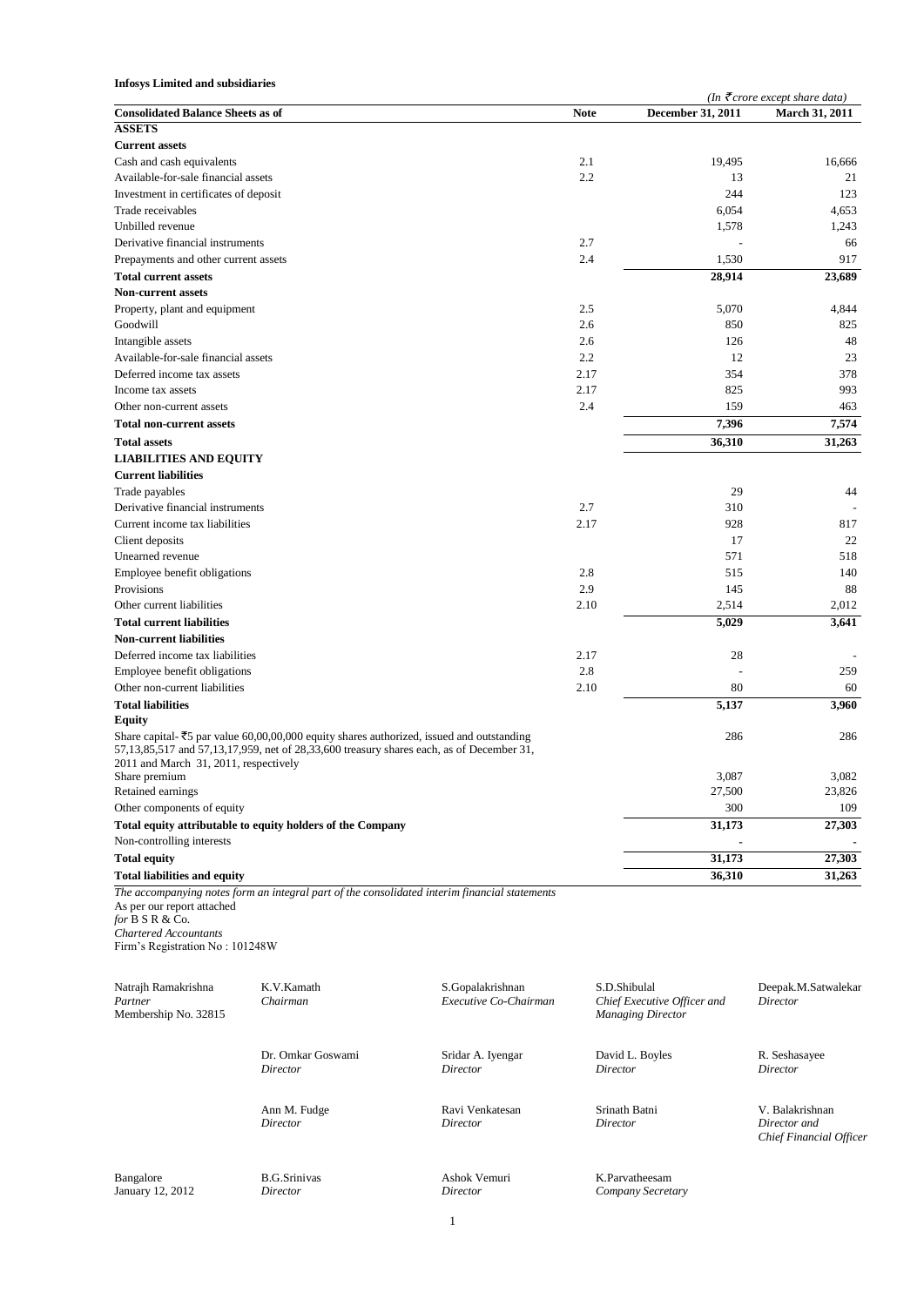**Infosys Limited and subsidiaries**

*(In ₹crore except share data)*

| Consolidated Balance Sheets as of | Note | December 31, 2011 | March 31, 2011 |
|---|---|---|---|
| **ASSETS** | | | |
| **Current assets** | | | |
| Cash and cash equivalents | 2.1 | 19,495 | 16,666 |
| Available-for-sale financial assets | 2.2 | 13 | 21 |
| Investment in certificates of deposit | | 244 | 123 |
| Trade receivables | | 6,054 | 4,653 |
| Unbilled revenue | | 1,578 | 1,243 |
| Derivative financial instruments | 2.7 | - | 66 |
| Prepayments and other current assets | 2.4 | 1,530 | 917 |
| **Total current assets** | | **28,914** | **23,689** |
| **Non-current assets** | | | |
| Property, plant and equipment | 2.5 | 5,070 | 4,844 |
| Goodwill | 2.6 | 850 | 825 |
| Intangible assets | 2.6 | 126 | 48 |
| Available-for-sale financial assets | 2.2 | 12 | 23 |
| Deferred income tax assets | 2.17 | 354 | 378 |
| Income tax assets | 2.17 | 825 | 993 |
| Other non-current assets | 2.4 | 159 | 463 |
| **Total non-current assets** | | **7,396** | **7,574** |
| **Total assets** | | **36,310** | **31,263** |
| **LIABILITIES AND EQUITY** | | | |
| **Current liabilities** | | | |
| Trade payables | | 29 | 44 |
| Derivative financial instruments | 2.7 | 310 | - |
| Current income tax liabilities | 2.17 | 928 | 817 |
| Client deposits | | 17 | 22 |
| Unearned revenue | | 571 | 518 |
| Employee benefit obligations | 2.8 | 515 | 140 |
| Provisions | 2.9 | 145 | 88 |
| Other current liabilities | 2.10 | 2,514 | 2,012 |
| **Total current liabilities** | | **5,029** | **3,641** |
| **Non-current liabilities** | | | |
| Deferred income tax liabilities | 2.17 | 28 | - |
| Employee benefit obligations | 2.8 | - | 259 |
| Other non-current liabilities | 2.10 | 80 | 60 |
| **Total liabilities** | | **5,137** | **3,960** |
| **Equity** | | | |
| Share capital- ₹5 par value 60,00,00,000 equity shares authorized, issued and outstanding 57,13,85,517 and 57,13,17,959, net of 28,33,600 treasury shares each, as of December 31, 2011 and March 31, 2011, respectively | | 286 | 286 |
| Share premium | | 3,087 | 3,082 |
| Retained earnings | | 27,500 | 23,826 |
| Other components of equity | | 300 | 109 |
| **Total equity attributable to equity holders of the Company** | | **31,173** | **27,303** |
| Non-controlling interests | | - | - |
| **Total equity** | | **31,173** | **27,303** |
| **Total liabilities and equity** | | **36,310** | **31,263** |

*The accompanying notes form an integral part of the consolidated interim financial statements*

As per our report attached
*for* B S R & Co.
*Chartered Accountants*
Firm's Registration No : 101248W

Natrajh Ramakrishna
*Partner*
Membership No. 32815

K.V.Kamath
*Chairman*

S.Gopalakrishnan
*Executive Co-Chairman*

S.D.Shibulal
*Chief Executive Officer and Managing Director*

Deepak.M.Satwalekar
*Director*

Dr. Omkar Goswami
*Director*

Sridar A. Iyengar
*Director*

David L. Boyles
*Director*

R. Seshasayee
*Director*

Ann M. Fudge
*Director*

Ravi Venkatesan
*Director*

Srinath Batni
*Director*

V. Balakrishnan
*Director and Chief Financial Officer*

Bangalore
January 12, 2012

B.G.Srinivas
*Director*

Ashok Vemuri
*Director*

K.Parvatheesam
*Company Secretary*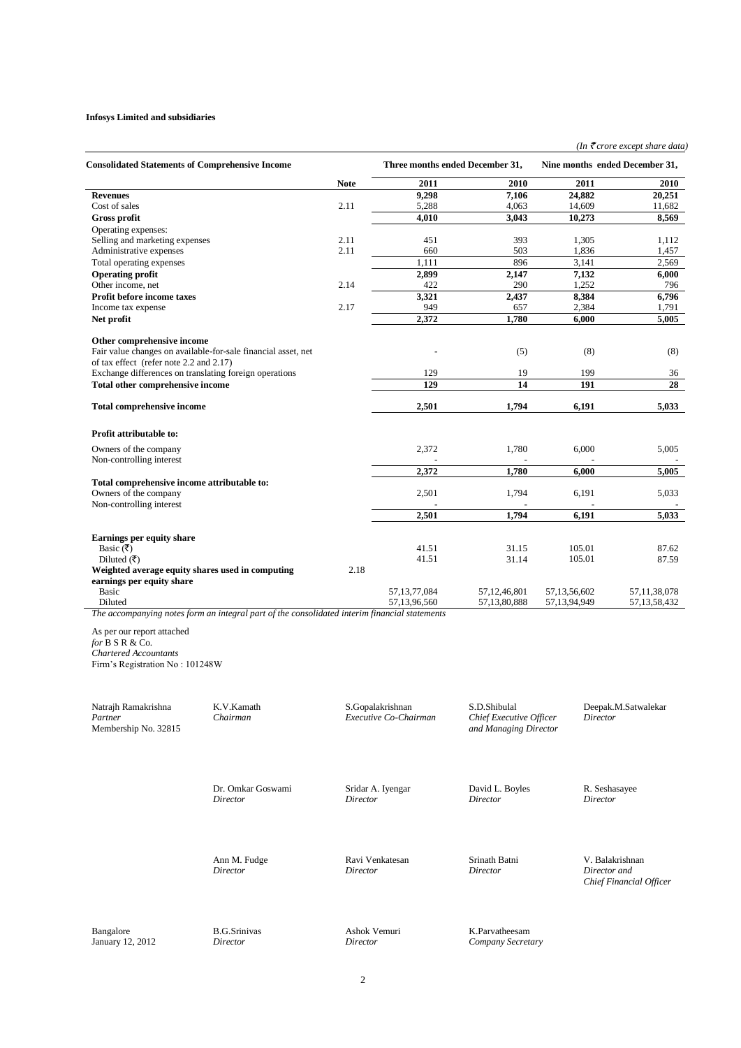**Infosys Limited and subsidiaries**

*(In ₹ crore except share data)*

| Consolidated Statements of Comprehensive Income | Note | Three months ended December 31, | | Nine months ended December 31, | |
|---|---|---|---|---|---|
| | | 2011 | 2010 | 2011 | 2010 |
| **Revenues** | | **9,298** | **7,106** | **24,882** | **20,251** |
| Cost of sales | 2.11 | 5,288 | 4,063 | 14,609 | 11,682 |
| **Gross profit** | | **4,010** | **3,043** | **10,273** | **8,569** |
| Operating expenses: | | | | | |
| Selling and marketing expenses | 2.11 | 451 | 393 | 1,305 | 1,112 |
| Administrative expenses | 2.11 | 660 | 503 | 1,836 | 1,457 |
| Total operating expenses | | 1,111 | 896 | 3,141 | 2,569 |
| **Operating profit** | | **2,899** | **2,147** | **7,132** | **6,000** |
| Other income, net | 2.14 | 422 | 290 | 1,252 | 796 |
| **Profit before income taxes** | | **3,321** | **2,437** | **8,384** | **6,796** |
| Income tax expense | 2.17 | 949 | 657 | 2,384 | 1,791 |
| **Net profit** | | **2,372** | **1,780** | **6,000** | **5,005** |
| **Other comprehensive income** | | | | | |
| Fair value changes on available-for-sale financial asset, net of tax effect (refer note 2.2 and 2.17) | | - | (5) | (8) | (8) |
| Exchange differences on translating foreign operations | | 129 | 19 | 199 | 36 |
| **Total other comprehensive income** | | **129** | **14** | **191** | **28** |
| **Total comprehensive income** | | **2,501** | **1,794** | **6,191** | **5,033** |
| **Profit attributable to:** | | | | | |
| Owners of the company | | 2,372 | 1,780 | 6,000 | 5,005 |
| Non-controlling interest | | - | - | - | - |
| | | **2,372** | **1,780** | **6,000** | **5,005** |
| **Total comprehensive income attributable to:** | | | | | |
| Owners of the company | | 2,501 | 1,794 | 6,191 | 5,033 |
| Non-controlling interest | | - | - | - | - |
| | | **2,501** | **1,794** | **6,191** | **5,033** |
| **Earnings per equity share** | | | | | |
| Basic (₹) | | 41.51 | 31.15 | 105.01 | 87.62 |
| Diluted (₹) | | 41.51 | 31.14 | 105.01 | 87.59 |
| **Weighted average equity shares used in computing earnings per equity share** | 2.18 | | | | |
| Basic | | 57,13,77,084 | 57,12,46,801 | 57,13,56,602 | 57,11,38,078 |
| Diluted | | 57,13,96,560 | 57,13,80,888 | 57,13,94,949 | 57,13,58,432 |

*The accompanying notes form an integral part of the consolidated interim financial statements*

As per our report attached
*for* B S R & Co.
*Chartered Accountants*
Firm's Registration No : 101248W

Natrajh Ramakrishna
*Partner*
Membership No. 32815

K.V.Kamath
*Chairman*

S.Gopalakrishnan
*Executive Co-Chairman*

S.D.Shibulal
*Chief Executive Officer and Managing Director*

Deepak.M.Satwalekar
*Director*

Dr. Omkar Goswami
*Director*

Sridar A. Iyengar
*Director*

David L. Boyles
*Director*

R. Seshasayee
*Director*

Ann M. Fudge
*Director*

Ravi Venkatesan
*Director*

Srinath Batni
*Director*

V. Balakrishnan
*Director and Chief Financial Officer*

Bangalore
January 12, 2012

B.G.Srinivas
*Director*

Ashok Vemuri
*Director*

K.Parvatheesam
*Company Secretary*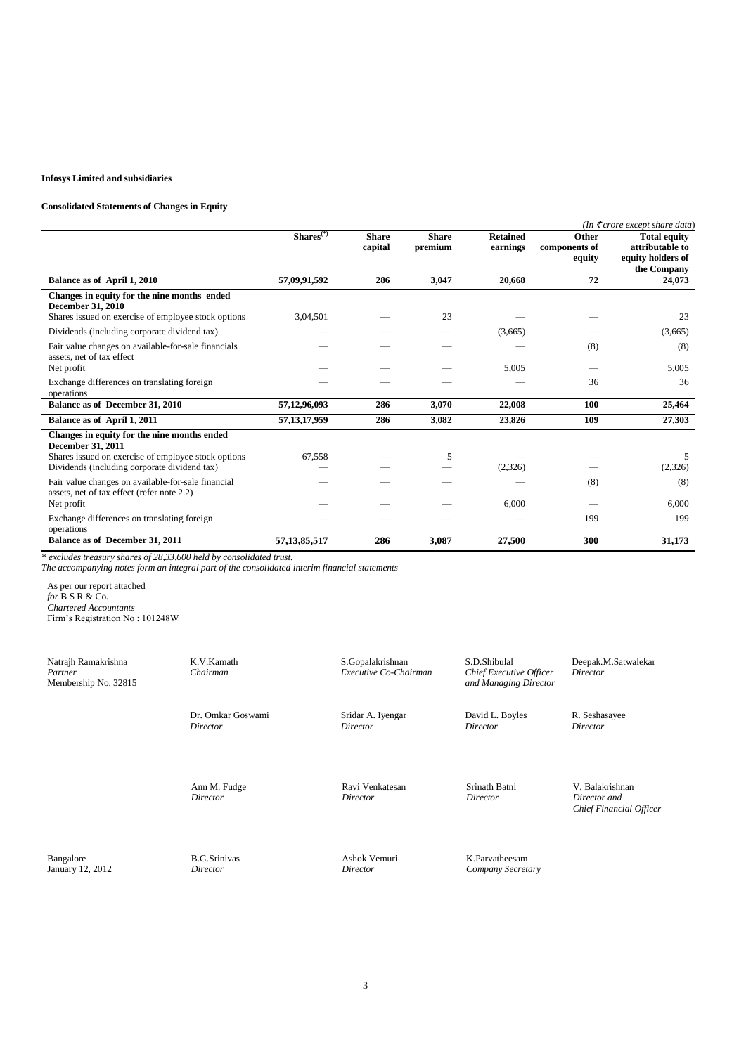**Infosys Limited and subsidiaries**

**Consolidated Statements of Changes in Equity**

*(In ₹ crore except share data)*

| | Shares(*) | Share capital | Share premium | Retained earnings | Other components of equity | Total equity attributable to equity holders of the Company |
|---|---|---|---|---|---|---|
| **Balance as of April 1, 2010** | **57,09,91,592** | **286** | **3,047** | **20,668** | **72** | **24,073** |
| **Changes in equity for the nine months ended December 31, 2010** | | | | | | |
| Shares issued on exercise of employee stock options | 3,04,501 | — | 23 | — | — | 23 |
| Dividends (including corporate dividend tax) | — | — | — | (3,665) | — | (3,665) |
| Fair value changes on available-for-sale financials assets, net of tax effect | — | — | — | — | (8) | (8) |
| Net profit | — | — | — | 5,005 | — | 5,005 |
| Exchange differences on translating foreign operations | — | — | — | — | 36 | 36 |
| **Balance as of December 31, 2010** | **57,12,96,093** | **286** | **3,070** | **22,008** | **100** | **25,464** |
| **Balance as of April 1, 2011** | **57,13,17,959** | **286** | **3,082** | **23,826** | **109** | **27,303** |
| **Changes in equity for the nine months ended December 31, 2011** | | | | | | |
| Shares issued on exercise of employee stock options | 67,558 | — | 5 | — | — | 5 |
| Dividends (including corporate dividend tax) | — | — | — | (2,326) | — | (2,326) |
| Fair value changes on available-for-sale financial assets, net of tax effect (refer note 2.2) | — | — | — | — | (8) | (8) |
| Net profit | — | — | — | 6,000 | — | 6,000 |
| Exchange differences on translating foreign operations | — | — | — | — | 199 | 199 |
| **Balance as of December 31, 2011** | **57,13,85,517** | **286** | **3,087** | **27,500** | **300** | **31,173** |

*\* excludes treasury shares of 28,33,600 held by consolidated trust.*

*The accompanying notes form an integral part of the consolidated interim financial statements*

As per our report attached
*for* B S R & Co.
*Chartered Accountants*
Firm's Registration No : 101248W

Natrajh Ramakrishna
*Partner*
Membership No. 32815

K.V.Kamath
*Chairman*

S.Gopalakrishnan
*Executive Co-Chairman*

S.D.Shibulal
*Chief Executive Officer and Managing Director*

Deepak.M.Satwalekar
*Director*

Dr. Omkar Goswami
*Director*

Sridar A. Iyengar
*Director*

David L. Boyles
*Director*

R. Seshasayee
*Director*

Ann M. Fudge
*Director*

Ravi Venkatesan
*Director*

Srinath Batni
*Director*

V. Balakrishnan
*Director and Chief Financial Officer*

Bangalore
January 12, 2012

B.G.Srinivas
*Director*

Ashok Vemuri
*Director*

K.Parvatheesam
*Company Secretary*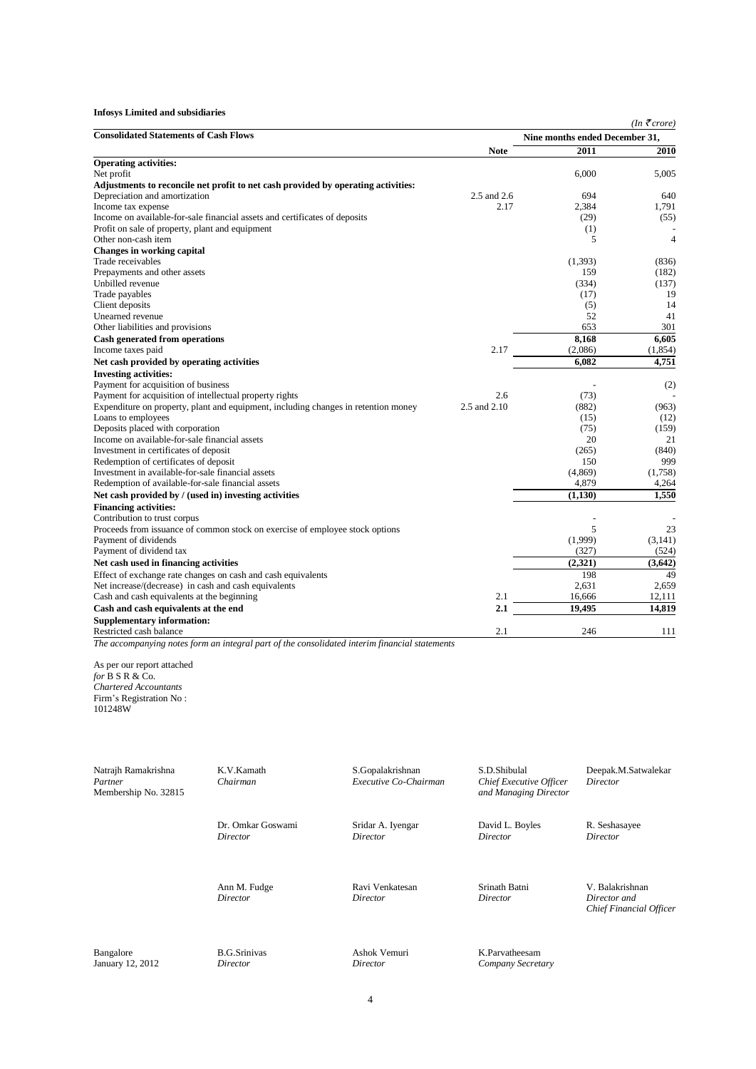**Infosys Limited and subsidiaries**

*(In ₹ crore)*

| Consolidated Statements of Cash Flows | | Nine months ended December 31, | |
|---|---|---|---|
| | Note | 2011 | 2010 |
| **Operating activities:** | | | |
| Net profit | | 6,000 | 5,005 |
| **Adjustments to reconcile net profit to net cash provided by operating activities:** | | | |
| Depreciation and amortization | 2.5 and 2.6 | 694 | 640 |
| Income tax expense | 2.17 | 2,384 | 1,791 |
| Income on available-for-sale financial assets and certificates of deposits | | (29) | (55) |
| Profit on sale of property, plant and equipment | | (1) | - |
| Other non-cash item | | 5 | 4 |
| **Changes in working capital** | | | |
| Trade receivables | | (1,393) | (836) |
| Prepayments and other assets | | 159 | (182) |
| Unbilled revenue | | (334) | (137) |
| Trade payables | | (17) | 19 |
| Client deposits | | (5) | 14 |
| Unearned revenue | | 52 | 41 |
| Other liabilities and provisions | | 653 | 301 |
| **Cash generated from operations** | | **8,168** | **6,605** |
| Income taxes paid | 2.17 | (2,086) | (1,854) |
| **Net cash provided by operating activities** | | **6,082** | **4,751** |
| **Investing activities:** | | | |
| Payment for acquisition of business | | - | (2) |
| Payment for acquisition of intellectual property rights | 2.6 | (73) | - |
| Expenditure on property, plant and equipment, including changes in retention money | 2.5 and 2.10 | (882) | (963) |
| Loans to employees | | (15) | (12) |
| Deposits placed with corporation | | (75) | (159) |
| Income on available-for-sale financial assets | | 20 | 21 |
| Investment in certificates of deposit | | (265) | (840) |
| Redemption of certificates of deposit | | 150 | 999 |
| Investment in available-for-sale financial assets | | (4,869) | (1,758) |
| Redemption of available-for-sale financial assets | | 4,879 | 4,264 |
| **Net cash provided by / (used in) investing activities** | | **(1,130)** | **1,550** |
| **Financing activities:** | | | |
| Contribution to trust corpus | | - | - |
| Proceeds from issuance of common stock on exercise of employee stock options | | 5 | 23 |
| Payment of dividends | | (1,999) | (3,141) |
| Payment of dividend tax | | (327) | (524) |
| **Net cash used in financing activities** | | **(2,321)** | **(3,642)** |
| Effect of exchange rate changes on cash and cash equivalents | | 198 | 49 |
| Net increase/(decrease) in cash and cash equivalents | | 2,631 | 2,659 |
| Cash and cash equivalents at the beginning | 2.1 | 16,666 | 12,111 |
| **Cash and cash equivalents at the end** | **2.1** | **19,495** | **14,819** |
| **Supplementary information:** | | | |
| Restricted cash balance | 2.1 | 246 | 111 |

*The accompanying notes form an integral part of the consolidated interim financial statements*

As per our report attached
*for* B S R & Co.
*Chartered Accountants*
Firm's Registration No : 101248W

| | | | | |
|---|---|---|---|---|
| Natrajh Ramakrishna<br>*Partner*<br>Membership No. 32815 | K.V.Kamath<br>*Chairman* | S.Gopalakrishnan<br>*Executive Co-Chairman* | S.D.Shibulal<br>*Chief Executive Officer and Managing Director* | Deepak.M.Satwalekar<br>*Director* |
| | Dr. Omkar Goswami<br>*Director* | Sridar A. Iyengar<br>*Director* | David L. Boyles<br>*Director* | R. Seshasayee<br>*Director* |
| | Ann M. Fudge<br>*Director* | Ravi Venkatesan<br>*Director* | Srinath Batni<br>*Director* | V. Balakrishnan<br>*Director and Chief Financial Officer* |
| Bangalore<br>January 12, 2012 | B.G.Srinivas<br>*Director* | Ashok Vemuri<br>*Director* | K.Parvatheesam<br>*Company Secretary* | |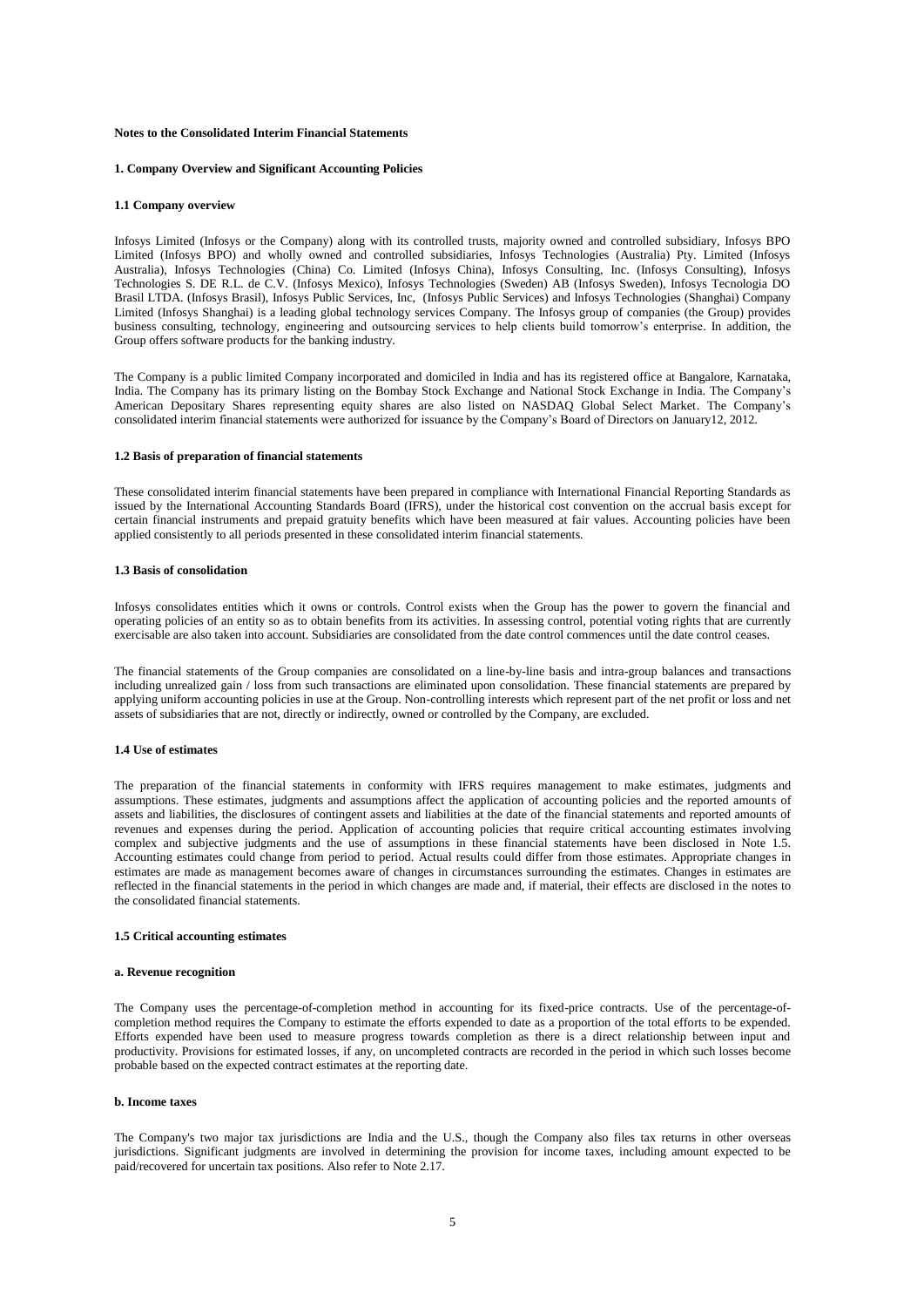**Notes to the Consolidated Interim Financial Statements**

**1. Company Overview and Significant Accounting Policies**

**1.1 Company overview**

Infosys Limited (Infosys or the Company) along with its controlled trusts, majority owned and controlled subsidiary, Infosys BPO Limited (Infosys BPO) and wholly owned and controlled subsidiaries, Infosys Technologies (Australia) Pty. Limited (Infosys Australia), Infosys Technologies (China) Co. Limited (Infosys China), Infosys Consulting, Inc. (Infosys Consulting), Infosys Technologies S. DE R.L. de C.V. (Infosys Mexico), Infosys Technologies (Sweden) AB (Infosys Sweden), Infosys Tecnologia DO Brasil LTDA. (Infosys Brasil), Infosys Public Services, Inc, (Infosys Public Services) and Infosys Technologies (Shanghai) Company Limited (Infosys Shanghai) is a leading global technology services Company. The Infosys group of companies (the Group) provides business consulting, technology, engineering and outsourcing services to help clients build tomorrow's enterprise. In addition, the Group offers software products for the banking industry.

The Company is a public limited Company incorporated and domiciled in India and has its registered office at Bangalore, Karnataka, India. The Company has its primary listing on the Bombay Stock Exchange and National Stock Exchange in India. The Company's American Depositary Shares representing equity shares are also listed on NASDAQ Global Select Market. The Company's consolidated interim financial statements were authorized for issuance by the Company's Board of Directors on January12, 2012.

**1.2 Basis of preparation of financial statements**

These consolidated interim financial statements have been prepared in compliance with International Financial Reporting Standards as issued by the International Accounting Standards Board (IFRS), under the historical cost convention on the accrual basis except for certain financial instruments and prepaid gratuity benefits which have been measured at fair values. Accounting policies have been applied consistently to all periods presented in these consolidated interim financial statements.

**1.3 Basis of consolidation**

Infosys consolidates entities which it owns or controls. Control exists when the Group has the power to govern the financial and operating policies of an entity so as to obtain benefits from its activities. In assessing control, potential voting rights that are currently exercisable are also taken into account. Subsidiaries are consolidated from the date control commences until the date control ceases.

The financial statements of the Group companies are consolidated on a line-by-line basis and intra-group balances and transactions including unrealized gain / loss from such transactions are eliminated upon consolidation. These financial statements are prepared by applying uniform accounting policies in use at the Group. Non-controlling interests which represent part of the net profit or loss and net assets of subsidiaries that are not, directly or indirectly, owned or controlled by the Company, are excluded.

**1.4 Use of estimates**

The preparation of the financial statements in conformity with IFRS requires management to make estimates, judgments and assumptions. These estimates, judgments and assumptions affect the application of accounting policies and the reported amounts of assets and liabilities, the disclosures of contingent assets and liabilities at the date of the financial statements and reported amounts of revenues and expenses during the period. Application of accounting policies that require critical accounting estimates involving complex and subjective judgments and the use of assumptions in these financial statements have been disclosed in Note 1.5. Accounting estimates could change from period to period. Actual results could differ from those estimates. Appropriate changes in estimates are made as management becomes aware of changes in circumstances surrounding the estimates. Changes in estimates are reflected in the financial statements in the period in which changes are made and, if material, their effects are disclosed in the notes to the consolidated financial statements.

**1.5 Critical accounting estimates**

**a. Revenue recognition**

The Company uses the percentage-of-completion method in accounting for its fixed-price contracts. Use of the percentage-of-completion method requires the Company to estimate the efforts expended to date as a proportion of the total efforts to be expended. Efforts expended have been used to measure progress towards completion as there is a direct relationship between input and productivity. Provisions for estimated losses, if any, on uncompleted contracts are recorded in the period in which such losses become probable based on the expected contract estimates at the reporting date.

**b. Income taxes**

The Company's two major tax jurisdictions are India and the U.S., though the Company also files tax returns in other overseas jurisdictions. Significant judgments are involved in determining the provision for income taxes, including amount expected to be paid/recovered for uncertain tax positions. Also refer to Note 2.17.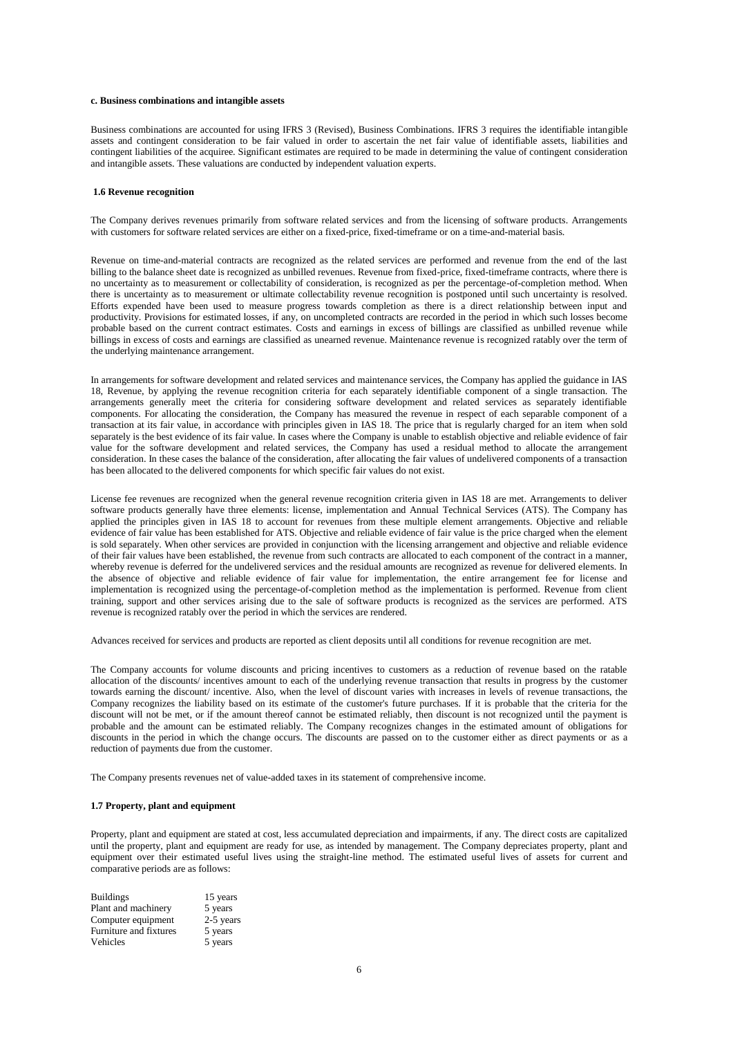#### c. Business combinations and intangible assets

Business combinations are accounted for using IFRS 3 (Revised), Business Combinations. IFRS 3 requires the identifiable intangible assets and contingent consideration to be fair valued in order to ascertain the net fair value of identifiable assets, liabilities and contingent liabilities of the acquiree. Significant estimates are required to be made in determining the value of contingent consideration and intangible assets. These valuations are conducted by independent valuation experts.

### 1.6 Revenue recognition

The Company derives revenues primarily from software related services and from the licensing of software products. Arrangements with customers for software related services are either on a fixed-price, fixed-timeframe or on a time-and-material basis.

Revenue on time-and-material contracts are recognized as the related services are performed and revenue from the end of the last billing to the balance sheet date is recognized as unbilled revenues. Revenue from fixed-price, fixed-timeframe contracts, where there is no uncertainty as to measurement or collectability of consideration, is recognized as per the percentage-of-completion method. When there is uncertainty as to measurement or ultimate collectability revenue recognition is postponed until such uncertainty is resolved. Efforts expended have been used to measure progress towards completion as there is a direct relationship between input and productivity. Provisions for estimated losses, if any, on uncompleted contracts are recorded in the period in which such losses become probable based on the current contract estimates. Costs and earnings in excess of billings are classified as unbilled revenue while billings in excess of costs and earnings are classified as unearned revenue. Maintenance revenue is recognized ratably over the term of the underlying maintenance arrangement.

In arrangements for software development and related services and maintenance services, the Company has applied the guidance in IAS 18, Revenue, by applying the revenue recognition criteria for each separately identifiable component of a single transaction. The arrangements generally meet the criteria for considering software development and related services as separately identifiable components. For allocating the consideration, the Company has measured the revenue in respect of each separable component of a transaction at its fair value, in accordance with principles given in IAS 18. The price that is regularly charged for an item when sold separately is the best evidence of its fair value. In cases where the Company is unable to establish objective and reliable evidence of fair value for the software development and related services, the Company has used a residual method to allocate the arrangement consideration. In these cases the balance of the consideration, after allocating the fair values of undelivered components of a transaction has been allocated to the delivered components for which specific fair values do not exist.

License fee revenues are recognized when the general revenue recognition criteria given in IAS 18 are met. Arrangements to deliver software products generally have three elements: license, implementation and Annual Technical Services (ATS). The Company has applied the principles given in IAS 18 to account for revenues from these multiple element arrangements. Objective and reliable evidence of fair value has been established for ATS. Objective and reliable evidence of fair value is the price charged when the element is sold separately. When other services are provided in conjunction with the licensing arrangement and objective and reliable evidence of their fair values have been established, the revenue from such contracts are allocated to each component of the contract in a manner, whereby revenue is deferred for the undelivered services and the residual amounts are recognized as revenue for delivered elements. In the absence of objective and reliable evidence of fair value for implementation, the entire arrangement fee for license and implementation is recognized using the percentage-of-completion method as the implementation is performed. Revenue from client training, support and other services arising due to the sale of software products is recognized as the services are performed. ATS revenue is recognized ratably over the period in which the services are rendered.

Advances received for services and products are reported as client deposits until all conditions for revenue recognition are met.

The Company accounts for volume discounts and pricing incentives to customers as a reduction of revenue based on the ratable allocation of the discounts/ incentives amount to each of the underlying revenue transaction that results in progress by the customer towards earning the discount/ incentive. Also, when the level of discount varies with increases in levels of revenue transactions, the Company recognizes the liability based on its estimate of the customer's future purchases. If it is probable that the criteria for the discount will not be met, or if the amount thereof cannot be estimated reliably, then discount is not recognized until the payment is probable and the amount can be estimated reliably. The Company recognizes changes in the estimated amount of obligations for discounts in the period in which the change occurs. The discounts are passed on to the customer either as direct payments or as a reduction of payments due from the customer.

The Company presents revenues net of value-added taxes in its statement of comprehensive income.

### 1.7 Property, plant and equipment

Property, plant and equipment are stated at cost, less accumulated depreciation and impairments, if any. The direct costs are capitalized until the property, plant and equipment are ready for use, as intended by management. The Company depreciates property, plant and equipment over their estimated useful lives using the straight-line method. The estimated useful lives of assets for current and comparative periods are as follows:

| | |
|---|---|
| Buildings | 15 years |
| Plant and machinery | 5 years |
| Computer equipment | 2-5 years |
| Furniture and fixtures | 5 years |
| Vehicles | 5 years |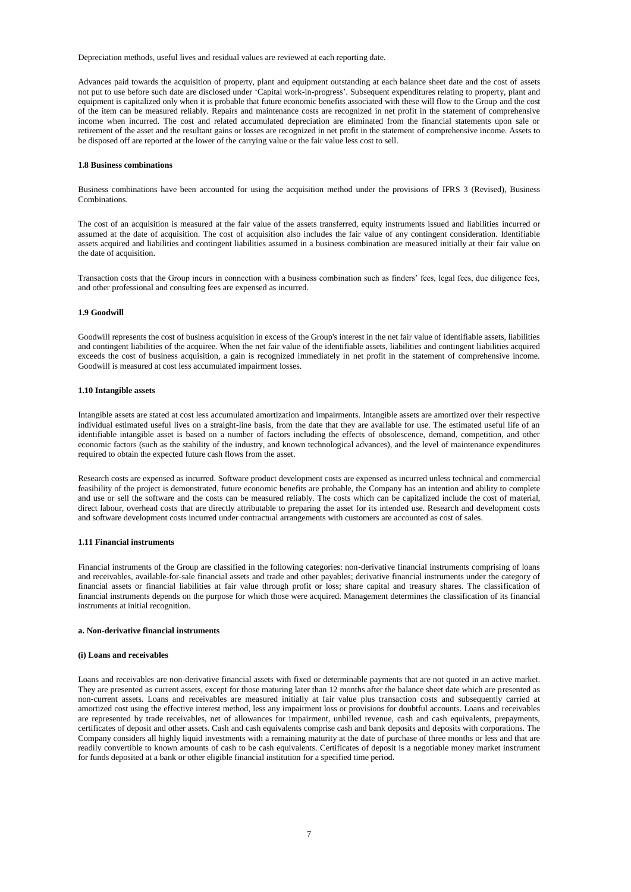Depreciation methods, useful lives and residual values are reviewed at each reporting date.

Advances paid towards the acquisition of property, plant and equipment outstanding at each balance sheet date and the cost of assets not put to use before such date are disclosed under 'Capital work-in-progress'. Subsequent expenditures relating to property, plant and equipment is capitalized only when it is probable that future economic benefits associated with these will flow to the Group and the cost of the item can be measured reliably. Repairs and maintenance costs are recognized in net profit in the statement of comprehensive income when incurred. The cost and related accumulated depreciation are eliminated from the financial statements upon sale or retirement of the asset and the resultant gains or losses are recognized in net profit in the statement of comprehensive income. Assets to be disposed off are reported at the lower of the carrying value or the fair value less cost to sell.

### 1.8 Business combinations

Business combinations have been accounted for using the acquisition method under the provisions of IFRS 3 (Revised), Business Combinations.

The cost of an acquisition is measured at the fair value of the assets transferred, equity instruments issued and liabilities incurred or assumed at the date of acquisition. The cost of acquisition also includes the fair value of any contingent consideration. Identifiable assets acquired and liabilities and contingent liabilities assumed in a business combination are measured initially at their fair value on the date of acquisition.

Transaction costs that the Group incurs in connection with a business combination such as finders' fees, legal fees, due diligence fees, and other professional and consulting fees are expensed as incurred.

### 1.9 Goodwill

Goodwill represents the cost of business acquisition in excess of the Group's interest in the net fair value of identifiable assets, liabilities and contingent liabilities of the acquiree. When the net fair value of the identifiable assets, liabilities and contingent liabilities acquired exceeds the cost of business acquisition, a gain is recognized immediately in net profit in the statement of comprehensive income. Goodwill is measured at cost less accumulated impairment losses.

### 1.10 Intangible assets

Intangible assets are stated at cost less accumulated amortization and impairments. Intangible assets are amortized over their respective individual estimated useful lives on a straight-line basis, from the date that they are available for use. The estimated useful life of an identifiable intangible asset is based on a number of factors including the effects of obsolescence, demand, competition, and other economic factors (such as the stability of the industry, and known technological advances), and the level of maintenance expenditures required to obtain the expected future cash flows from the asset.

Research costs are expensed as incurred. Software product development costs are expensed as incurred unless technical and commercial feasibility of the project is demonstrated, future economic benefits are probable, the Company has an intention and ability to complete and use or sell the software and the costs can be measured reliably. The costs which can be capitalized include the cost of material, direct labour, overhead costs that are directly attributable to preparing the asset for its intended use. Research and development costs and software development costs incurred under contractual arrangements with customers are accounted as cost of sales.

### 1.11 Financial instruments

Financial instruments of the Group are classified in the following categories: non-derivative financial instruments comprising of loans and receivables, available-for-sale financial assets and trade and other payables; derivative financial instruments under the category of financial assets or financial liabilities at fair value through profit or loss; share capital and treasury shares. The classification of financial instruments depends on the purpose for which those were acquired. Management determines the classification of its financial instruments at initial recognition.

#### a. Non-derivative financial instruments

#### (i) Loans and receivables

Loans and receivables are non-derivative financial assets with fixed or determinable payments that are not quoted in an active market. They are presented as current assets, except for those maturing later than 12 months after the balance sheet date which are presented as non-current assets. Loans and receivables are measured initially at fair value plus transaction costs and subsequently carried at amortized cost using the effective interest method, less any impairment loss or provisions for doubtful accounts. Loans and receivables are represented by trade receivables, net of allowances for impairment, unbilled revenue, cash and cash equivalents, prepayments, certificates of deposit and other assets. Cash and cash equivalents comprise cash and bank deposits and deposits with corporations. The Company considers all highly liquid investments with a remaining maturity at the date of purchase of three months or less and that are readily convertible to known amounts of cash to be cash equivalents. Certificates of deposit is a negotiable money market instrument for funds deposited at a bank or other eligible financial institution for a specified time period.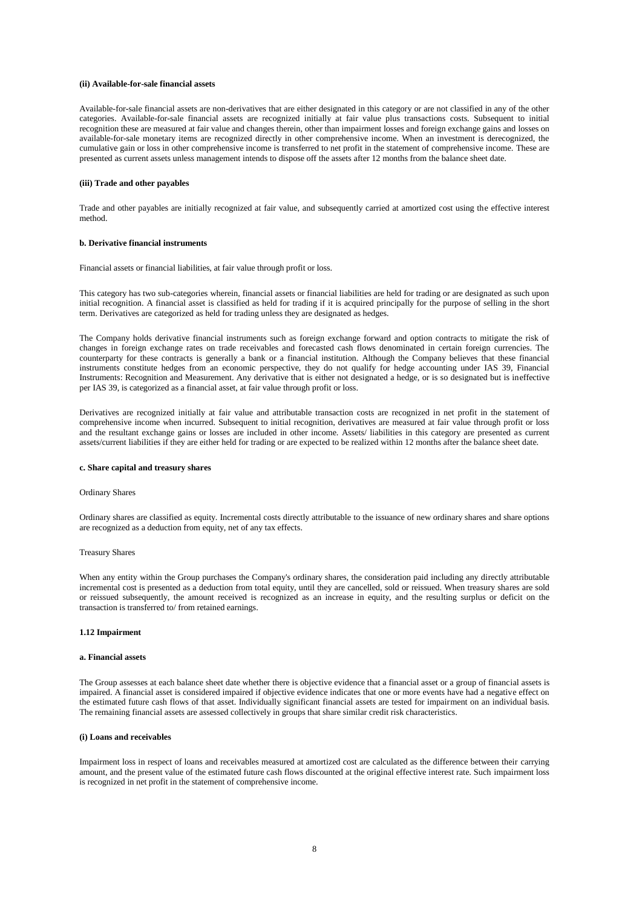**(ii) Available-for-sale financial assets**

Available-for-sale financial assets are non-derivatives that are either designated in this category or are not classified in any of the other categories. Available-for-sale financial assets are recognized initially at fair value plus transactions costs. Subsequent to initial recognition these are measured at fair value and changes therein, other than impairment losses and foreign exchange gains and losses on available-for-sale monetary items are recognized directly in other comprehensive income. When an investment is derecognized, the cumulative gain or loss in other comprehensive income is transferred to net profit in the statement of comprehensive income. These are presented as current assets unless management intends to dispose off the assets after 12 months from the balance sheet date.

**(iii) Trade and other payables**

Trade and other payables are initially recognized at fair value, and subsequently carried at amortized cost using the effective interest method.

**b. Derivative financial instruments**

Financial assets or financial liabilities, at fair value through profit or loss.

This category has two sub-categories wherein, financial assets or financial liabilities are held for trading or are designated as such upon initial recognition. A financial asset is classified as held for trading if it is acquired principally for the purpose of selling in the short term. Derivatives are categorized as held for trading unless they are designated as hedges.

The Company holds derivative financial instruments such as foreign exchange forward and option contracts to mitigate the risk of changes in foreign exchange rates on trade receivables and forecasted cash flows denominated in certain foreign currencies. The counterparty for these contracts is generally a bank or a financial institution. Although the Company believes that these financial instruments constitute hedges from an economic perspective, they do not qualify for hedge accounting under IAS 39, Financial Instruments: Recognition and Measurement. Any derivative that is either not designated a hedge, or is so designated but is ineffective per IAS 39, is categorized as a financial asset, at fair value through profit or loss.

Derivatives are recognized initially at fair value and attributable transaction costs are recognized in net profit in the statement of comprehensive income when incurred. Subsequent to initial recognition, derivatives are measured at fair value through profit or loss and the resultant exchange gains or losses are included in other income. Assets/ liabilities in this category are presented as current assets/current liabilities if they are either held for trading or are expected to be realized within 12 months after the balance sheet date.

**c. Share capital and treasury shares**

Ordinary Shares

Ordinary shares are classified as equity. Incremental costs directly attributable to the issuance of new ordinary shares and share options are recognized as a deduction from equity, net of any tax effects.

Treasury Shares

When any entity within the Group purchases the Company's ordinary shares, the consideration paid including any directly attributable incremental cost is presented as a deduction from total equity, until they are cancelled, sold or reissued. When treasury shares are sold or reissued subsequently, the amount received is recognized as an increase in equity, and the resulting surplus or deficit on the transaction is transferred to/ from retained earnings.

**1.12 Impairment**

**a. Financial assets**

The Group assesses at each balance sheet date whether there is objective evidence that a financial asset or a group of financial assets is impaired. A financial asset is considered impaired if objective evidence indicates that one or more events have had a negative effect on the estimated future cash flows of that asset. Individually significant financial assets are tested for impairment on an individual basis. The remaining financial assets are assessed collectively in groups that share similar credit risk characteristics.

**(i) Loans and receivables**

Impairment loss in respect of loans and receivables measured at amortized cost are calculated as the difference between their carrying amount, and the present value of the estimated future cash flows discounted at the original effective interest rate. Such impairment loss is recognized in net profit in the statement of comprehensive income.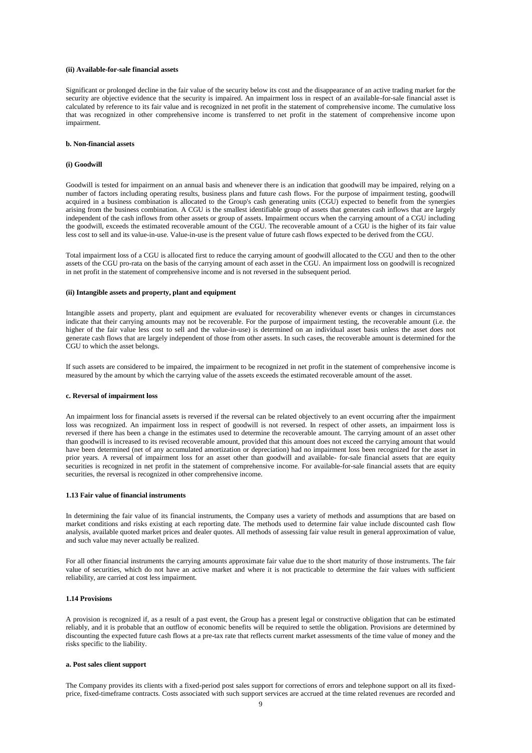#### (ii) Available-for-sale financial assets

Significant or prolonged decline in the fair value of the security below its cost and the disappearance of an active trading market for the security are objective evidence that the security is impaired. An impairment loss in respect of an available-for-sale financial asset is calculated by reference to its fair value and is recognized in net profit in the statement of comprehensive income. The cumulative loss that was recognized in other comprehensive income is transferred to net profit in the statement of comprehensive income upon impairment.

#### b. Non-financial assets

#### (i) Goodwill

Goodwill is tested for impairment on an annual basis and whenever there is an indication that goodwill may be impaired, relying on a number of factors including operating results, business plans and future cash flows. For the purpose of impairment testing, goodwill acquired in a business combination is allocated to the Group's cash generating units (CGU) expected to benefit from the synergies arising from the business combination. A CGU is the smallest identifiable group of assets that generates cash inflows that are largely independent of the cash inflows from other assets or group of assets. Impairment occurs when the carrying amount of a CGU including the goodwill, exceeds the estimated recoverable amount of the CGU. The recoverable amount of a CGU is the higher of its fair value less cost to sell and its value-in-use. Value-in-use is the present value of future cash flows expected to be derived from the CGU.

Total impairment loss of a CGU is allocated first to reduce the carrying amount of goodwill allocated to the CGU and then to the other assets of the CGU pro-rata on the basis of the carrying amount of each asset in the CGU. An impairment loss on goodwill is recognized in net profit in the statement of comprehensive income and is not reversed in the subsequent period.

#### (ii) Intangible assets and property, plant and equipment

Intangible assets and property, plant and equipment are evaluated for recoverability whenever events or changes in circumstances indicate that their carrying amounts may not be recoverable. For the purpose of impairment testing, the recoverable amount (i.e. the higher of the fair value less cost to sell and the value-in-use) is determined on an individual asset basis unless the asset does not generate cash flows that are largely independent of those from other assets. In such cases, the recoverable amount is determined for the CGU to which the asset belongs.

If such assets are considered to be impaired, the impairment to be recognized in net profit in the statement of comprehensive income is measured by the amount by which the carrying value of the assets exceeds the estimated recoverable amount of the asset.

#### c. Reversal of impairment loss

An impairment loss for financial assets is reversed if the reversal can be related objectively to an event occurring after the impairment loss was recognized. An impairment loss in respect of goodwill is not reversed. In respect of other assets, an impairment loss is reversed if there has been a change in the estimates used to determine the recoverable amount. The carrying amount of an asset other than goodwill is increased to its revised recoverable amount, provided that this amount does not exceed the carrying amount that would have been determined (net of any accumulated amortization or depreciation) had no impairment loss been recognized for the asset in prior years. A reversal of impairment loss for an asset other than goodwill and available- for-sale financial assets that are equity securities is recognized in net profit in the statement of comprehensive income. For available-for-sale financial assets that are equity securities, the reversal is recognized in other comprehensive income.

### 1.13 Fair value of financial instruments

In determining the fair value of its financial instruments, the Company uses a variety of methods and assumptions that are based on market conditions and risks existing at each reporting date. The methods used to determine fair value include discounted cash flow analysis, available quoted market prices and dealer quotes. All methods of assessing fair value result in general approximation of value, and such value may never actually be realized.

For all other financial instruments the carrying amounts approximate fair value due to the short maturity of those instruments. The fair value of securities, which do not have an active market and where it is not practicable to determine the fair values with sufficient reliability, are carried at cost less impairment.

### 1.14 Provisions

A provision is recognized if, as a result of a past event, the Group has a present legal or constructive obligation that can be estimated reliably, and it is probable that an outflow of economic benefits will be required to settle the obligation. Provisions are determined by discounting the expected future cash flows at a pre-tax rate that reflects current market assessments of the time value of money and the risks specific to the liability.

#### a. Post sales client support

The Company provides its clients with a fixed-period post sales support for corrections of errors and telephone support on all its fixed-price, fixed-timeframe contracts. Costs associated with such support services are accrued at the time related revenues are recorded and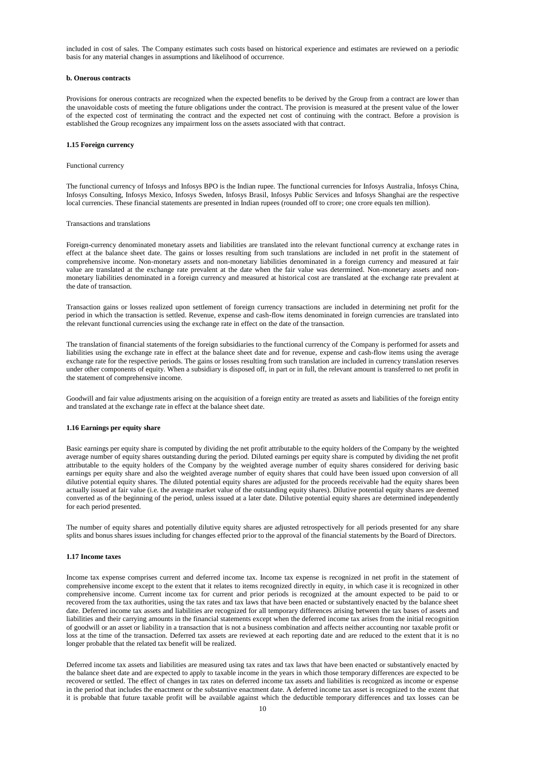included in cost of sales. The Company estimates such costs based on historical experience and estimates are reviewed on a periodic basis for any material changes in assumptions and likelihood of occurrence.

**b. Onerous contracts**

Provisions for onerous contracts are recognized when the expected benefits to be derived by the Group from a contract are lower than the unavoidable costs of meeting the future obligations under the contract. The provision is measured at the present value of the lower of the expected cost of terminating the contract and the expected net cost of continuing with the contract. Before a provision is established the Group recognizes any impairment loss on the assets associated with that contract.

**1.15 Foreign currency**

Functional currency

The functional currency of Infosys and Infosys BPO is the Indian rupee. The functional currencies for Infosys Australia, Infosys China, Infosys Consulting, Infosys Mexico, Infosys Sweden, Infosys Brasil, Infosys Public Services and Infosys Shanghai are the respective local currencies. These financial statements are presented in Indian rupees (rounded off to crore; one crore equals ten million).

Transactions and translations

Foreign-currency denominated monetary assets and liabilities are translated into the relevant functional currency at exchange rates in effect at the balance sheet date. The gains or losses resulting from such translations are included in net profit in the statement of comprehensive income. Non-monetary assets and non-monetary liabilities denominated in a foreign currency and measured at fair value are translated at the exchange rate prevalent at the date when the fair value was determined. Non-monetary assets and non-monetary liabilities denominated in a foreign currency and measured at historical cost are translated at the exchange rate prevalent at the date of transaction.

Transaction gains or losses realized upon settlement of foreign currency transactions are included in determining net profit for the period in which the transaction is settled. Revenue, expense and cash-flow items denominated in foreign currencies are translated into the relevant functional currencies using the exchange rate in effect on the date of the transaction.

The translation of financial statements of the foreign subsidiaries to the functional currency of the Company is performed for assets and liabilities using the exchange rate in effect at the balance sheet date and for revenue, expense and cash-flow items using the average exchange rate for the respective periods. The gains or losses resulting from such translation are included in currency translation reserves under other components of equity. When a subsidiary is disposed off, in part or in full, the relevant amount is transferred to net profit in the statement of comprehensive income.

Goodwill and fair value adjustments arising on the acquisition of a foreign entity are treated as assets and liabilities of the foreign entity and translated at the exchange rate in effect at the balance sheet date.

**1.16 Earnings per equity share**

Basic earnings per equity share is computed by dividing the net profit attributable to the equity holders of the Company by the weighted average number of equity shares outstanding during the period. Diluted earnings per equity share is computed by dividing the net profit attributable to the equity holders of the Company by the weighted average number of equity shares considered for deriving basic earnings per equity share and also the weighted average number of equity shares that could have been issued upon conversion of all dilutive potential equity shares. The diluted potential equity shares are adjusted for the proceeds receivable had the equity shares been actually issued at fair value (i.e. the average market value of the outstanding equity shares). Dilutive potential equity shares are deemed converted as of the beginning of the period, unless issued at a later date. Dilutive potential equity shares are determined independently for each period presented.

The number of equity shares and potentially dilutive equity shares are adjusted retrospectively for all periods presented for any share splits and bonus shares issues including for changes effected prior to the approval of the financial statements by the Board of Directors.

**1.17 Income taxes**

Income tax expense comprises current and deferred income tax. Income tax expense is recognized in net profit in the statement of comprehensive income except to the extent that it relates to items recognized directly in equity, in which case it is recognized in other comprehensive income. Current income tax for current and prior periods is recognized at the amount expected to be paid to or recovered from the tax authorities, using the tax rates and tax laws that have been enacted or substantively enacted by the balance sheet date. Deferred income tax assets and liabilities are recognized for all temporary differences arising between the tax bases of assets and liabilities and their carrying amounts in the financial statements except when the deferred income tax arises from the initial recognition of goodwill or an asset or liability in a transaction that is not a business combination and affects neither accounting nor taxable profit or loss at the time of the transaction. Deferred tax assets are reviewed at each reporting date and are reduced to the extent that it is no longer probable that the related tax benefit will be realized.

Deferred income tax assets and liabilities are measured using tax rates and tax laws that have been enacted or substantively enacted by the balance sheet date and are expected to apply to taxable income in the years in which those temporary differences are expected to be recovered or settled. The effect of changes in tax rates on deferred income tax assets and liabilities is recognized as income or expense in the period that includes the enactment or the substantive enactment date. A deferred income tax asset is recognized to the extent that it is probable that future taxable profit will be available against which the deductible temporary differences and tax losses can be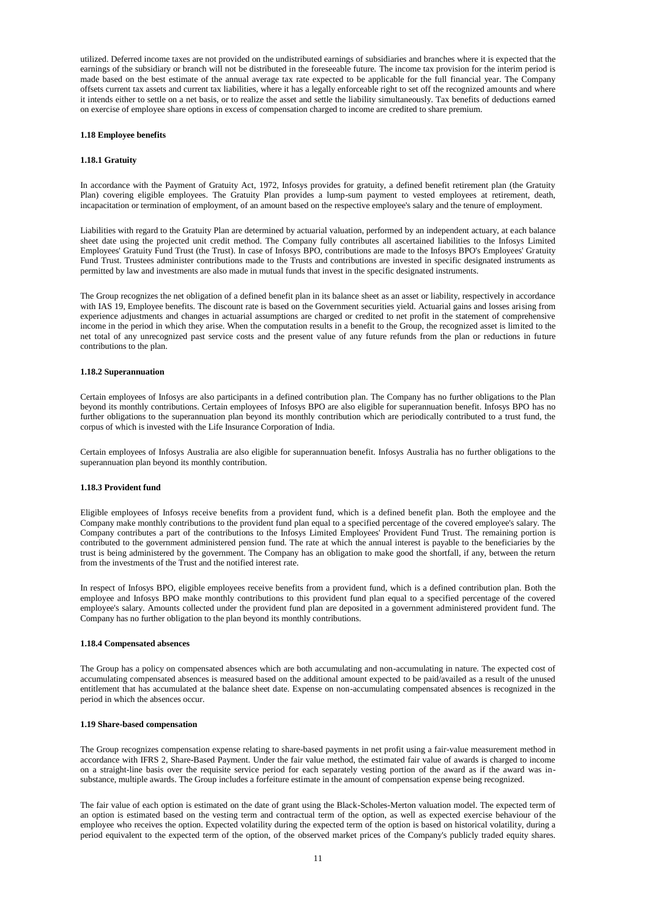utilized. Deferred income taxes are not provided on the undistributed earnings of subsidiaries and branches where it is expected that the earnings of the subsidiary or branch will not be distributed in the foreseeable future. The income tax provision for the interim period is made based on the best estimate of the annual average tax rate expected to be applicable for the full financial year. The Company offsets current tax assets and current tax liabilities, where it has a legally enforceable right to set off the recognized amounts and where it intends either to settle on a net basis, or to realize the asset and settle the liability simultaneously. Tax benefits of deductions earned on exercise of employee share options in excess of compensation charged to income are credited to share premium.

### 1.18 Employee benefits

#### 1.18.1 Gratuity

In accordance with the Payment of Gratuity Act, 1972, Infosys provides for gratuity, a defined benefit retirement plan (the Gratuity Plan) covering eligible employees. The Gratuity Plan provides a lump-sum payment to vested employees at retirement, death, incapacitation or termination of employment, of an amount based on the respective employee's salary and the tenure of employment.

Liabilities with regard to the Gratuity Plan are determined by actuarial valuation, performed by an independent actuary, at each balance sheet date using the projected unit credit method. The Company fully contributes all ascertained liabilities to the Infosys Limited Employees' Gratuity Fund Trust (the Trust). In case of Infosys BPO, contributions are made to the Infosys BPO's Employees' Gratuity Fund Trust. Trustees administer contributions made to the Trusts and contributions are invested in specific designated instruments as permitted by law and investments are also made in mutual funds that invest in the specific designated instruments.

The Group recognizes the net obligation of a defined benefit plan in its balance sheet as an asset or liability, respectively in accordance with IAS 19, Employee benefits. The discount rate is based on the Government securities yield. Actuarial gains and losses arising from experience adjustments and changes in actuarial assumptions are charged or credited to net profit in the statement of comprehensive income in the period in which they arise. When the computation results in a benefit to the Group, the recognized asset is limited to the net total of any unrecognized past service costs and the present value of any future refunds from the plan or reductions in future contributions to the plan.

#### 1.18.2 Superannuation

Certain employees of Infosys are also participants in a defined contribution plan. The Company has no further obligations to the Plan beyond its monthly contributions. Certain employees of Infosys BPO are also eligible for superannuation benefit. Infosys BPO has no further obligations to the superannuation plan beyond its monthly contribution which are periodically contributed to a trust fund, the corpus of which is invested with the Life Insurance Corporation of India.

Certain employees of Infosys Australia are also eligible for superannuation benefit. Infosys Australia has no further obligations to the superannuation plan beyond its monthly contribution.

#### 1.18.3 Provident fund

Eligible employees of Infosys receive benefits from a provident fund, which is a defined benefit plan. Both the employee and the Company make monthly contributions to the provident fund plan equal to a specified percentage of the covered employee's salary. The Company contributes a part of the contributions to the Infosys Limited Employees' Provident Fund Trust. The remaining portion is contributed to the government administered pension fund. The rate at which the annual interest is payable to the beneficiaries by the trust is being administered by the government. The Company has an obligation to make good the shortfall, if any, between the return from the investments of the Trust and the notified interest rate.

In respect of Infosys BPO, eligible employees receive benefits from a provident fund, which is a defined contribution plan. Both the employee and Infosys BPO make monthly contributions to this provident fund plan equal to a specified percentage of the covered employee's salary. Amounts collected under the provident fund plan are deposited in a government administered provident fund. The Company has no further obligation to the plan beyond its monthly contributions.

#### 1.18.4 Compensated absences

The Group has a policy on compensated absences which are both accumulating and non-accumulating in nature. The expected cost of accumulating compensated absences is measured based on the additional amount expected to be paid/availed as a result of the unused entitlement that has accumulated at the balance sheet date. Expense on non-accumulating compensated absences is recognized in the period in which the absences occur.

### 1.19 Share-based compensation

The Group recognizes compensation expense relating to share-based payments in net profit using a fair-value measurement method in accordance with IFRS 2, Share-Based Payment. Under the fair value method, the estimated fair value of awards is charged to income on a straight-line basis over the requisite service period for each separately vesting portion of the award as if the award was in-substance, multiple awards. The Group includes a forfeiture estimate in the amount of compensation expense being recognized.

The fair value of each option is estimated on the date of grant using the Black-Scholes-Merton valuation model. The expected term of an option is estimated based on the vesting term and contractual term of the option, as well as expected exercise behaviour of the employee who receives the option. Expected volatility during the expected term of the option is based on historical volatility, during a period equivalent to the expected term of the option, of the observed market prices of the Company's publicly traded equity shares.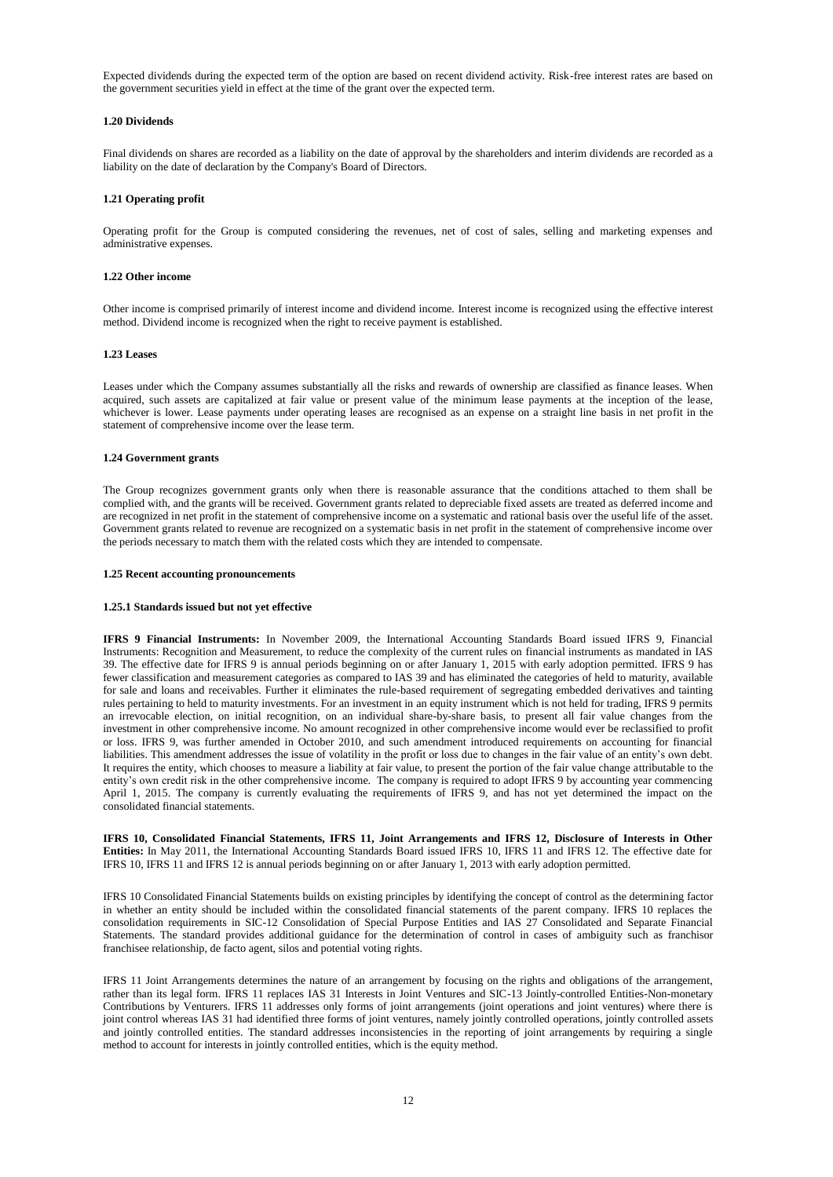Expected dividends during the expected term of the option are based on recent dividend activity. Risk-free interest rates are based on the government securities yield in effect at the time of the grant over the expected term.

### 1.20 Dividends

Final dividends on shares are recorded as a liability on the date of approval by the shareholders and interim dividends are recorded as a liability on the date of declaration by the Company's Board of Directors.

### 1.21 Operating profit

Operating profit for the Group is computed considering the revenues, net of cost of sales, selling and marketing expenses and administrative expenses.

### 1.22 Other income

Other income is comprised primarily of interest income and dividend income. Interest income is recognized using the effective interest method. Dividend income is recognized when the right to receive payment is established.

### 1.23 Leases

Leases under which the Company assumes substantially all the risks and rewards of ownership are classified as finance leases. When acquired, such assets are capitalized at fair value or present value of the minimum lease payments at the inception of the lease, whichever is lower. Lease payments under operating leases are recognised as an expense on a straight line basis in net profit in the statement of comprehensive income over the lease term.

### 1.24 Government grants

The Group recognizes government grants only when there is reasonable assurance that the conditions attached to them shall be complied with, and the grants will be received. Government grants related to depreciable fixed assets are treated as deferred income and are recognized in net profit in the statement of comprehensive income on a systematic and rational basis over the useful life of the asset. Government grants related to revenue are recognized on a systematic basis in net profit in the statement of comprehensive income over the periods necessary to match them with the related costs which they are intended to compensate.

### 1.25 Recent accounting pronouncements

#### 1.25.1 Standards issued but not yet effective

**IFRS 9 Financial Instruments:** In November 2009, the International Accounting Standards Board issued IFRS 9, Financial Instruments: Recognition and Measurement, to reduce the complexity of the current rules on financial instruments as mandated in IAS 39. The effective date for IFRS 9 is annual periods beginning on or after January 1, 2015 with early adoption permitted. IFRS 9 has fewer classification and measurement categories as compared to IAS 39 and has eliminated the categories of held to maturity, available for sale and loans and receivables. Further it eliminates the rule-based requirement of segregating embedded derivatives and tainting rules pertaining to held to maturity investments. For an investment in an equity instrument which is not held for trading, IFRS 9 permits an irrevocable election, on initial recognition, on an individual share-by-share basis, to present all fair value changes from the investment in other comprehensive income. No amount recognized in other comprehensive income would ever be reclassified to profit or loss. IFRS 9, was further amended in October 2010, and such amendment introduced requirements on accounting for financial liabilities. This amendment addresses the issue of volatility in the profit or loss due to changes in the fair value of an entity's own debt. It requires the entity, which chooses to measure a liability at fair value, to present the portion of the fair value change attributable to the entity's own credit risk in the other comprehensive income. The company is required to adopt IFRS 9 by accounting year commencing April 1, 2015. The company is currently evaluating the requirements of IFRS 9, and has not yet determined the impact on the consolidated financial statements.

**IFRS 10, Consolidated Financial Statements, IFRS 11, Joint Arrangements and IFRS 12, Disclosure of Interests in Other Entities:** In May 2011, the International Accounting Standards Board issued IFRS 10, IFRS 11 and IFRS 12. The effective date for IFRS 10, IFRS 11 and IFRS 12 is annual periods beginning on or after January 1, 2013 with early adoption permitted.

IFRS 10 Consolidated Financial Statements builds on existing principles by identifying the concept of control as the determining factor in whether an entity should be included within the consolidated financial statements of the parent company. IFRS 10 replaces the consolidation requirements in SIC-12 Consolidation of Special Purpose Entities and IAS 27 Consolidated and Separate Financial Statements. The standard provides additional guidance for the determination of control in cases of ambiguity such as franchisor franchisee relationship, de facto agent, silos and potential voting rights.

IFRS 11 Joint Arrangements determines the nature of an arrangement by focusing on the rights and obligations of the arrangement, rather than its legal form. IFRS 11 replaces IAS 31 Interests in Joint Ventures and SIC-13 Jointly-controlled Entities-Non-monetary Contributions by Venturers. IFRS 11 addresses only forms of joint arrangements (joint operations and joint ventures) where there is joint control whereas IAS 31 had identified three forms of joint ventures, namely jointly controlled operations, jointly controlled assets and jointly controlled entities. The standard addresses inconsistencies in the reporting of joint arrangements by requiring a single method to account for interests in jointly controlled entities, which is the equity method.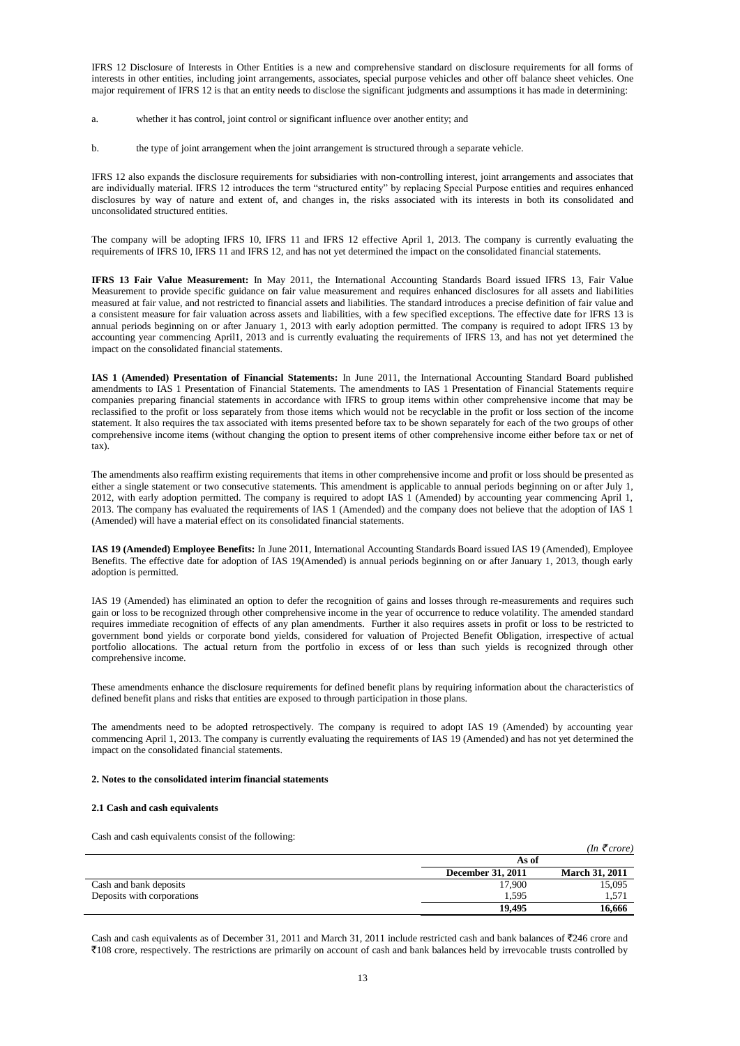IFRS 12 Disclosure of Interests in Other Entities is a new and comprehensive standard on disclosure requirements for all forms of interests in other entities, including joint arrangements, associates, special purpose vehicles and other off balance sheet vehicles. One major requirement of IFRS 12 is that an entity needs to disclose the significant judgments and assumptions it has made in determining:

a. whether it has control, joint control or significant influence over another entity; and

b. the type of joint arrangement when the joint arrangement is structured through a separate vehicle.

IFRS 12 also expands the disclosure requirements for subsidiaries with non-controlling interest, joint arrangements and associates that are individually material. IFRS 12 introduces the term "structured entity" by replacing Special Purpose entities and requires enhanced disclosures by way of nature and extent of, and changes in, the risks associated with its interests in both its consolidated and unconsolidated structured entities.

The company will be adopting IFRS 10, IFRS 11 and IFRS 12 effective April 1, 2013. The company is currently evaluating the requirements of IFRS 10, IFRS 11 and IFRS 12, and has not yet determined the impact on the consolidated financial statements.

**IFRS 13 Fair Value Measurement:** In May 2011, the International Accounting Standards Board issued IFRS 13, Fair Value Measurement to provide specific guidance on fair value measurement and requires enhanced disclosures for all assets and liabilities measured at fair value, and not restricted to financial assets and liabilities. The standard introduces a precise definition of fair value and a consistent measure for fair valuation across assets and liabilities, with a few specified exceptions. The effective date for IFRS 13 is annual periods beginning on or after January 1, 2013 with early adoption permitted. The company is required to adopt IFRS 13 by accounting year commencing April1, 2013 and is currently evaluating the requirements of IFRS 13, and has not yet determined the impact on the consolidated financial statements.

**IAS 1 (Amended) Presentation of Financial Statements:** In June 2011, the International Accounting Standard Board published amendments to IAS 1 Presentation of Financial Statements. The amendments to IAS 1 Presentation of Financial Statements require companies preparing financial statements in accordance with IFRS to group items within other comprehensive income that may be reclassified to the profit or loss separately from those items which would not be recyclable in the profit or loss section of the income statement. It also requires the tax associated with items presented before tax to be shown separately for each of the two groups of other comprehensive income items (without changing the option to present items of other comprehensive income either before tax or net of tax).

The amendments also reaffirm existing requirements that items in other comprehensive income and profit or loss should be presented as either a single statement or two consecutive statements. This amendment is applicable to annual periods beginning on or after July 1, 2012, with early adoption permitted. The company is required to adopt IAS 1 (Amended) by accounting year commencing April 1, 2013. The company has evaluated the requirements of IAS 1 (Amended) and the company does not believe that the adoption of IAS 1 (Amended) will have a material effect on its consolidated financial statements.

**IAS 19 (Amended) Employee Benefits:** In June 2011, International Accounting Standards Board issued IAS 19 (Amended), Employee Benefits. The effective date for adoption of IAS 19(Amended) is annual periods beginning on or after January 1, 2013, though early adoption is permitted.

IAS 19 (Amended) has eliminated an option to defer the recognition of gains and losses through re-measurements and requires such gain or loss to be recognized through other comprehensive income in the year of occurrence to reduce volatility. The amended standard requires immediate recognition of effects of any plan amendments. Further it also requires assets in profit or loss to be restricted to government bond yields or corporate bond yields, considered for valuation of Projected Benefit Obligation, irrespective of actual portfolio allocations. The actual return from the portfolio in excess of or less than such yields is recognized through other comprehensive income.

These amendments enhance the disclosure requirements for defined benefit plans by requiring information about the characteristics of defined benefit plans and risks that entities are exposed to through participation in those plans.

The amendments need to be adopted retrospectively. The company is required to adopt IAS 19 (Amended) by accounting year commencing April 1, 2013. The company is currently evaluating the requirements of IAS 19 (Amended) and has not yet determined the impact on the consolidated financial statements.

#### 2. Notes to the consolidated interim financial statements

#### 2.1 Cash and cash equivalents

Cash and cash equivalents consist of the following:

*(In ₹ crore)*

| | As of | |
|---|---|---|
| | **December 31, 2011** | **March 31, 2011** |
| Cash and bank deposits | 17,900 | 15,095 |
| Deposits with corporations | 1,595 | 1,571 |
| | **19,495** | **16,666** |

Cash and cash equivalents as of December 31, 2011 and March 31, 2011 include restricted cash and bank balances of ₹246 crore and ₹108 crore, respectively. The restrictions are primarily on account of cash and bank balances held by irrevocable trusts controlled by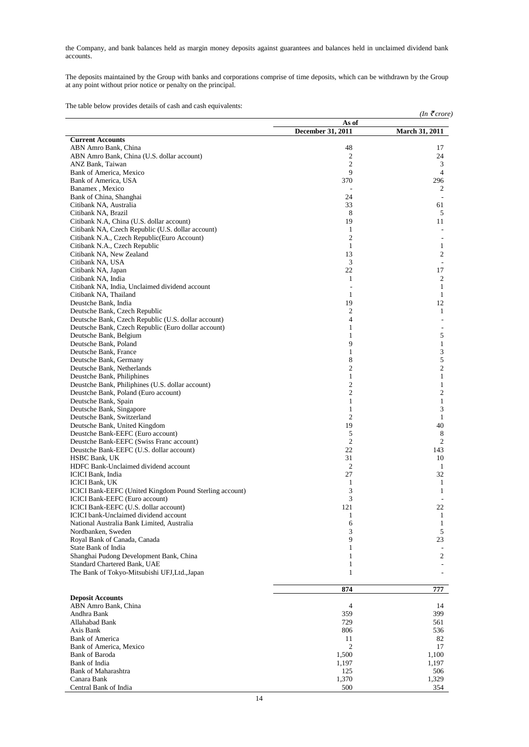the Company, and bank balances held as margin money deposits against guarantees and balances held in unclaimed dividend bank accounts.

The deposits maintained by the Group with banks and corporations comprise of time deposits, which can be withdrawn by the Group at any point without prior notice or penalty on the principal.

The table below provides details of cash and cash equivalents:

*(In ₹ crore)*

| | As of | |
|---|---|---|
| | **December 31, 2011** | **March 31, 2011** |
| **Current Accounts** | | |
| ABN Amro Bank, China | 48 | 17 |
| ABN Amro Bank, China (U.S. dollar account) | 2 | 24 |
| ANZ Bank, Taiwan | 2 | 3 |
| Bank of America, Mexico | 9 | 4 |
| Bank of America, USA | 370 | 296 |
| Banamex , Mexico | - | 2 |
| Bank of China, Shanghai | 24 | - |
| Citibank NA, Australia | 33 | 61 |
| Citibank NA, Brazil | 8 | 5 |
| Citibank N.A, China (U.S. dollar account) | 19 | 11 |
| Citibank NA, Czech Republic (U.S. dollar account) | 1 | - |
| Citibank N.A., Czech Republic(Euro Account) | 2 | - |
| Citibank N.A., Czech Republic | 1 | 1 |
| Citibank NA, New Zealand | 13 | 2 |
| Citibank NA, USA | 3 | - |
| Citibank NA, Japan | 22 | 17 |
| Citibank NA, India | 1 | 2 |
| Citibank NA, India, Unclaimed dividend account | - | 1 |
| Citibank NA, Thailand | 1 | 1 |
| Deutsche Bank, India | 19 | 12 |
| Deutsche Bank, Czech Republic | 2 | 1 |
| Deutsche Bank, Czech Republic (U.S. dollar account) | 4 | - |
| Deutsche Bank, Czech Republic (Euro dollar account) | 1 | - |
| Deutsche Bank, Belgium | 1 | 5 |
| Deutsche Bank, Poland | 9 | 1 |
| Deutsche Bank, France | 1 | 3 |
| Deutsche Bank, Germany | 8 | 5 |
| Deutsche Bank, Netherlands | 2 | 2 |
| Deustche Bank, Philiphines | 1 | 1 |
| Deustche Bank, Philiphines (U.S. dollar account) | 2 | 1 |
| Deustche Bank, Poland (Euro account) | 2 | 2 |
| Deutsche Bank, Spain | 1 | 1 |
| Deutsche Bank, Singapore | 1 | 3 |
| Deutsche Bank, Switzerland | 2 | 1 |
| Deutsche Bank, United Kingdom | 19 | 40 |
| Deustche Bank-EEFC (Euro account) | 5 | 8 |
| Deustche Bank-EEFC (Swiss Franc account) | 2 | 2 |
| Deustche Bank-EEFC (U.S. dollar account) | 22 | 143 |
| HSBC Bank, UK | 31 | 10 |
| HDFC Bank-Unclaimed dividend account | 2 | 1 |
| ICICI Bank, India | 27 | 32 |
| ICICI Bank, UK | 1 | 1 |
| ICICI Bank-EEFC (United Kingdom Pound Sterling account) | 3 | 1 |
| ICICI Bank-EEFC (Euro account) | 3 | - |
| ICICI Bank-EEFC (U.S. dollar account) | 121 | 22 |
| ICICI bank-Unclaimed dividend account | 1 | 1 |
| National Australia Bank Limited, Australia | 6 | 1 |
| Nordbanken, Sweden | 3 | 5 |
| Royal Bank of Canada, Canada | 9 | 23 |
| State Bank of India | 1 | - |
| Shanghai Pudong Development Bank, China | 1 | 2 |
| Standard Chartered Bank, UAE | 1 | - |
| The Bank of Tokyo-Mitsubishi UFJ,Ltd.,Japan | 1 | - |
| | **874** | **777** |
| **Deposit Accounts** | | |
| ABN Amro Bank, China | 4 | 14 |
| Andhra Bank | 359 | 399 |
| Allahabad Bank | 729 | 561 |
| Axis Bank | 806 | 536 |
| Bank of America | 11 | 82 |
| Bank of America, Mexico | 2 | 17 |
| Bank of Baroda | 1,500 | 1,100 |
| Bank of India | 1,197 | 1,197 |
| Bank of Maharashtra | 125 | 506 |
| Canara Bank | 1,370 | 1,329 |
| Central Bank of India | 500 | 354 |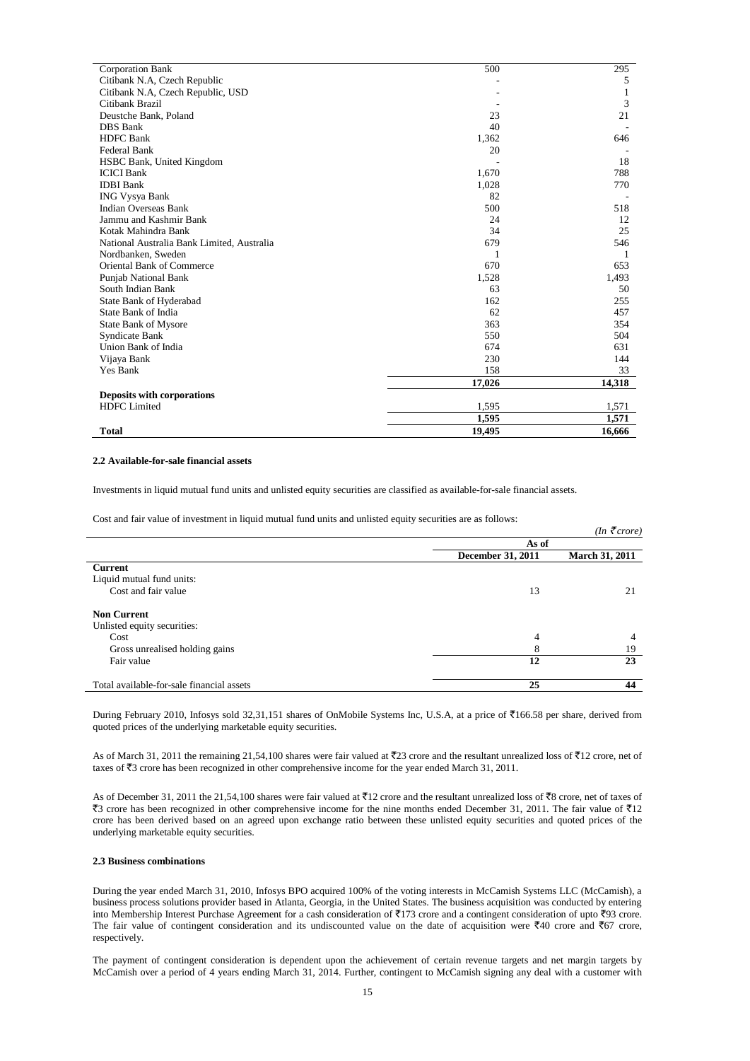| | | |
|---|---|---|
| Corporation Bank | 500 | 295 |
| Citibank N.A, Czech Republic | - | 5 |
| Citibank N.A, Czech Republic, USD | - | 1 |
| Citibank Brazil | - | 3 |
| Deustche Bank, Poland | 23 | 21 |
| DBS Bank | 40 | - |
| HDFC Bank | 1,362 | 646 |
| Federal Bank | 20 | - |
| HSBC Bank, United Kingdom | - | 18 |
| ICICI Bank | 1,670 | 788 |
| IDBI Bank | 1,028 | 770 |
| ING Vysya Bank | 82 | - |
| Indian Overseas Bank | 500 | 518 |
| Jammu and Kashmir Bank | 24 | 12 |
| Kotak Mahindra Bank | 34 | 25 |
| National Australia Bank Limited, Australia | 679 | 546 |
| Nordbanken, Sweden | 1 | 1 |
| Oriental Bank of Commerce | 670 | 653 |
| Punjab National Bank | 1,528 | 1,493 |
| South Indian Bank | 63 | 50 |
| State Bank of Hyderabad | 162 | 255 |
| State Bank of India | 62 | 457 |
| State Bank of Mysore | 363 | 354 |
| Syndicate Bank | 550 | 504 |
| Union Bank of India | 674 | 631 |
| Vijaya Bank | 230 | 144 |
| Yes Bank | 158 | 33 |
| | **17,026** | **14,318** |
| **Deposits with corporations** | | |
| HDFC Limited | 1,595 | 1,571 |
| | **1,595** | **1,571** |
| **Total** | **19,495** | **16,666** |

**2.2 Available-for-sale financial assets**

Investments in liquid mutual fund units and unlisted equity securities are classified as available-for-sale financial assets.

Cost and fair value of investment in liquid mutual fund units and unlisted equity securities are as follows:

*(In ₹crore)*

| | As of | |
|---|---|---|
| | **December 31, 2011** | **March 31, 2011** |
| **Current** | | |
| Liquid mutual fund units: | | |
| Cost and fair value | 13 | 21 |
| **Non Current** | | |
| Unlisted equity securities: | | |
| Cost | 4 | 4 |
| Gross unrealised holding gains | 8 | 19 |
| Fair value | **12** | **23** |
| Total available-for-sale financial assets | **25** | **44** |

During February 2010, Infosys sold 32,31,151 shares of OnMobile Systems Inc, U.S.A, at a price of ₹166.58 per share, derived from quoted prices of the underlying marketable equity securities.

As of March 31, 2011 the remaining 21,54,100 shares were fair valued at ₹23 crore and the resultant unrealized loss of ₹12 crore, net of taxes of ₹3 crore has been recognized in other comprehensive income for the year ended March 31, 2011.

As of December 31, 2011 the 21,54,100 shares were fair valued at ₹12 crore and the resultant unrealized loss of ₹8 crore, net of taxes of ₹3 crore has been recognized in other comprehensive income for the nine months ended December 31, 2011. The fair value of ₹12 crore has been derived based on an agreed upon exchange ratio between these unlisted equity securities and quoted prices of the underlying marketable equity securities.

**2.3 Business combinations**

During the year ended March 31, 2010, Infosys BPO acquired 100% of the voting interests in McCamish Systems LLC (McCamish), a business process solutions provider based in Atlanta, Georgia, in the United States. The business acquisition was conducted by entering into Membership Interest Purchase Agreement for a cash consideration of ₹173 crore and a contingent consideration of upto ₹93 crore. The fair value of contingent consideration and its undiscounted value on the date of acquisition were ₹40 crore and ₹67 crore, respectively.

The payment of contingent consideration is dependent upon the achievement of certain revenue targets and net margin targets by McCamish over a period of 4 years ending March 31, 2014. Further, contingent to McCamish signing any deal with a customer with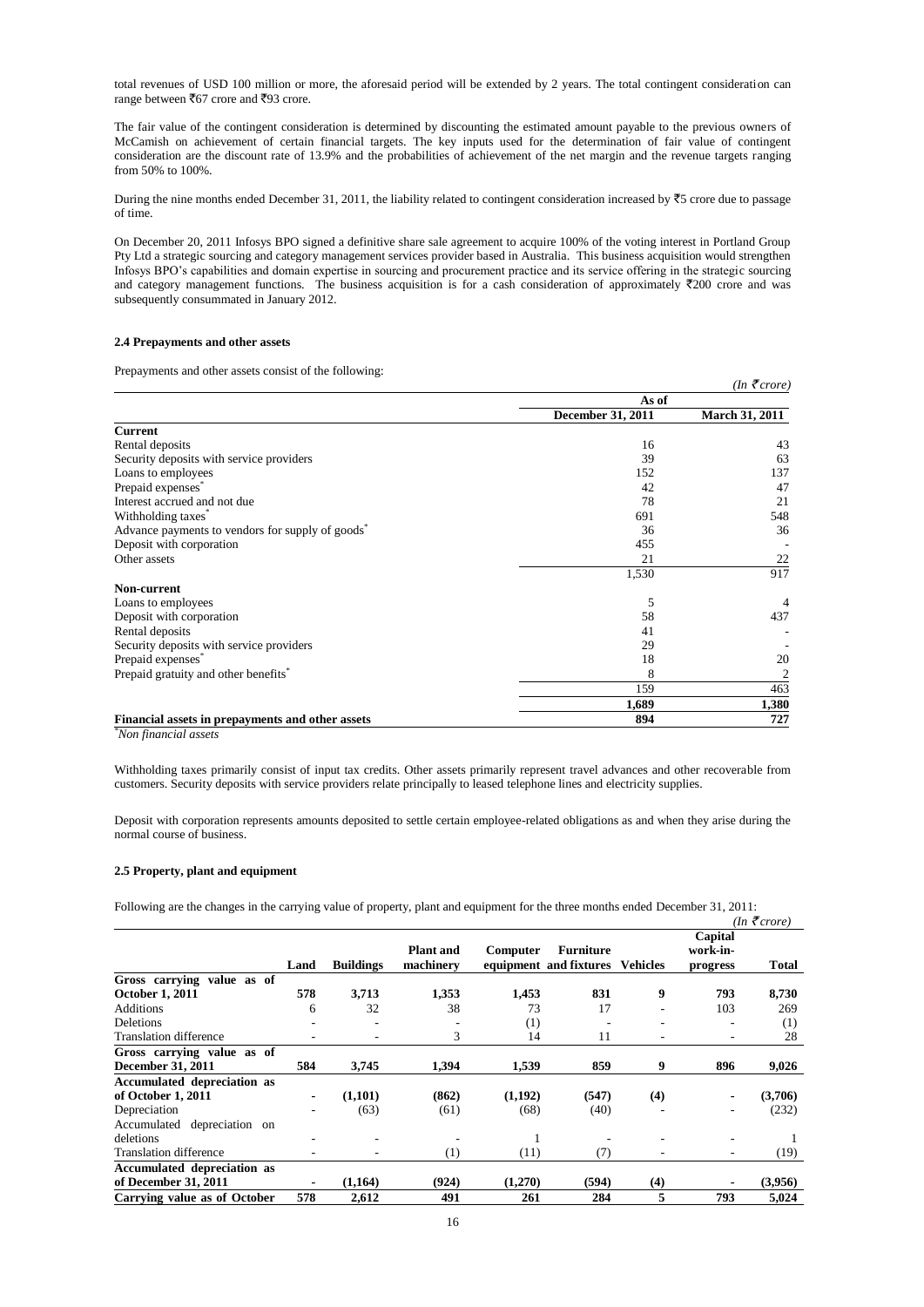total revenues of USD 100 million or more, the aforesaid period will be extended by 2 years. The total contingent consideration can range between ₹67 crore and ₹93 crore.

The fair value of the contingent consideration is determined by discounting the estimated amount payable to the previous owners of McCamish on achievement of certain financial targets. The key inputs used for the determination of fair value of contingent consideration are the discount rate of 13.9% and the probabilities of achievement of the net margin and the revenue targets ranging from 50% to 100%.

During the nine months ended December 31, 2011, the liability related to contingent consideration increased by ₹5 crore due to passage of time.

On December 20, 2011 Infosys BPO signed a definitive share sale agreement to acquire 100% of the voting interest in Portland Group Pty Ltd a strategic sourcing and category management services provider based in Australia. This business acquisition would strengthen Infosys BPO's capabilities and domain expertise in sourcing and procurement practice and its service offering in the strategic sourcing and category management functions. The business acquisition is for a cash consideration of approximately ₹200 crore and was subsequently consummated in January 2012.

### 2.4 Prepayments and other assets

Prepayments and other assets consist of the following:

*(In ₹crore)*

| | As of | |
|---|---|---|
| | **December 31, 2011** | **March 31, 2011** |
| **Current** | | |
| Rental deposits | 16 | 43 |
| Security deposits with service providers | 39 | 63 |
| Loans to employees | 152 | 137 |
| Prepaid expenses* | 42 | 47 |
| Interest accrued and not due | 78 | 21 |
| Withholding taxes* | 691 | 548 |
| Advance payments to vendors for supply of goods* | 36 | 36 |
| Deposit with corporation | 455 | - |
| Other assets | 21 | 22 |
| | 1,530 | 917 |
| **Non-current** | | |
| Loans to employees | 5 | 4 |
| Deposit with corporation | 58 | 437 |
| Rental deposits | 41 | - |
| Security deposits with service providers | 29 | - |
| Prepaid expenses* | 18 | 20 |
| Prepaid gratuity and other benefits* | 8 | 2 |
| | 159 | 463 |
| | **1,689** | **1,380** |
| **Financial assets in prepayments and other assets** | **894** | **727** |

*\*Non financial assets*

Withholding taxes primarily consist of input tax credits. Other assets primarily represent travel advances and other recoverable from customers. Security deposits with service providers relate principally to leased telephone lines and electricity supplies.

Deposit with corporation represents amounts deposited to settle certain employee-related obligations as and when they arise during the normal course of business.

### 2.5 Property, plant and equipment

Following are the changes in the carrying value of property, plant and equipment for the three months ended December 31, 2011:

*(In ₹crore)*

| | Land | Buildings | Plant and machinery | Computer equipment | Furniture and fixtures | Vehicles | Capital work-in-progress | Total |
|---|---|---|---|---|---|---|---|---|
| **Gross carrying value as of October 1, 2011** | **578** | **3,713** | **1,353** | **1,453** | **831** | **9** | **793** | **8,730** |
| Additions | 6 | 32 | 38 | 73 | 17 | - | 103 | 269 |
| Deletions | - | - | - | (1) | - | - | - | (1) |
| Translation difference | - | - | 3 | 14 | 11 | - | - | 28 |
| **Gross carrying value as of December 31, 2011** | **584** | **3,745** | **1,394** | **1,539** | **859** | **9** | **896** | **9,026** |
| **Accumulated depreciation as of October 1, 2011** | **-** | **(1,101)** | **(862)** | **(1,192)** | **(547)** | **(4)** | **-** | **(3,706)** |
| Depreciation | - | (63) | (61) | (68) | (40) | - | - | (232) |
| Accumulated depreciation on deletions | - | - | - | 1 | - | - | - | 1 |
| Translation difference | - | - | (1) | (11) | (7) | - | - | (19) |
| **Accumulated depreciation as of December 31, 2011** | **-** | **(1,164)** | **(924)** | **(1,270)** | **(594)** | **(4)** | **-** | **(3,956)** |
| **Carrying value as of October** | **578** | **2,612** | **491** | **261** | **284** | **5** | **793** | **5,024** |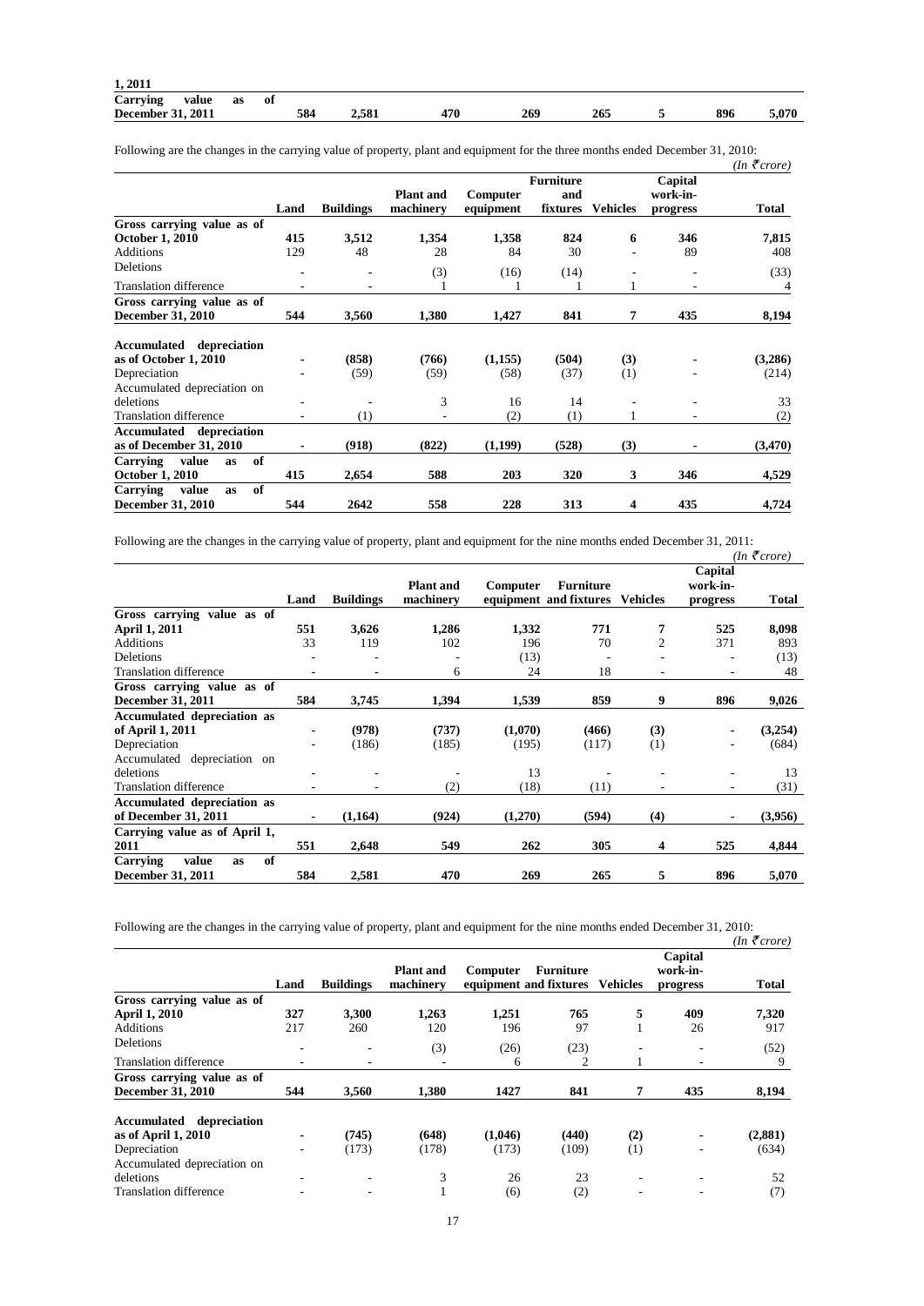| | | | | | | | | |
|---|---|---|---|---|---|---|---|---|
| **1, 2011** | | | | | | | | |
| **Carrying value as of December 31, 2011** | **584** | **2,581** | **470** | **269** | **265** | **5** | **896** | **5,070** |

Following are the changes in the carrying value of property, plant and equipment for the three months ended December 31, 2010:

*(In ₹crore)*

| | Land | Buildings | Plant and machinery | Computer equipment | Furniture and fixtures | Vehicles | Capital work-in-progress | Total |
|---|---|---|---|---|---|---|---|---|
| **Gross carrying value as of October 1, 2010** | **415** | **3,512** | **1,354** | **1,358** | **824** | **6** | **346** | **7,815** |
| Additions | 129 | 48 | 28 | 84 | 30 | - | 89 | 408 |
| Deletions | - | - | (3) | (16) | (14) | - | - | (33) |
| Translation difference | - | - | 1 | 1 | 1 | 1 | - | 4 |
| **Gross carrying value as of December 31, 2010** | **544** | **3,560** | **1,380** | **1,427** | **841** | **7** | **435** | **8,194** |
| **Accumulated depreciation as of October 1, 2010** | - | **(858)** | **(766)** | **(1,155)** | **(504)** | **(3)** | - | **(3,286)** |
| Depreciation | - | (59) | (59) | (58) | (37) | (1) | - | (214) |
| Accumulated depreciation on deletions | - | - | 3 | 16 | 14 | - | - | 33 |
| Translation difference | - | (1) | - | (2) | (1) | 1 | - | (2) |
| **Accumulated depreciation as of December 31, 2010** | - | **(918)** | **(822)** | **(1,199)** | **(528)** | **(3)** | - | **(3,470)** |
| **Carrying value as of October 1, 2010** | **415** | **2,654** | **588** | **203** | **320** | **3** | **346** | **4,529** |
| **Carrying value as of December 31, 2010** | **544** | **2642** | **558** | **228** | **313** | **4** | **435** | **4,724** |

Following are the changes in the carrying value of property, plant and equipment for the nine months ended December 31, 2011:

*(In ₹crore)*

| | Land | Buildings | Plant and machinery | Computer equipment | Furniture and fixtures | Vehicles | Capital work-in-progress | Total |
|---|---|---|---|---|---|---|---|---|
| **Gross carrying value as of April 1, 2011** | **551** | **3,626** | **1,286** | **1,332** | **771** | **7** | **525** | **8,098** |
| Additions | 33 | 119 | 102 | 196 | 70 | 2 | 371 | 893 |
| Deletions | - | - | - | (13) | - | - | - | (13) |
| Translation difference | - | - | 6 | 24 | 18 | - | - | 48 |
| **Gross carrying value as of December 31, 2011** | **584** | **3,745** | **1,394** | **1,539** | **859** | **9** | **896** | **9,026** |
| **Accumulated depreciation as of April 1, 2011** | - | **(978)** | **(737)** | **(1,070)** | **(466)** | **(3)** | - | **(3,254)** |
| Depreciation | - | (186) | (185) | (195) | (117) | (1) | - | (684) |
| Accumulated depreciation on deletions | - | - | - | 13 | - | - | - | 13 |
| Translation difference | - | - | (2) | (18) | (11) | - | - | (31) |
| **Accumulated depreciation as of December 31, 2011** | - | **(1,164)** | **(924)** | **(1,270)** | **(594)** | **(4)** | - | **(3,956)** |
| **Carrying value as of April 1, 2011** | **551** | **2,648** | **549** | **262** | **305** | **4** | **525** | **4,844** |
| **Carrying value as of December 31, 2011** | **584** | **2,581** | **470** | **269** | **265** | **5** | **896** | **5,070** |

Following are the changes in the carrying value of property, plant and equipment for the nine months ended December 31, 2010:

*(In ₹crore)*

| | Land | Buildings | Plant and machinery | Computer equipment | Furniture and fixtures | Vehicles | Capital work-in-progress | Total |
|---|---|---|---|---|---|---|---|---|
| **Gross carrying value as of April 1, 2010** | **327** | **3,300** | **1,263** | **1,251** | **765** | **5** | **409** | **7,320** |
| Additions | 217 | 260 | 120 | 196 | 97 | 1 | 26 | 917 |
| Deletions | - | - | (3) | (26) | (23) | - | - | (52) |
| Translation difference | - | - | - | 6 | 2 | 1 | - | 9 |
| **Gross carrying value as of December 31, 2010** | **544** | **3,560** | **1,380** | **1427** | **841** | **7** | **435** | **8,194** |
| **Accumulated depreciation as of April 1, 2010** | - | **(745)** | **(648)** | **(1,046)** | **(440)** | **(2)** | - | **(2,881)** |
| Depreciation | - | (173) | (178) | (173) | (109) | (1) | - | (634) |
| Accumulated depreciation on deletions | - | - | 3 | 26 | 23 | - | - | 52 |
| Translation difference | - | - | 1 | (6) | (2) | - | - | (7) |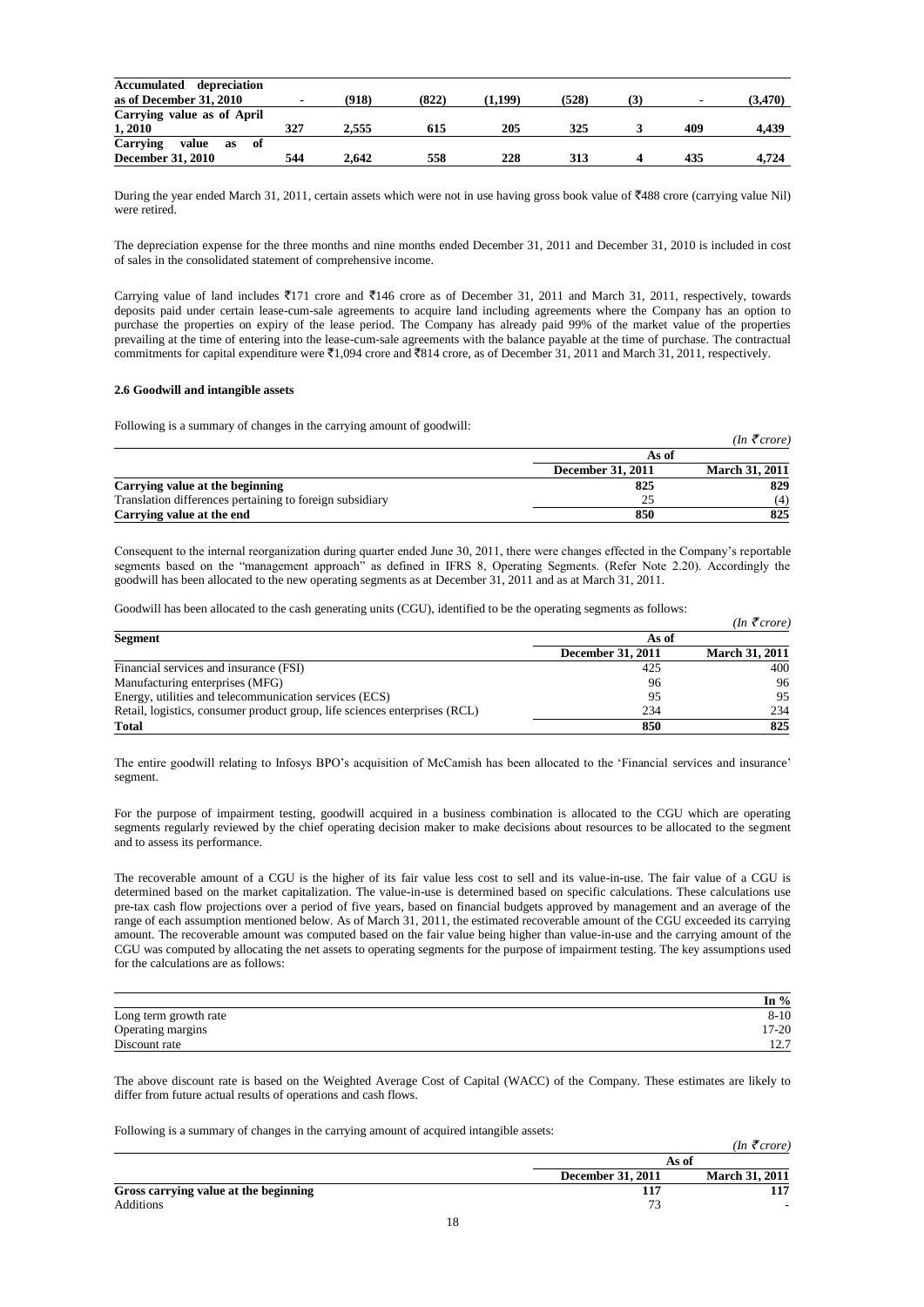| | | | | | | | | |
|---|---|---|---|---|---|---|---|---|
| **Accumulated depreciation as of December 31, 2010** | - | (918) | (822) | (1,199) | (528) | (3) | - | (3,470) |
| **Carrying value as of April 1, 2010** | 327 | 2,555 | 615 | 205 | 325 | 3 | 409 | 4,439 |
| **Carrying value as of December 31, 2010** | 544 | 2,642 | 558 | 228 | 313 | 4 | 435 | 4,724 |

During the year ended March 31, 2011, certain assets which were not in use having gross book value of ₹488 crore (carrying value Nil) were retired.

The depreciation expense for the three months and nine months ended December 31, 2011 and December 31, 2010 is included in cost of sales in the consolidated statement of comprehensive income.

Carrying value of land includes ₹171 crore and ₹146 crore as of December 31, 2011 and March 31, 2011, respectively, towards deposits paid under certain lease-cum-sale agreements to acquire land including agreements where the Company has an option to purchase the properties on expiry of the lease period. The Company has already paid 99% of the market value of the properties prevailing at the time of entering into the lease-cum-sale agreements with the balance payable at the time of purchase. The contractual commitments for capital expenditure were ₹1,094 crore and ₹814 crore, as of December 31, 2011 and March 31, 2011, respectively.

**2.6 Goodwill and intangible assets**

Following is a summary of changes in the carrying amount of goodwill:

*(In ₹crore)*

| | As of | |
|---|---|---|
| | **December 31, 2011** | **March 31, 2011** |
| **Carrying value at the beginning** | **825** | **829** |
| Translation differences pertaining to foreign subsidiary | 25 | (4) |
| **Carrying value at the end** | **850** | **825** |

Consequent to the internal reorganization during quarter ended June 30, 2011, there were changes effected in the Company's reportable segments based on the "management approach" as defined in IFRS 8, Operating Segments. (Refer Note 2.20). Accordingly the goodwill has been allocated to the new operating segments as at December 31, 2011 and as at March 31, 2011.

Goodwill has been allocated to the cash generating units (CGU), identified to be the operating segments as follows:

*(In ₹crore)*

| **Segment** | As of | |
|---|---|---|
| | **December 31, 2011** | **March 31, 2011** |
| Financial services and insurance (FSI) | 425 | 400 |
| Manufacturing enterprises (MFG) | 96 | 96 |
| Energy, utilities and telecommunication services (ECS) | 95 | 95 |
| Retail, logistics, consumer product group, life sciences enterprises (RCL) | 234 | 234 |
| **Total** | **850** | **825** |

The entire goodwill relating to Infosys BPO's acquisition of McCamish has been allocated to the 'Financial services and insurance' segment.

For the purpose of impairment testing, goodwill acquired in a business combination is allocated to the CGU which are operating segments regularly reviewed by the chief operating decision maker to make decisions about resources to be allocated to the segment and to assess its performance.

The recoverable amount of a CGU is the higher of its fair value less cost to sell and its value-in-use. The fair value of a CGU is determined based on the market capitalization. The value-in-use is determined based on specific calculations. These calculations use pre-tax cash flow projections over a period of five years, based on financial budgets approved by management and an average of the range of each assumption mentioned below. As of March 31, 2011, the estimated recoverable amount of the CGU exceeded its carrying amount. The recoverable amount was computed based on the fair value being higher than value-in-use and the carrying amount of the CGU was computed by allocating the net assets to operating segments for the purpose of impairment testing. The key assumptions used for the calculations are as follows:

| | **In %** |
|---|---|
| Long term growth rate | 8-10 |
| Operating margins | 17-20 |
| Discount rate | 12.7 |

The above discount rate is based on the Weighted Average Cost of Capital (WACC) of the Company. These estimates are likely to differ from future actual results of operations and cash flows.

Following is a summary of changes in the carrying amount of acquired intangible assets:

*(In ₹crore)*

| | As of | |
|---|---|---|
| | **December 31, 2011** | **March 31, 2011** |
| **Gross carrying value at the beginning** | **117** | **117** |
| Additions | 73 | - |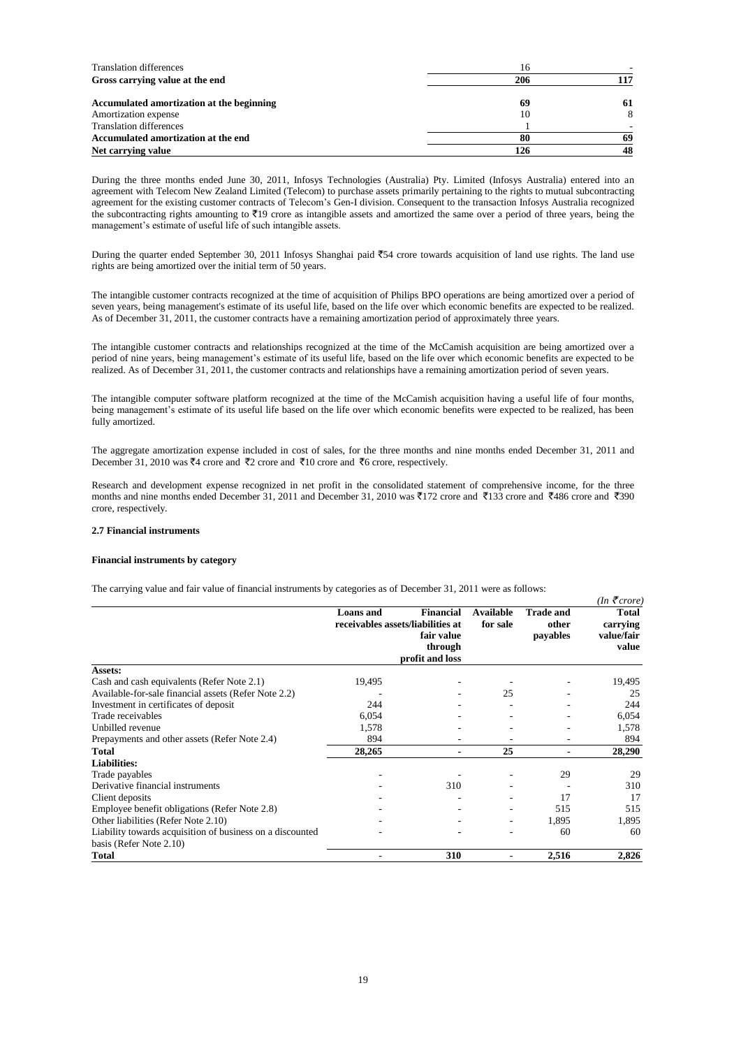| | | |
|---|---|---|
| Translation differences | 16 | - |
| **Gross carrying value at the end** | **206** | **117** |
| **Accumulated amortization at the beginning** | **69** | **61** |
| Amortization expense | 10 | 8 |
| Translation differences | 1 | - |
| **Accumulated amortization at the end** | **80** | **69** |
| **Net carrying value** | **126** | **48** |

During the three months ended June 30, 2011, Infosys Technologies (Australia) Pty. Limited (Infosys Australia) entered into an agreement with Telecom New Zealand Limited (Telecom) to purchase assets primarily pertaining to the rights to mutual subcontracting agreement for the existing customer contracts of Telecom's Gen-I division. Consequent to the transaction Infosys Australia recognized the subcontracting rights amounting to ₹19 crore as intangible assets and amortized the same over a period of three years, being the management's estimate of useful life of such intangible assets.

During the quarter ended September 30, 2011 Infosys Shanghai paid ₹54 crore towards acquisition of land use rights. The land use rights are being amortized over the initial term of 50 years.

The intangible customer contracts recognized at the time of acquisition of Philips BPO operations are being amortized over a period of seven years, being management's estimate of its useful life, based on the life over which economic benefits are expected to be realized. As of December 31, 2011, the customer contracts have a remaining amortization period of approximately three years.

The intangible customer contracts and relationships recognized at the time of the McCamish acquisition are being amortized over a period of nine years, being management's estimate of its useful life, based on the life over which economic benefits are expected to be realized. As of December 31, 2011, the customer contracts and relationships have a remaining amortization period of seven years.

The intangible computer software platform recognized at the time of the McCamish acquisition having a useful life of four months, being management's estimate of its useful life based on the life over which economic benefits were expected to be realized, has been fully amortized.

The aggregate amortization expense included in cost of sales, for the three months and nine months ended December 31, 2011 and December 31, 2010 was ₹4 crore and ₹2 crore and ₹10 crore and ₹6 crore, respectively.

Research and development expense recognized in net profit in the consolidated statement of comprehensive income, for the three months and nine months ended December 31, 2011 and December 31, 2010 was ₹172 crore and ₹133 crore and ₹486 crore and ₹390 crore, respectively.

### 2.7 Financial instruments

#### Financial instruments by category

The carrying value and fair value of financial instruments by categories as of December 31, 2011 were as follows:

*(In ₹ crore)*

| | Loans and receivables | Financial assets/liabilities at fair value through profit and loss | Available for sale | Trade and other payables | Total carrying value/fair value |
|---|---|---|---|---|---|
| **Assets:** | | | | | |
| Cash and cash equivalents (Refer Note 2.1) | 19,495 | - | - | - | 19,495 |
| Available-for-sale financial assets (Refer Note 2.2) | - | - | 25 | - | 25 |
| Investment in certificates of deposit | 244 | - | - | - | 244 |
| Trade receivables | 6,054 | - | - | - | 6,054 |
| Unbilled revenue | 1,578 | - | - | - | 1,578 |
| Prepayments and other assets (Refer Note 2.4) | 894 | - | - | - | 894 |
| **Total** | **28,265** | **-** | **25** | **-** | **28,290** |
| **Liabilities:** | | | | | |
| Trade payables | - | - | - | 29 | 29 |
| Derivative financial instruments | - | 310 | - | - | 310 |
| Client deposits | - | - | - | 17 | 17 |
| Employee benefit obligations (Refer Note 2.8) | - | - | - | 515 | 515 |
| Other liabilities (Refer Note 2.10) | - | - | - | 1,895 | 1,895 |
| Liability towards acquisition of business on a discounted basis (Refer Note 2.10) | - | - | - | 60 | 60 |
| **Total** | **-** | **310** | **-** | **2,516** | **2,826** |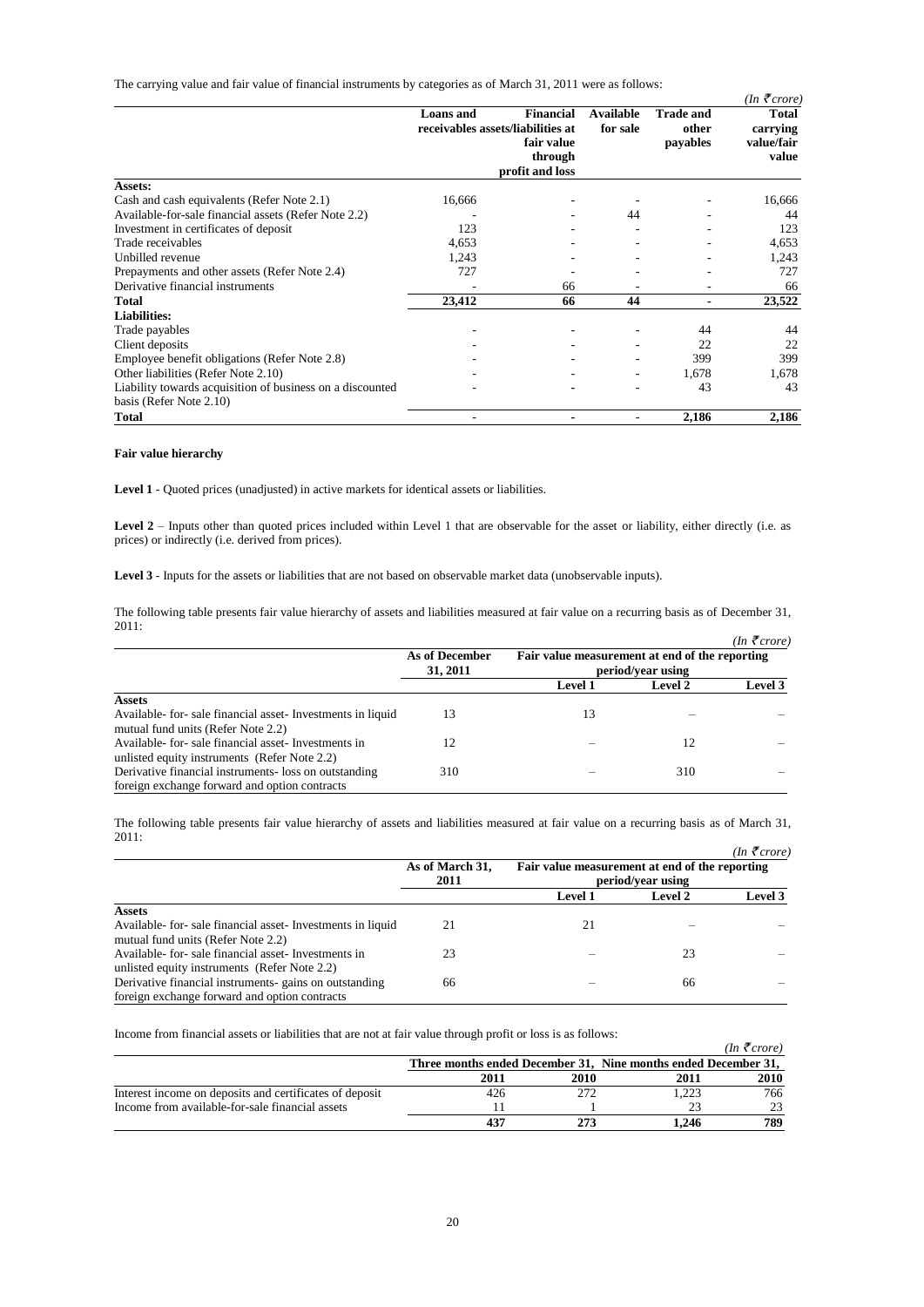The carrying value and fair value of financial instruments by categories as of March 31, 2011 were as follows:

*(In ₹ crore)*

| | Loans and receivables | Financial assets/liabilities at fair value through profit and loss | Available for sale | Trade and other payables | Total carrying value/fair value |
|---|---|---|---|---|---|
| **Assets:** | | | | | |
| Cash and cash equivalents (Refer Note 2.1) | 16,666 | - | - | - | 16,666 |
| Available-for-sale financial assets (Refer Note 2.2) | - | - | 44 | - | 44 |
| Investment in certificates of deposit | 123 | - | - | - | 123 |
| Trade receivables | 4,653 | - | - | - | 4,653 |
| Unbilled revenue | 1,243 | - | - | - | 1,243 |
| Prepayments and other assets (Refer Note 2.4) | 727 | - | - | - | 727 |
| Derivative financial instruments | - | 66 | - | - | 66 |
| **Total** | **23,412** | **66** | **44** | **-** | **23,522** |
| **Liabilities:** | | | | | |
| Trade payables | - | - | - | 44 | 44 |
| Client deposits | - | - | - | 22 | 22 |
| Employee benefit obligations (Refer Note 2.8) | - | - | - | 399 | 399 |
| Other liabilities (Refer Note 2.10) | - | - | - | 1,678 | 1,678 |
| Liability towards acquisition of business on a discounted basis (Refer Note 2.10) | - | - | - | 43 | 43 |
| **Total** | **-** | **-** | **-** | **2,186** | **2,186** |

**Fair value hierarchy**

**Level 1** - Quoted prices (unadjusted) in active markets for identical assets or liabilities.

**Level 2** – Inputs other than quoted prices included within Level 1 that are observable for the asset or liability, either directly (i.e. as prices) or indirectly (i.e. derived from prices).

**Level 3** - Inputs for the assets or liabilities that are not based on observable market data (unobservable inputs).

The following table presents fair value hierarchy of assets and liabilities measured at fair value on a recurring basis as of December 31, 2011:

*(In ₹ crore)*

| | As of December 31, 2011 | Fair value measurement at end of the reporting period/year using | | |
|---|---|---|---|---|
| | | Level 1 | Level 2 | Level 3 |
| **Assets** | | | | |
| Available- for- sale financial asset- Investments in liquid mutual fund units (Refer Note 2.2) | 13 | 13 | – | – |
| Available- for- sale financial asset- Investments in unlisted equity instruments (Refer Note 2.2) | 12 | – | 12 | – |
| Derivative financial instruments- loss on outstanding foreign exchange forward and option contracts | 310 | – | 310 | – |

The following table presents fair value hierarchy of assets and liabilities measured at fair value on a recurring basis as of March 31, 2011:

*(In ₹ crore)*

| | As of March 31, 2011 | Fair value measurement at end of the reporting period/year using | | |
|---|---|---|---|---|
| | | Level 1 | Level 2 | Level 3 |
| **Assets** | | | | |
| Available- for- sale financial asset- Investments in liquid mutual fund units (Refer Note 2.2) | 21 | 21 | – | – |
| Available- for- sale financial asset- Investments in unlisted equity instruments (Refer Note 2.2) | 23 | – | 23 | – |
| Derivative financial instruments- gains on outstanding foreign exchange forward and option contracts | 66 | – | 66 | – |

Income from financial assets or liabilities that are not at fair value through profit or loss is as follows:

*(In ₹ crore)*

| | Three months ended December 31, | | Nine months ended December 31, | |
|---|---|---|---|---|
| | 2011 | 2010 | 2011 | 2010 |
| Interest income on deposits and certificates of deposit | 426 | 272 | 1,223 | 766 |
| Income from available-for-sale financial assets | 11 | 1 | 23 | 23 |
| | **437** | **273** | **1,246** | **789** |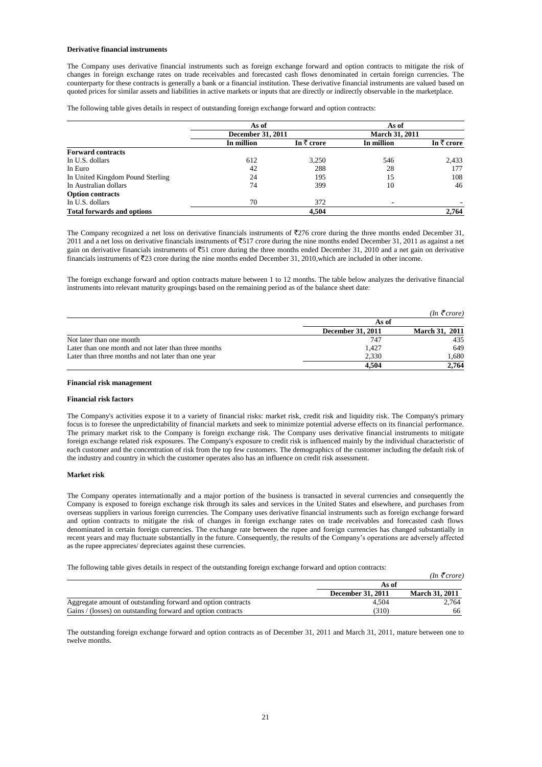**Derivative financial instruments**

The Company uses derivative financial instruments such as foreign exchange forward and option contracts to mitigate the risk of changes in foreign exchange rates on trade receivables and forecasted cash flows denominated in certain foreign currencies. The counterparty for these contracts is generally a bank or a financial institution. These derivative financial instruments are valued based on quoted prices for similar assets and liabilities in active markets or inputs that are directly or indirectly observable in the marketplace.

The following table gives details in respect of outstanding foreign exchange forward and option contracts:

| | As of December 31, 2011 | | As of March 31, 2011 | |
|---|---|---|---|---|
| | In million | In ₹ crore | In million | In ₹ crore |
| **Forward contracts** | | | | |
| In U.S. dollars | 612 | 3,250 | 546 | 2,433 |
| In Euro | 42 | 288 | 28 | 177 |
| In United Kingdom Pound Sterling | 24 | 195 | 15 | 108 |
| In Australian dollars | 74 | 399 | 10 | 46 |
| **Option contracts** | | | | |
| In U.S. dollars | 70 | 372 | - | - |
| **Total forwards and options** | | **4,504** | | **2,764** |

The Company recognized a net loss on derivative financials instruments of ₹276 crore during the three months ended December 31, 2011 and a net loss on derivative financials instruments of ₹517 crore during the nine months ended December 31, 2011 as against a net gain on derivative financials instruments of ₹51 crore during the three months ended December 31, 2010 and a net gain on derivative financials instruments of ₹23 crore during the nine months ended December 31, 2010,which are included in other income.

The foreign exchange forward and option contracts mature between 1 to 12 months. The table below analyzes the derivative financial instruments into relevant maturity groupings based on the remaining period as of the balance sheet date:

*(In ₹crore)*

| | As of | |
|---|---|---|
| | **December 31, 2011** | **March 31, 2011** |
| Not later than one month | 747 | 435 |
| Later than one month and not later than three months | 1,427 | 649 |
| Later than three months and not later than one year | 2,330 | 1,680 |
| | **4,504** | **2,764** |

**Financial risk management**

**Financial risk factors**

The Company's activities expose it to a variety of financial risks: market risk, credit risk and liquidity risk. The Company's primary focus is to foresee the unpredictability of financial markets and seek to minimize potential adverse effects on its financial performance. The primary market risk to the Company is foreign exchange risk. The Company uses derivative financial instruments to mitigate foreign exchange related risk exposures. The Company's exposure to credit risk is influenced mainly by the individual characteristic of each customer and the concentration of risk from the top few customers. The demographics of the customer including the default risk of the industry and country in which the customer operates also has an influence on credit risk assessment.

**Market risk**

The Company operates internationally and a major portion of the business is transacted in several currencies and consequently the Company is exposed to foreign exchange risk through its sales and services in the United States and elsewhere, and purchases from overseas suppliers in various foreign currencies. The Company uses derivative financial instruments such as foreign exchange forward and option contracts to mitigate the risk of changes in foreign exchange rates on trade receivables and forecasted cash flows denominated in certain foreign currencies. The exchange rate between the rupee and foreign currencies has changed substantially in recent years and may fluctuate substantially in the future. Consequently, the results of the Company's operations are adversely affected as the rupee appreciates/ depreciates against these currencies.

The following table gives details in respect of the outstanding foreign exchange forward and option contracts:

*(In ₹crore)*

| | As of | |
|---|---|---|
| | **December 31, 2011** | **March 31, 2011** |
| Aggregate amount of outstanding forward and option contracts | 4,504 | 2,764 |
| Gains / (losses) on outstanding forward and option contracts | (310) | 66 |

The outstanding foreign exchange forward and option contracts as of December 31, 2011 and March 31, 2011, mature between one to twelve months.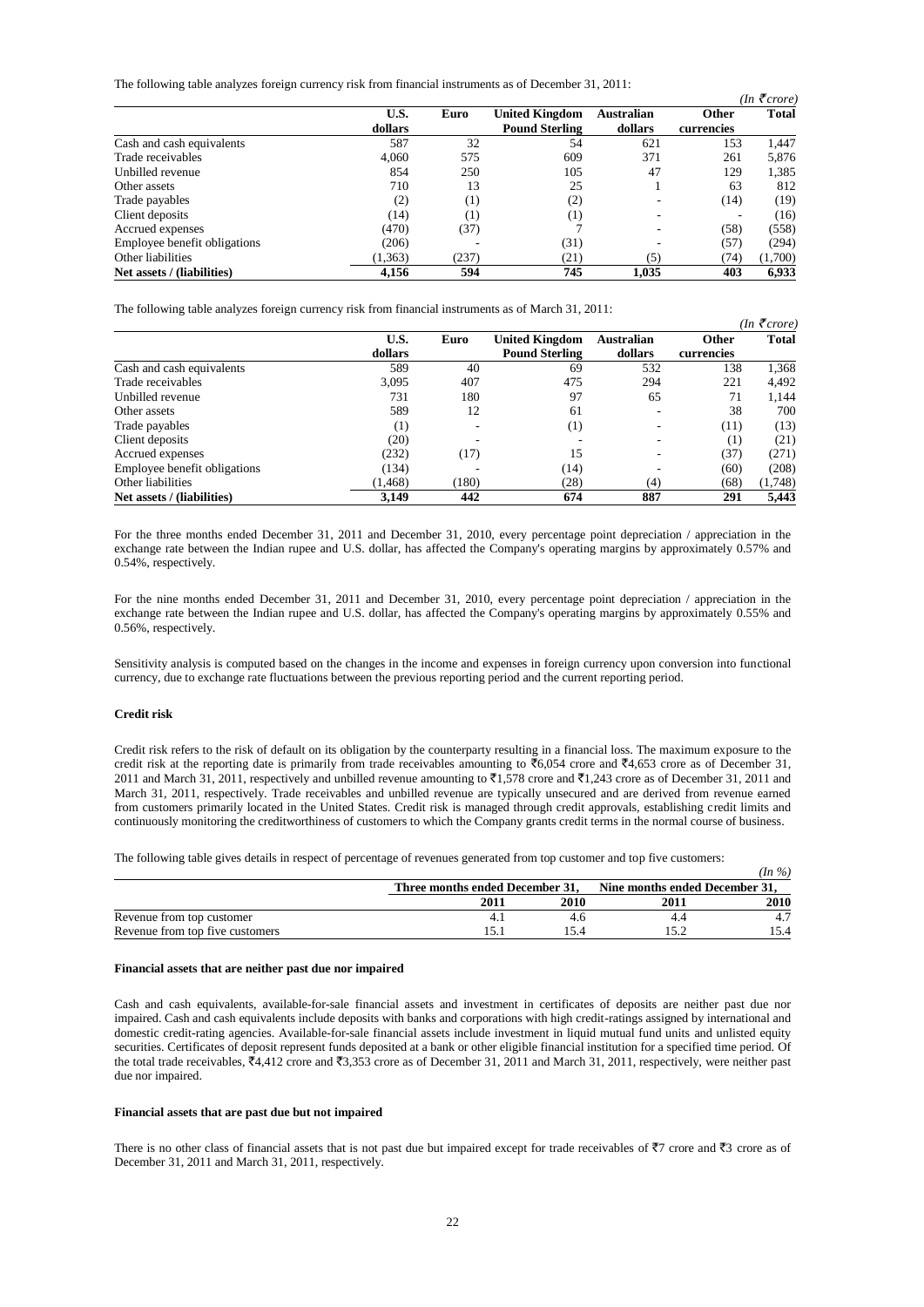The following table analyzes foreign currency risk from financial instruments as of December 31, 2011:

*(In ₹crore)*

| | U.S. dollars | Euro | United Kingdom Pound Sterling | Australian dollars | Other currencies | Total |
|---|---|---|---|---|---|---|
| Cash and cash equivalents | 587 | 32 | 54 | 621 | 153 | 1,447 |
| Trade receivables | 4,060 | 575 | 609 | 371 | 261 | 5,876 |
| Unbilled revenue | 854 | 250 | 105 | 47 | 129 | 1,385 |
| Other assets | 710 | 13 | 25 | 1 | 63 | 812 |
| Trade payables | (2) | (1) | (2) | - | (14) | (19) |
| Client deposits | (14) | (1) | (1) | - | - | (16) |
| Accrued expenses | (470) | (37) | 7 | - | (58) | (558) |
| Employee benefit obligations | (206) | - | (31) | - | (57) | (294) |
| Other liabilities | (1,363) | (237) | (21) | (5) | (74) | (1,700) |
| **Net assets / (liabilities)** | **4,156** | **594** | **745** | **1,035** | **403** | **6,933** |

The following table analyzes foreign currency risk from financial instruments as of March 31, 2011:

*(In ₹crore)*

| | U.S. dollars | Euro | United Kingdom Pound Sterling | Australian dollars | Other currencies | Total |
|---|---|---|---|---|---|---|
| Cash and cash equivalents | 589 | 40 | 69 | 532 | 138 | 1,368 |
| Trade receivables | 3,095 | 407 | 475 | 294 | 221 | 4,492 |
| Unbilled revenue | 731 | 180 | 97 | 65 | 71 | 1,144 |
| Other assets | 589 | 12 | 61 | - | 38 | 700 |
| Trade payables | (1) | - | (1) | - | (11) | (13) |
| Client deposits | (20) | - | - | - | (1) | (21) |
| Accrued expenses | (232) | (17) | 15 | - | (37) | (271) |
| Employee benefit obligations | (134) | - | (14) | - | (60) | (208) |
| Other liabilities | (1,468) | (180) | (28) | (4) | (68) | (1,748) |
| **Net assets / (liabilities)** | **3,149** | **442** | **674** | **887** | **291** | **5,443** |

For the three months ended December 31, 2011 and December 31, 2010, every percentage point depreciation / appreciation in the exchange rate between the Indian rupee and U.S. dollar, has affected the Company's operating margins by approximately 0.57% and 0.54%, respectively.

For the nine months ended December 31, 2011 and December 31, 2010, every percentage point depreciation / appreciation in the exchange rate between the Indian rupee and U.S. dollar, has affected the Company's operating margins by approximately 0.55% and 0.56%, respectively.

Sensitivity analysis is computed based on the changes in the income and expenses in foreign currency upon conversion into functional currency, due to exchange rate fluctuations between the previous reporting period and the current reporting period.

**Credit risk**

Credit risk refers to the risk of default on its obligation by the counterparty resulting in a financial loss. The maximum exposure to the credit risk at the reporting date is primarily from trade receivables amounting to ₹6,054 crore and ₹4,653 crore as of December 31, 2011 and March 31, 2011, respectively and unbilled revenue amounting to ₹1,578 crore and ₹1,243 crore as of December 31, 2011 and March 31, 2011, respectively. Trade receivables and unbilled revenue are typically unsecured and are derived from revenue earned from customers primarily located in the United States. Credit risk is managed through credit approvals, establishing credit limits and continuously monitoring the creditworthiness of customers to which the Company grants credit terms in the normal course of business.

The following table gives details in respect of percentage of revenues generated from top customer and top five customers:

*(In %)*

| | Three months ended December 31, | | Nine months ended December 31, | |
|---|---|---|---|---|
| | 2011 | 2010 | 2011 | 2010 |
| Revenue from top customer | 4.1 | 4.6 | 4.4 | 4.7 |
| Revenue from top five customers | 15.1 | 15.4 | 15.2 | 15.4 |

**Financial assets that are neither past due nor impaired**

Cash and cash equivalents, available-for-sale financial assets and investment in certificates of deposits are neither past due nor impaired. Cash and cash equivalents include deposits with banks and corporations with high credit-ratings assigned by international and domestic credit-rating agencies. Available-for-sale financial assets include investment in liquid mutual fund units and unlisted equity securities. Certificates of deposit represent funds deposited at a bank or other eligible financial institution for a specified time period. Of the total trade receivables, ₹4,412 crore and ₹3,353 crore as of December 31, 2011 and March 31, 2011, respectively, were neither past due nor impaired.

**Financial assets that are past due but not impaired**

There is no other class of financial assets that is not past due but impaired except for trade receivables of ₹7 crore and ₹3 crore as of December 31, 2011 and March 31, 2011, respectively.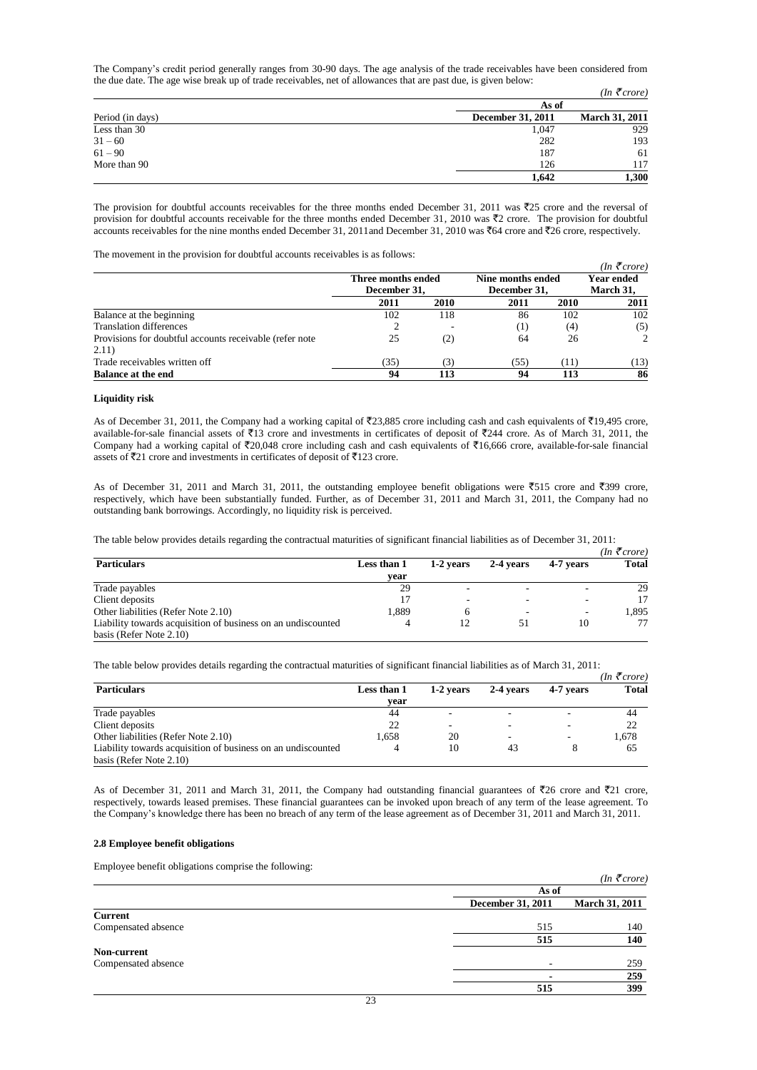The Company's credit period generally ranges from 30-90 days. The age analysis of the trade receivables have been considered from the due date. The age wise break up of trade receivables, net of allowances that are past due, is given below:

*(In ₹crore)*

| Period (in days) | As of December 31, 2011 | As of March 31, 2011 |
|---|---|---|
| Less than 30 | 1,047 | 929 |
| 31 – 60 | 282 | 193 |
| 61 – 90 | 187 | 61 |
| More than 90 | 126 | 117 |
| | **1,642** | **1,300** |

The provision for doubtful accounts receivables for the three months ended December 31, 2011 was ₹25 crore and the reversal of provision for doubtful accounts receivable for the three months ended December 31, 2010 was ₹2 crore. The provision for doubtful accounts receivables for the nine months ended December 31, 2011and December 31, 2010 was ₹64 crore and ₹26 crore, respectively.

The movement in the provision for doubtful accounts receivables is as follows:

*(In ₹crore)*

| | Three months ended December 31, | | Nine months ended December 31, | | Year ended March 31, |
|---|---|---|---|---|---|
| | **2011** | **2010** | **2011** | **2010** | **2011** |
| Balance at the beginning | 102 | 118 | 86 | 102 | 102 |
| Translation differences | 2 | - | (1) | (4) | (5) |
| Provisions for doubtful accounts receivable (refer note 2.11) | 25 | (2) | 64 | 26 | 2 |
| Trade receivables written off | (35) | (3) | (55) | (11) | (13) |
| **Balance at the end** | **94** | **113** | **94** | **113** | **86** |

**Liquidity risk**

As of December 31, 2011, the Company had a working capital of ₹23,885 crore including cash and cash equivalents of ₹19,495 crore, available-for-sale financial assets of ₹13 crore and investments in certificates of deposit of ₹244 crore. As of March 31, 2011, the Company had a working capital of ₹20,048 crore including cash and cash equivalents of ₹16,666 crore, available-for-sale financial assets of ₹21 crore and investments in certificates of deposit of ₹123 crore.

As of December 31, 2011 and March 31, 2011, the outstanding employee benefit obligations were ₹515 crore and ₹399 crore, respectively, which have been substantially funded. Further, as of December 31, 2011 and March 31, 2011, the Company had no outstanding bank borrowings. Accordingly, no liquidity risk is perceived.

The table below provides details regarding the contractual maturities of significant financial liabilities as of December 31, 2011:

*(In ₹crore)*

| Particulars | Less than 1 year | 1-2 years | 2-4 years | 4-7 years | Total |
|---|---|---|---|---|---|
| Trade payables | 29 | - | - | - | 29 |
| Client deposits | 17 | - | - | - | 17 |
| Other liabilities (Refer Note 2.10) | 1,889 | 6 | - | - | 1,895 |
| Liability towards acquisition of business on an undiscounted basis (Refer Note 2.10) | 4 | 12 | 51 | 10 | 77 |

The table below provides details regarding the contractual maturities of significant financial liabilities as of March 31, 2011:

*(In ₹crore)*

| Particulars | Less than 1 year | 1-2 years | 2-4 years | 4-7 years | Total |
|---|---|---|---|---|---|
| Trade payables | 44 | - | - | - | 44 |
| Client deposits | 22 | - | - | - | 22 |
| Other liabilities (Refer Note 2.10) | 1,658 | 20 | - | - | 1,678 |
| Liability towards acquisition of business on an undiscounted basis (Refer Note 2.10) | 4 | 10 | 43 | 8 | 65 |

As of December 31, 2011 and March 31, 2011, the Company had outstanding financial guarantees of ₹26 crore and ₹21 crore, respectively, towards leased premises. These financial guarantees can be invoked upon breach of any term of the lease agreement. To the Company's knowledge there has been no breach of any term of the lease agreement as of December 31, 2011 and March 31, 2011.

### 2.8 Employee benefit obligations

Employee benefit obligations comprise the following:

*(In ₹crore)*

| | As of December 31, 2011 | As of March 31, 2011 |
|---|---|---|
| **Current** | | |
| Compensated absence | 515 | 140 |
| | **515** | **140** |
| **Non-current** | | |
| Compensated absence | - | 259 |
| | **-** | **259** |
| | **515** | **399** |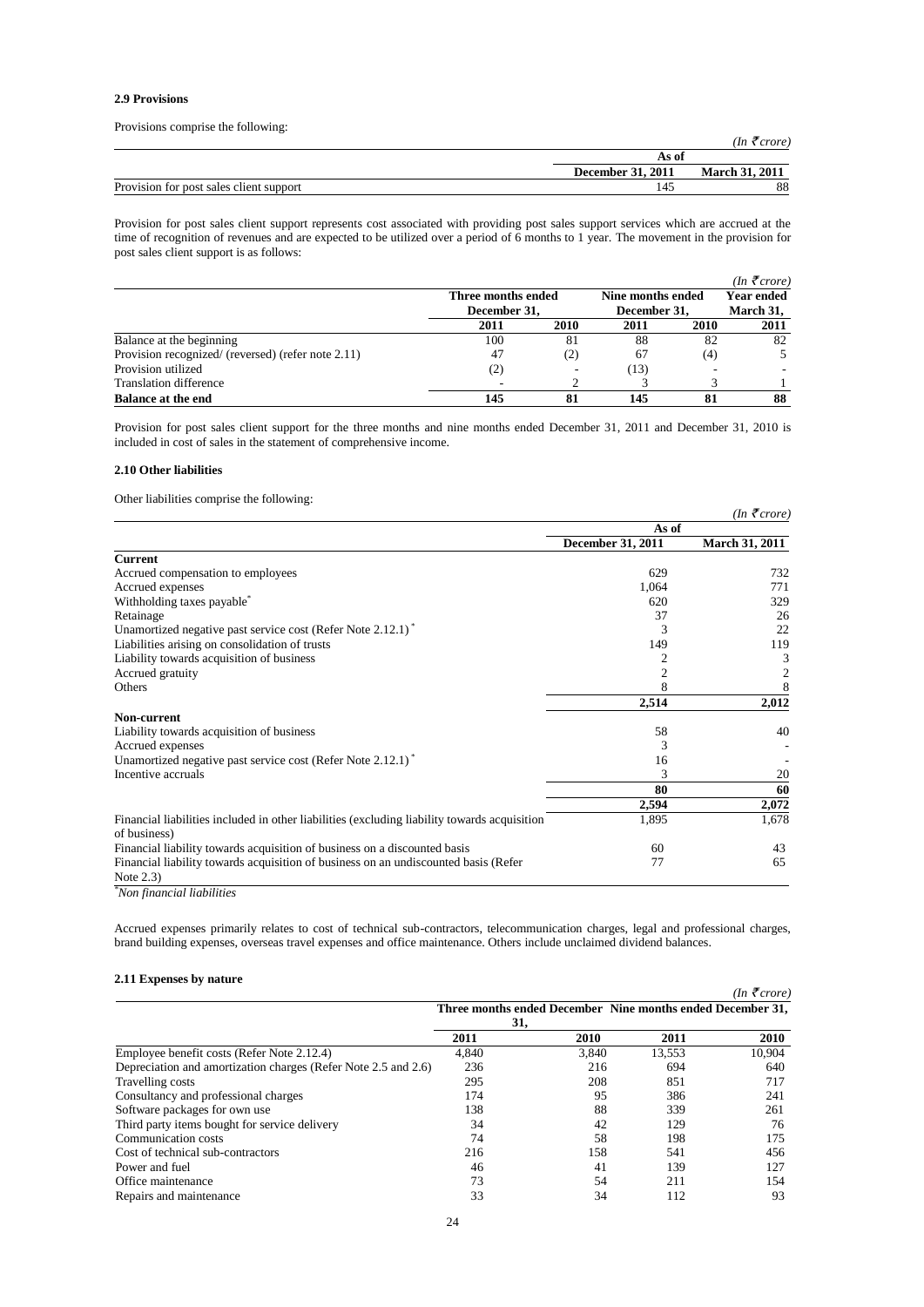### 2.9 Provisions

Provisions comprise the following:

*(In ₹ crore)*

| | As of | |
|---|---|---|
| | December 31, 2011 | March 31, 2011 |
| Provision for post sales client support | 145 | 88 |

Provision for post sales client support represents cost associated with providing post sales support services which are accrued at the time of recognition of revenues and are expected to be utilized over a period of 6 months to 1 year. The movement in the provision for post sales client support is as follows:

*(In ₹ crore)*

| | Three months ended December 31, | | Nine months ended December 31, | | Year ended March 31, |
|---|---|---|---|---|---|
| | 2011 | 2010 | 2011 | 2010 | 2011 |
| Balance at the beginning | 100 | 81 | 88 | 82 | 82 |
| Provision recognized/ (reversed) (refer note 2.11) | 47 | (2) | 67 | (4) | 5 |
| Provision utilized | (2) | - | (13) | - | - |
| Translation difference | - | 2 | 3 | 3 | 1 |
| **Balance at the end** | **145** | **81** | **145** | **81** | **88** |

Provision for post sales client support for the three months and nine months ended December 31, 2011 and December 31, 2010 is included in cost of sales in the statement of comprehensive income.

### 2.10 Other liabilities

Other liabilities comprise the following:

*(In ₹ crore)*

| | As of | |
|---|---|---|
| | December 31, 2011 | March 31, 2011 |
| **Current** | | |
| Accrued compensation to employees | 629 | 732 |
| Accrued expenses | 1,064 | 771 |
| Withholding taxes payable* | 620 | 329 |
| Retainage | 37 | 26 |
| Unamortized negative past service cost (Refer Note 2.12.1)* | 3 | 22 |
| Liabilities arising on consolidation of trusts | 149 | 119 |
| Liability towards acquisition of business | 2 | 3 |
| Accrued gratuity | 2 | 2 |
| Others | 8 | 8 |
| | **2,514** | **2,012** |
| **Non-current** | | |
| Liability towards acquisition of business | 58 | 40 |
| Accrued expenses | 3 | - |
| Unamortized negative past service cost (Refer Note 2.12.1)* | 16 | - |
| Incentive accruals | 3 | 20 |
| | **80** | **60** |
| | **2,594** | **2,072** |
| Financial liabilities included in other liabilities (excluding liability towards acquisition of business) | 1,895 | 1,678 |
| Financial liability towards acquisition of business on a discounted basis | 60 | 43 |
| Financial liability towards acquisition of business on an undiscounted basis (Refer Note 2.3) | 77 | 65 |

*\*Non financial liabilities*

Accrued expenses primarily relates to cost of technical sub-contractors, telecommunication charges, legal and professional charges, brand building expenses, overseas travel expenses and office maintenance. Others include unclaimed dividend balances.

### 2.11 Expenses by nature

*(In ₹ crore)*

| | Three months ended December 31, | | Nine months ended December 31, | |
|---|---|---|---|---|
| | 2011 | 2010 | 2011 | 2010 |
| Employee benefit costs (Refer Note 2.12.4) | 4,840 | 3,840 | 13,553 | 10,904 |
| Depreciation and amortization charges (Refer Note 2.5 and 2.6) | 236 | 216 | 694 | 640 |
| Travelling costs | 295 | 208 | 851 | 717 |
| Consultancy and professional charges | 174 | 95 | 386 | 241 |
| Software packages for own use | 138 | 88 | 339 | 261 |
| Third party items bought for service delivery | 34 | 42 | 129 | 76 |
| Communication costs | 74 | 58 | 198 | 175 |
| Cost of technical sub-contractors | 216 | 158 | 541 | 456 |
| Power and fuel | 46 | 41 | 139 | 127 |
| Office maintenance | 73 | 54 | 211 | 154 |
| Repairs and maintenance | 33 | 34 | 112 | 93 |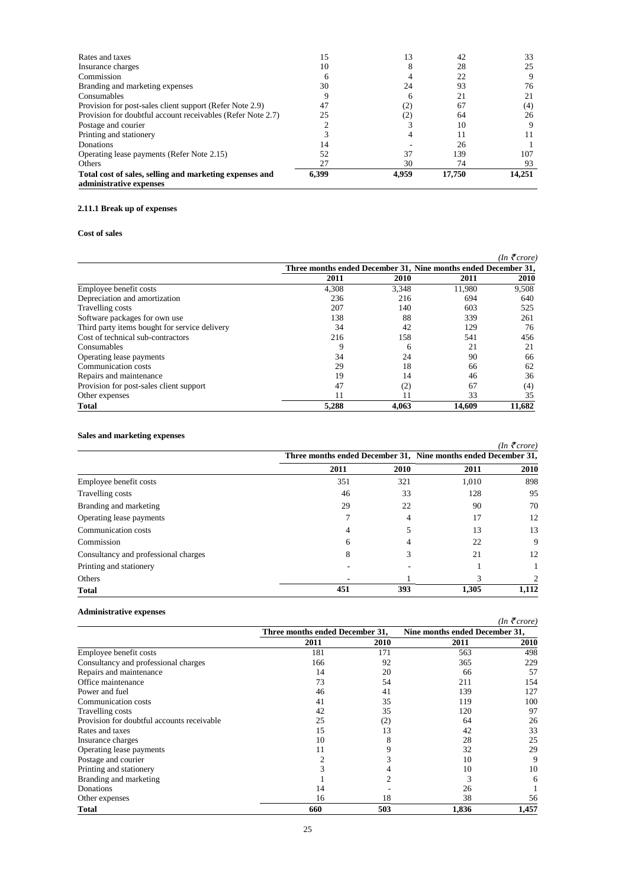| | | | | |
|---|---|---|---|---|
| Rates and taxes | 15 | 13 | 42 | 33 |
| Insurance charges | 10 | 8 | 28 | 25 |
| Commission | 6 | 4 | 22 | 9 |
| Branding and marketing expenses | 30 | 24 | 93 | 76 |
| Consumables | 9 | 6 | 21 | 21 |
| Provision for post-sales client support (Refer Note 2.9) | 47 | (2) | 67 | (4) |
| Provision for doubtful account receivables (Refer Note 2.7) | 25 | (2) | 64 | 26 |
| Postage and courier | 2 | 3 | 10 | 9 |
| Printing and stationery | 3 | 4 | 11 | 11 |
| Donations | 14 | - | 26 | 1 |
| Operating lease payments (Refer Note 2.15) | 52 | 37 | 139 | 107 |
| Others | 27 | 30 | 74 | 93 |
| **Total cost of sales, selling and marketing expenses and administrative expenses** | **6,399** | **4,959** | **17,750** | **14,251** |

**2.11.1 Break up of expenses**

**Cost of sales**

*(In ₹ crore)*

| | Three months ended December 31, | | Nine months ended December 31, | |
|---|---|---|---|---|
| | **2011** | **2010** | **2011** | **2010** |
| Employee benefit costs | 4,308 | 3,348 | 11,980 | 9,508 |
| Depreciation and amortization | 236 | 216 | 694 | 640 |
| Travelling costs | 207 | 140 | 603 | 525 |
| Software packages for own use | 138 | 88 | 339 | 261 |
| Third party items bought for service delivery | 34 | 42 | 129 | 76 |
| Cost of technical sub-contractors | 216 | 158 | 541 | 456 |
| Consumables | 9 | 6 | 21 | 21 |
| Operating lease payments | 34 | 24 | 90 | 66 |
| Communication costs | 29 | 18 | 66 | 62 |
| Repairs and maintenance | 19 | 14 | 46 | 36 |
| Provision for post-sales client support | 47 | (2) | 67 | (4) |
| Other expenses | 11 | 11 | 33 | 35 |
| **Total** | **5,288** | **4,063** | **14,609** | **11,682** |

**Sales and marketing expenses**

*(In ₹ crore)*

| | Three months ended December 31, | | Nine months ended December 31, | |
|---|---|---|---|---|
| | **2011** | **2010** | **2011** | **2010** |
| Employee benefit costs | 351 | 321 | 1,010 | 898 |
| Travelling costs | 46 | 33 | 128 | 95 |
| Branding and marketing | 29 | 22 | 90 | 70 |
| Operating lease payments | 7 | 4 | 17 | 12 |
| Communication costs | 4 | 5 | 13 | 13 |
| Commission | 6 | 4 | 22 | 9 |
| Consultancy and professional charges | 8 | 3 | 21 | 12 |
| Printing and stationery | - | - | 1 | 1 |
| Others | - | 1 | 3 | 2 |
| **Total** | **451** | **393** | **1,305** | **1,112** |

**Administrative expenses**

*(In ₹ crore)*

| | Three months ended December 31, | | Nine months ended December 31, | |
|---|---|---|---|---|
| | **2011** | **2010** | **2011** | **2010** |
| Employee benefit costs | 181 | 171 | 563 | 498 |
| Consultancy and professional charges | 166 | 92 | 365 | 229 |
| Repairs and maintenance | 14 | 20 | 66 | 57 |
| Office maintenance | 73 | 54 | 211 | 154 |
| Power and fuel | 46 | 41 | 139 | 127 |
| Communication costs | 41 | 35 | 119 | 100 |
| Travelling costs | 42 | 35 | 120 | 97 |
| Provision for doubtful accounts receivable | 25 | (2) | 64 | 26 |
| Rates and taxes | 15 | 13 | 42 | 33 |
| Insurance charges | 10 | 8 | 28 | 25 |
| Operating lease payments | 11 | 9 | 32 | 29 |
| Postage and courier | 2 | 3 | 10 | 9 |
| Printing and stationery | 3 | 4 | 10 | 10 |
| Branding and marketing | 1 | 2 | 3 | 6 |
| Donations | 14 | - | 26 | 1 |
| Other expenses | 16 | 18 | 38 | 56 |
| **Total** | **660** | **503** | **1,836** | **1,457** |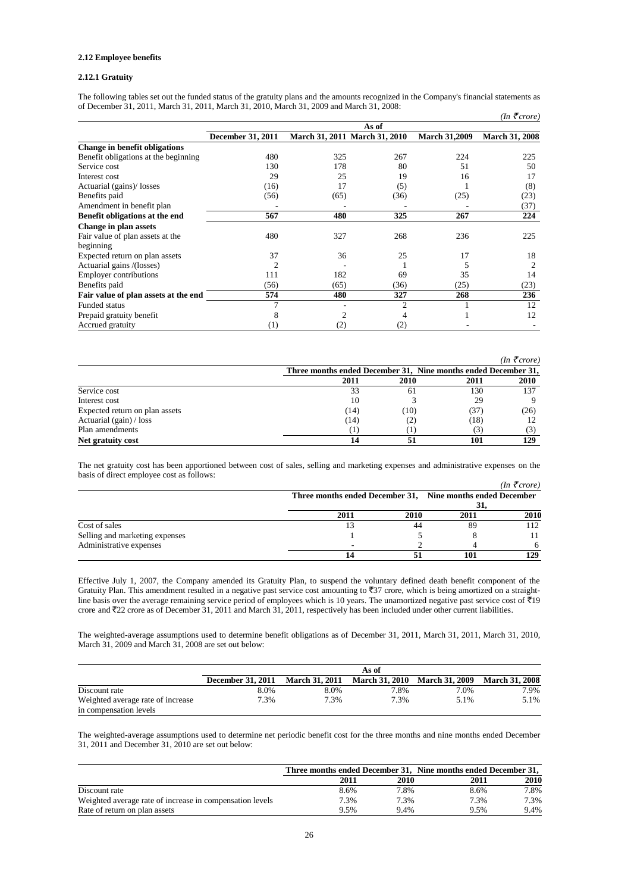**2.12 Employee benefits**

**2.12.1 Gratuity**

The following tables set out the funded status of the gratuity plans and the amounts recognized in the Company's financial statements as of December 31, 2011, March 31, 2011, March 31, 2010, March 31, 2009 and March 31, 2008:

*(In ₹crore)*

| | As of | | | | |
|---|---|---|---|---|---|
| | **December 31, 2011** | **March 31, 2011** | **March 31, 2010** | **March 31,2009** | **March 31, 2008** |
| **Change in benefit obligations** | | | | | |
| Benefit obligations at the beginning | 480 | 325 | 267 | 224 | 225 |
| Service cost | 130 | 178 | 80 | 51 | 50 |
| Interest cost | 29 | 25 | 19 | 16 | 17 |
| Actuarial (gains)/ losses | (16) | 17 | (5) | 1 | (8) |
| Benefits paid | (56) | (65) | (36) | (25) | (23) |
| Amendment in benefit plan | - | - | - | - | (37) |
| **Benefit obligations at the end** | **567** | **480** | **325** | **267** | **224** |
| **Change in plan assets** | | | | | |
| Fair value of plan assets at the beginning | 480 | 327 | 268 | 236 | 225 |
| Expected return on plan assets | 37 | 36 | 25 | 17 | 18 |
| Actuarial gains /(losses) | 2 | - | 1 | 5 | 2 |
| Employer contributions | 111 | 182 | 69 | 35 | 14 |
| Benefits paid | (56) | (65) | (36) | (25) | (23) |
| **Fair value of plan assets at the end** | **574** | **480** | **327** | **268** | **236** |
| Funded status | 7 | - | 2 | 1 | 12 |
| Prepaid gratuity benefit | 8 | 2 | 4 | 1 | 12 |
| Accrued gratuity | (1) | (2) | (2) | - | - |

*(In ₹crore)*

| | Three months ended December 31, | | Nine months ended December 31, | |
|---|---|---|---|---|
| | **2011** | **2010** | **2011** | **2010** |
| Service cost | 33 | 61 | 130 | 137 |
| Interest cost | 10 | 3 | 29 | 9 |
| Expected return on plan assets | (14) | (10) | (37) | (26) |
| Actuarial (gain) / loss | (14) | (2) | (18) | 12 |
| Plan amendments | (1) | (1) | (3) | (3) |
| **Net gratuity cost** | **14** | **51** | **101** | **129** |

The net gratuity cost has been apportioned between cost of sales, selling and marketing expenses and administrative expenses on the basis of direct employee cost as follows:

*(In ₹crore)*

| | Three months ended December 31, | | Nine months ended December 31, | |
|---|---|---|---|---|
| | **2011** | **2010** | **2011** | **2010** |
| Cost of sales | 13 | 44 | 89 | 112 |
| Selling and marketing expenses | 1 | 5 | 8 | 11 |
| Administrative expenses | - | 2 | 4 | 6 |
| | **14** | **51** | **101** | **129** |

Effective July 1, 2007, the Company amended its Gratuity Plan, to suspend the voluntary defined death benefit component of the Gratuity Plan. This amendment resulted in a negative past service cost amounting to ₹37 crore, which is being amortized on a straight-line basis over the average remaining service period of employees which is 10 years. The unamortized negative past service cost of ₹19 crore and ₹22 crore as of December 31, 2011 and March 31, 2011, respectively has been included under other current liabilities.

The weighted-average assumptions used to determine benefit obligations as of December 31, 2011, March 31, 2011, March 31, 2010, March 31, 2009 and March 31, 2008 are set out below:

| | As of | | | | |
|---|---|---|---|---|---|
| | **December 31, 2011** | **March 31, 2011** | **March 31, 2010** | **March 31, 2009** | **March 31, 2008** |
| Discount rate | 8.0% | 8.0% | 7.8% | 7.0% | 7.9% |
| Weighted average rate of increase in compensation levels | 7.3% | 7.3% | 7.3% | 5.1% | 5.1% |

The weighted-average assumptions used to determine net periodic benefit cost for the three months and nine months ended December 31, 2011 and December 31, 2010 are set out below:

| | Three months ended December 31, | | Nine months ended December 31, | |
|---|---|---|---|---|
| | **2011** | **2010** | **2011** | **2010** |
| Discount rate | 8.6% | 7.8% | 8.6% | 7.8% |
| Weighted average rate of increase in compensation levels | 7.3% | 7.3% | 7.3% | 7.3% |
| Rate of return on plan assets | 9.5% | 9.4% | 9.5% | 9.4% |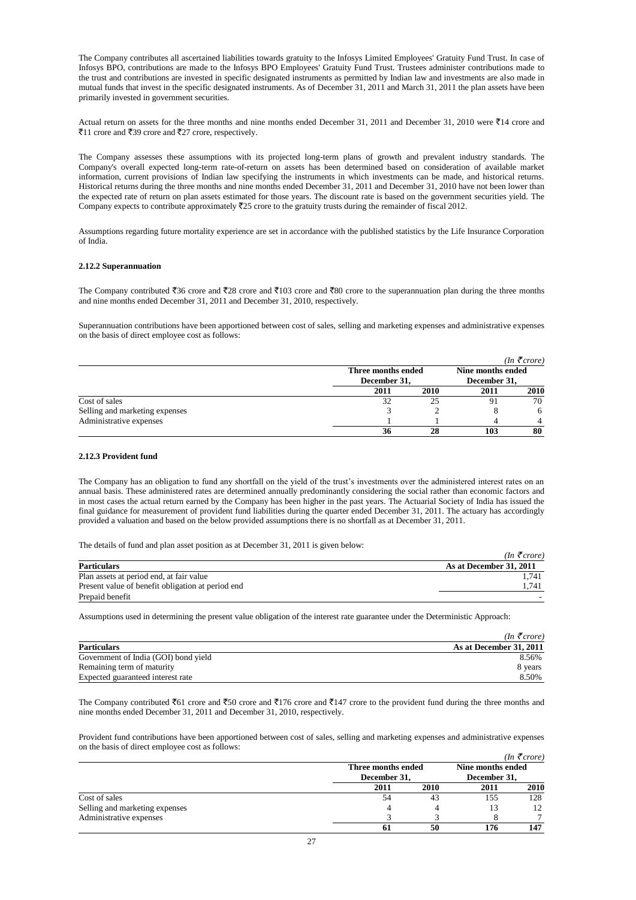The Company contributes all ascertained liabilities towards gratuity to the Infosys Limited Employees' Gratuity Fund Trust. In case of Infosys BPO, contributions are made to the Infosys BPO Employees' Gratuity Fund Trust. Trustees administer contributions made to the trust and contributions are invested in specific designated instruments as permitted by Indian law and investments are also made in mutual funds that invest in the specific designated instruments. As of December 31, 2011 and March 31, 2011 the plan assets have been primarily invested in government securities.

Actual return on assets for the three months and nine months ended December 31, 2011 and December 31, 2010 were ₹14 crore and ₹11 crore and ₹39 crore and ₹27 crore, respectively.

The Company assesses these assumptions with its projected long-term plans of growth and prevalent industry standards. The Company's overall expected long-term rate-of-return on assets has been determined based on consideration of available market information, current provisions of Indian law specifying the instruments in which investments can be made, and historical returns. Historical returns during the three months and nine months ended December 31, 2011 and December 31, 2010 have not been lower than the expected rate of return on plan assets estimated for those years. The discount rate is based on the government securities yield. The Company expects to contribute approximately ₹25 crore to the gratuity trusts during the remainder of fiscal 2012.

Assumptions regarding future mortality experience are set in accordance with the published statistics by the Life Insurance Corporation of India.

#### 2.12.2 Superannuation

The Company contributed ₹36 crore and ₹28 crore and ₹103 crore and ₹80 crore to the superannuation plan during the three months and nine months ended December 31, 2011 and December 31, 2010, respectively.

Superannuation contributions have been apportioned between cost of sales, selling and marketing expenses and administrative expenses on the basis of direct employee cost as follows:

*(In ₹crore)*

| | Three months ended December 31, | | Nine months ended December 31, | |
|---|---|---|---|---|
| | **2011** | **2010** | **2011** | **2010** |
| Cost of sales | 32 | 25 | 91 | 70 |
| Selling and marketing expenses | 3 | 2 | 8 | 6 |
| Administrative expenses | 1 | 1 | 4 | 4 |
| | **36** | **28** | **103** | **80** |

#### 2.12.3 Provident fund

The Company has an obligation to fund any shortfall on the yield of the trust's investments over the administered interest rates on an annual basis. These administered rates are determined annually predominantly considering the social rather than economic factors and in most cases the actual return earned by the Company has been higher in the past years. The Actuarial Society of India has issued the final guidance for measurement of provident fund liabilities during the quarter ended December 31, 2011. The actuary has accordingly provided a valuation and based on the below provided assumptions there is no shortfall as at December 31, 2011.

The details of fund and plan asset position as at December 31, 2011 is given below:

*(In ₹crore)*

| Particulars | As at December 31, 2011 |
|---|---|
| Plan assets at period end, at fair value | 1,741 |
| Present value of benefit obligation at period end | 1,741 |
| Prepaid benefit | - |

Assumptions used in determining the present value obligation of the interest rate guarantee under the Deterministic Approach:

*(In ₹crore)*

| Particulars | As at December 31, 2011 |
|---|---|
| Government of India (GOI) bond yield | 8.56% |
| Remaining term of maturity | 8 years |
| Expected guaranteed interest rate | 8.50% |

The Company contributed ₹61 crore and ₹50 crore and ₹176 crore and ₹147 crore to the provident fund during the three months and nine months ended December 31, 2011 and December 31, 2010, respectively.

Provident fund contributions have been apportioned between cost of sales, selling and marketing expenses and administrative expenses on the basis of direct employee cost as follows:

*(In ₹crore)*

| | Three months ended December 31, | | Nine months ended December 31, | |
|---|---|---|---|---|
| | **2011** | **2010** | **2011** | **2010** |
| Cost of sales | 54 | 43 | 155 | 128 |
| Selling and marketing expenses | 4 | 4 | 13 | 12 |
| Administrative expenses | 3 | 3 | 8 | 7 |
| | **61** | **50** | **176** | **147** |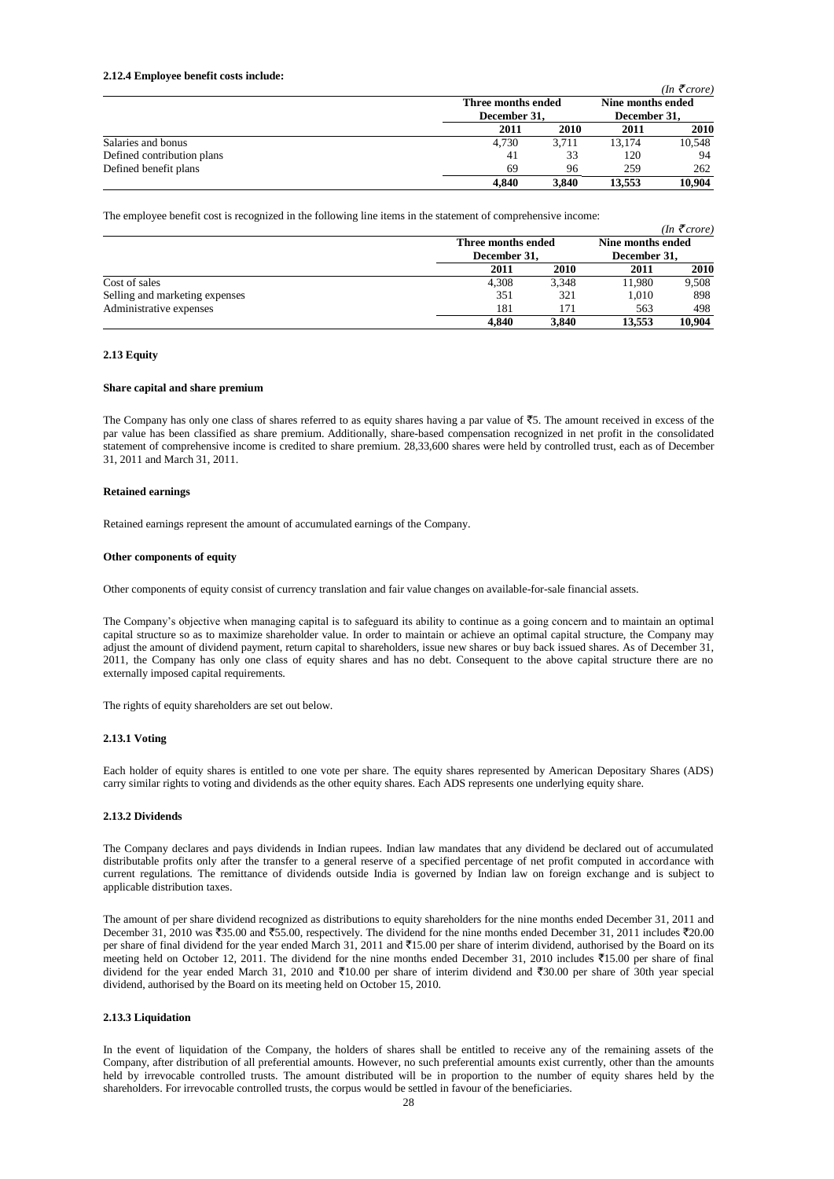**2.12.4 Employee benefit costs include:**

*(In ₹crore)*

| | Three months ended December 31, | | Nine months ended December 31, | |
|---|---|---|---|---|
| | **2011** | **2010** | **2011** | **2010** |
| Salaries and bonus | 4,730 | 3,711 | 13,174 | 10,548 |
| Defined contribution plans | 41 | 33 | 120 | 94 |
| Defined benefit plans | 69 | 96 | 259 | 262 |
| | **4,840** | **3,840** | **13,553** | **10,904** |

The employee benefit cost is recognized in the following line items in the statement of comprehensive income:

*(In ₹crore)*

| | Three months ended December 31, | | Nine months ended December 31, | |
|---|---|---|---|---|
| | **2011** | **2010** | **2011** | **2010** |
| Cost of sales | 4,308 | 3,348 | 11,980 | 9,508 |
| Selling and marketing expenses | 351 | 321 | 1,010 | 898 |
| Administrative expenses | 181 | 171 | 563 | 498 |
| | **4,840** | **3,840** | **13,553** | **10,904** |

**2.13 Equity**

**Share capital and share premium**

The Company has only one class of shares referred to as equity shares having a par value of ₹5. The amount received in excess of the par value has been classified as share premium. Additionally, share-based compensation recognized in net profit in the consolidated statement of comprehensive income is credited to share premium. 28,33,600 shares were held by controlled trust, each as of December 31, 2011 and March 31, 2011.

**Retained earnings**

Retained earnings represent the amount of accumulated earnings of the Company.

**Other components of equity**

Other components of equity consist of currency translation and fair value changes on available-for-sale financial assets.

The Company's objective when managing capital is to safeguard its ability to continue as a going concern and to maintain an optimal capital structure so as to maximize shareholder value. In order to maintain or achieve an optimal capital structure, the Company may adjust the amount of dividend payment, return capital to shareholders, issue new shares or buy back issued shares. As of December 31, 2011, the Company has only one class of equity shares and has no debt. Consequent to the above capital structure there are no externally imposed capital requirements.

The rights of equity shareholders are set out below.

**2.13.1 Voting**

Each holder of equity shares is entitled to one vote per share. The equity shares represented by American Depositary Shares (ADS) carry similar rights to voting and dividends as the other equity shares. Each ADS represents one underlying equity share.

**2.13.2 Dividends**

The Company declares and pays dividends in Indian rupees. Indian law mandates that any dividend be declared out of accumulated distributable profits only after the transfer to a general reserve of a specified percentage of net profit computed in accordance with current regulations. The remittance of dividends outside India is governed by Indian law on foreign exchange and is subject to applicable distribution taxes.

The amount of per share dividend recognized as distributions to equity shareholders for the nine months ended December 31, 2011 and December 31, 2010 was ₹35.00 and ₹55.00, respectively. The dividend for the nine months ended December 31, 2011 includes ₹20.00 per share of final dividend for the year ended March 31, 2011 and ₹15.00 per share of interim dividend, authorised by the Board on its meeting held on October 12, 2011. The dividend for the nine months ended December 31, 2010 includes ₹15.00 per share of final dividend for the year ended March 31, 2010 and ₹10.00 per share of interim dividend and ₹30.00 per share of 30th year special dividend, authorised by the Board on its meeting held on October 15, 2010.

**2.13.3 Liquidation**

In the event of liquidation of the Company, the holders of shares shall be entitled to receive any of the remaining assets of the Company, after distribution of all preferential amounts. However, no such preferential amounts exist currently, other than the amounts held by irrevocable controlled trusts. The amount distributed will be in proportion to the number of equity shares held by the shareholders. For irrevocable controlled trusts, the corpus would be settled in favour of the beneficiaries.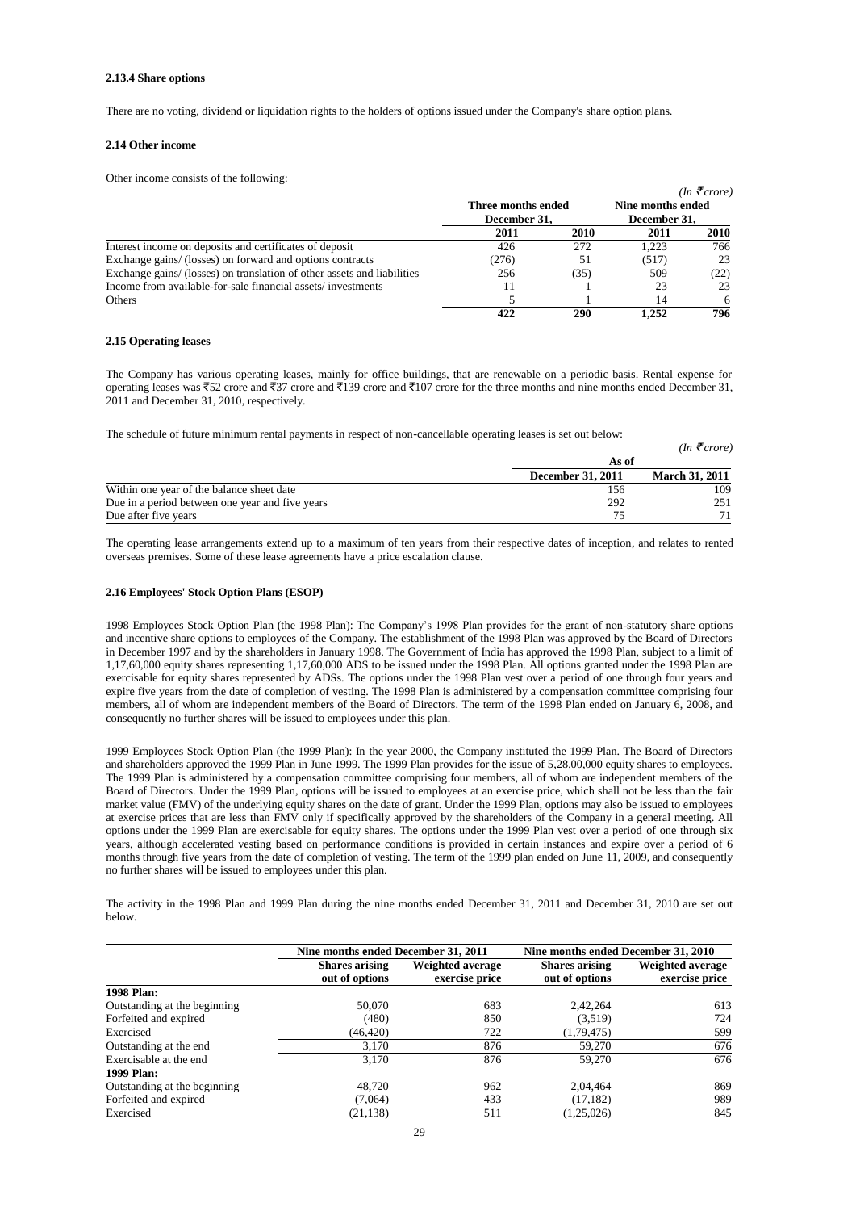#### 2.13.4 Share options

There are no voting, dividend or liquidation rights to the holders of options issued under the Company's share option plans.

### 2.14 Other income

Other income consists of the following:

*(In ₹crore)*

| | Three months ended December 31, | | Nine months ended December 31, | |
|---|---|---|---|---|
| | **2011** | **2010** | **2011** | **2010** |
| Interest income on deposits and certificates of deposit | 426 | 272 | 1,223 | 766 |
| Exchange gains/ (losses) on forward and options contracts | (276) | 51 | (517) | 23 |
| Exchange gains/ (losses) on translation of other assets and liabilities | 256 | (35) | 509 | (22) |
| Income from available-for-sale financial assets/ investments | 11 | 1 | 23 | 23 |
| Others | 5 | 1 | 14 | 6 |
| | **422** | **290** | **1,252** | **796** |

### 2.15 Operating leases

The Company has various operating leases, mainly for office buildings, that are renewable on a periodic basis. Rental expense for operating leases was ₹52 crore and ₹37 crore and ₹139 crore and ₹107 crore for the three months and nine months ended December 31, 2011 and December 31, 2010, respectively.

The schedule of future minimum rental payments in respect of non-cancellable operating leases is set out below:

*(In ₹crore)*

| | As of | |
|---|---|---|
| | **December 31, 2011** | **March 31, 2011** |
| Within one year of the balance sheet date | 156 | 109 |
| Due in a period between one year and five years | 292 | 251 |
| Due after five years | 75 | 71 |

The operating lease arrangements extend up to a maximum of ten years from their respective dates of inception, and relates to rented overseas premises. Some of these lease agreements have a price escalation clause.

### 2.16 Employees' Stock Option Plans (ESOP)

1998 Employees Stock Option Plan (the 1998 Plan): The Company's 1998 Plan provides for the grant of non-statutory share options and incentive share options to employees of the Company. The establishment of the 1998 Plan was approved by the Board of Directors in December 1997 and by the shareholders in January 1998. The Government of India has approved the 1998 Plan, subject to a limit of 1,17,60,000 equity shares representing 1,17,60,000 ADS to be issued under the 1998 Plan. All options granted under the 1998 Plan are exercisable for equity shares represented by ADSs. The options under the 1998 Plan vest over a period of one through four years and expire five years from the date of completion of vesting. The 1998 Plan is administered by a compensation committee comprising four members, all of whom are independent members of the Board of Directors. The term of the 1998 Plan ended on January 6, 2008, and consequently no further shares will be issued to employees under this plan.

1999 Employees Stock Option Plan (the 1999 Plan): In the year 2000, the Company instituted the 1999 Plan. The Board of Directors and shareholders approved the 1999 Plan in June 1999. The 1999 Plan provides for the issue of 5,28,00,000 equity shares to employees. The 1999 Plan is administered by a compensation committee comprising four members, all of whom are independent members of the Board of Directors. Under the 1999 Plan, options will be issued to employees at an exercise price, which shall not be less than the fair market value (FMV) of the underlying equity shares on the date of grant. Under the 1999 Plan, options may also be issued to employees at exercise prices that are less than FMV only if specifically approved by the shareholders of the Company in a general meeting. All options under the 1999 Plan are exercisable for equity shares. The options under the 1999 Plan vest over a period of one through six years, although accelerated vesting based on performance conditions is provided in certain instances and expire over a period of 6 months through five years from the date of completion of vesting. The term of the 1999 plan ended on June 11, 2009, and consequently no further shares will be issued to employees under this plan.

The activity in the 1998 Plan and 1999 Plan during the nine months ended December 31, 2011 and December 31, 2010 are set out below.

| | Nine months ended December 31, 2011 | | Nine months ended December 31, 2010 | |
|---|---|---|---|---|
| | **Shares arising out of options** | **Weighted average exercise price** | **Shares arising out of options** | **Weighted average exercise price** |
| **1998 Plan:** | | | | |
| Outstanding at the beginning | 50,070 | 683 | 2,42,264 | 613 |
| Forfeited and expired | (480) | 850 | (3,519) | 724 |
| Exercised | (46,420) | 722 | (1,79,475) | 599 |
| Outstanding at the end | 3,170 | 876 | 59,270 | 676 |
| Exercisable at the end | 3,170 | 876 | 59,270 | 676 |
| **1999 Plan:** | | | | |
| Outstanding at the beginning | 48,720 | 962 | 2,04,464 | 869 |
| Forfeited and expired | (7,064) | 433 | (17,182) | 989 |
| Exercised | (21,138) | 511 | (1,25,026) | 845 |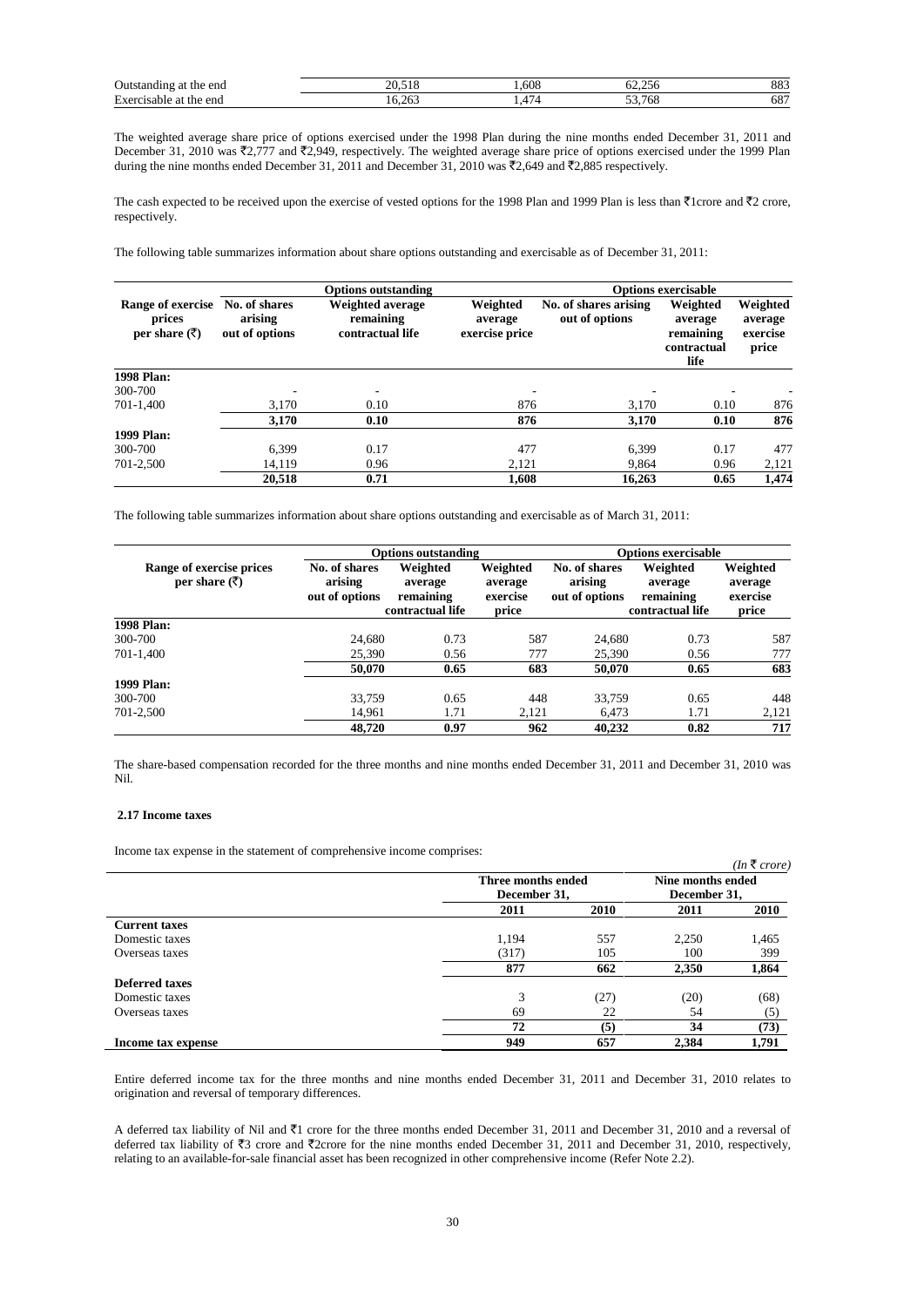| | | | | |
|---|---|---|---|---|
| Outstanding at the end | 20,518 | 1,608 | 62,256 | 883 |
| Exercisable at the end | 16,263 | 1,474 | 53,768 | 687 |

The weighted average share price of options exercised under the 1998 Plan during the nine months ended December 31, 2011 and December 31, 2010 was ₹2,777 and ₹2,949, respectively. The weighted average share price of options exercised under the 1999 Plan during the nine months ended December 31, 2011 and December 31, 2010 was ₹2,649 and ₹2,885 respectively.

The cash expected to be received upon the exercise of vested options for the 1998 Plan and 1999 Plan is less than ₹1crore and ₹2 crore, respectively.

The following table summarizes information about share options outstanding and exercisable as of December 31, 2011:

| | Options outstanding | | | Options exercisable | | |
|---|---|---|---|---|---|---|
| Range of exercise prices per share (₹) | No. of shares arising out of options | Weighted average remaining contractual life | Weighted average exercise price | No. of shares arising out of options | Weighted average remaining contractual life | Weighted average exercise price |
| **1998 Plan:** | | | | | | |
| 300-700 | - | - | - | - | - | - |
| 701-1,400 | 3,170 | 0.10 | 876 | 3,170 | 0.10 | 876 |
| | **3,170** | **0.10** | **876** | **3,170** | **0.10** | **876** |
| **1999 Plan:** | | | | | | |
| 300-700 | 6,399 | 0.17 | 477 | 6,399 | 0.17 | 477 |
| 701-2,500 | 14,119 | 0.96 | 2,121 | 9,864 | 0.96 | 2,121 |
| | **20,518** | **0.71** | **1,608** | **16,263** | **0.65** | **1,474** |

The following table summarizes information about share options outstanding and exercisable as of March 31, 2011:

| | Options outstanding | | | Options exercisable | | |
|---|---|---|---|---|---|---|
| Range of exercise prices per share (₹) | No. of shares arising out of options | Weighted average remaining contractual life | Weighted average exercise price | No. of shares arising out of options | Weighted average remaining contractual life | Weighted average exercise price |
| **1998 Plan:** | | | | | | |
| 300-700 | 24,680 | 0.73 | 587 | 24,680 | 0.73 | 587 |
| 701-1,400 | 25,390 | 0.56 | 777 | 25,390 | 0.56 | 777 |
| | **50,070** | **0.65** | **683** | **50,070** | **0.65** | **683** |
| **1999 Plan:** | | | | | | |
| 300-700 | 33,759 | 0.65 | 448 | 33,759 | 0.65 | 448 |
| 701-2,500 | 14,961 | 1.71 | 2,121 | 6,473 | 1.71 | 2,121 |
| | **48,720** | **0.97** | **962** | **40,232** | **0.82** | **717** |

The share-based compensation recorded for the three months and nine months ended December 31, 2011 and December 31, 2010 was Nil.

### 2.17 Income taxes

Income tax expense in the statement of comprehensive income comprises:

*(In ₹ crore)*

| | Three months ended December 31, | | Nine months ended December 31, | |
|---|---|---|---|---|
| | **2011** | **2010** | **2011** | **2010** |
| **Current taxes** | | | | |
| Domestic taxes | 1,194 | 557 | 2,250 | 1,465 |
| Overseas taxes | (317) | 105 | 100 | 399 |
| | **877** | **662** | **2,350** | **1,864** |
| **Deferred taxes** | | | | |
| Domestic taxes | 3 | (27) | (20) | (68) |
| Overseas taxes | 69 | 22 | 54 | (5) |
| | **72** | **(5)** | **34** | **(73)** |
| **Income tax expense** | **949** | **657** | **2,384** | **1,791** |

Entire deferred income tax for the three months and nine months ended December 31, 2011 and December 31, 2010 relates to origination and reversal of temporary differences.

A deferred tax liability of Nil and ₹1 crore for the three months ended December 31, 2011 and December 31, 2010 and a reversal of deferred tax liability of ₹3 crore and ₹2crore for the nine months ended December 31, 2011 and December 31, 2010, respectively, relating to an available-for-sale financial asset has been recognized in other comprehensive income (Refer Note 2.2).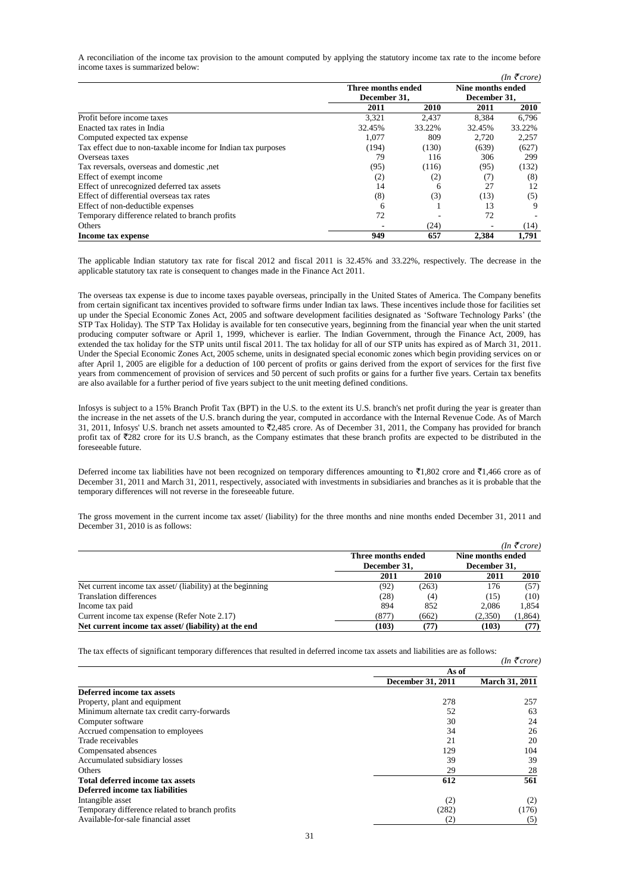A reconciliation of the income tax provision to the amount computed by applying the statutory income tax rate to the income before income taxes is summarized below:

*(In ₹crore)*

| | Three months ended December 31, | | Nine months ended December 31, | |
|---|---|---|---|---|
| | 2011 | 2010 | 2011 | 2010 |
| Profit before income taxes | 3,321 | 2,437 | 8,384 | 6,796 |
| Enacted tax rates in India | 32.45% | 33.22% | 32.45% | 33.22% |
| Computed expected tax expense | 1,077 | 809 | 2,720 | 2,257 |
| Tax effect due to non-taxable income for Indian tax purposes | (194) | (130) | (639) | (627) |
| Overseas taxes | 79 | 116 | 306 | 299 |
| Tax reversals, overseas and domestic ,net | (95) | (116) | (95) | (132) |
| Effect of exempt income | (2) | (2) | (7) | (8) |
| Effect of unrecognized deferred tax assets | 14 | 6 | 27 | 12 |
| Effect of differential overseas tax rates | (8) | (3) | (13) | (5) |
| Effect of non-deductible expenses | 6 | 1 | 13 | 9 |
| Temporary difference related to branch profits | 72 | - | 72 | - |
| Others | - | (24) | - | (14) |
| **Income tax expense** | **949** | **657** | **2,384** | **1,791** |

The applicable Indian statutory tax rate for fiscal 2012 and fiscal 2011 is 32.45% and 33.22%, respectively. The decrease in the applicable statutory tax rate is consequent to changes made in the Finance Act 2011.

The overseas tax expense is due to income taxes payable overseas, principally in the United States of America. The Company benefits from certain significant tax incentives provided to software firms under Indian tax laws. These incentives include those for facilities set up under the Special Economic Zones Act, 2005 and software development facilities designated as 'Software Technology Parks' (the STP Tax Holiday). The STP Tax Holiday is available for ten consecutive years, beginning from the financial year when the unit started producing computer software or April 1, 1999, whichever is earlier. The Indian Government, through the Finance Act, 2009, has extended the tax holiday for the STP units until fiscal 2011. The tax holiday for all of our STP units has expired as of March 31, 2011. Under the Special Economic Zones Act, 2005 scheme, units in designated special economic zones which begin providing services on or after April 1, 2005 are eligible for a deduction of 100 percent of profits or gains derived from the export of services for the first five years from commencement of provision of services and 50 percent of such profits or gains for a further five years. Certain tax benefits are also available for a further period of five years subject to the unit meeting defined conditions.

Infosys is subject to a 15% Branch Profit Tax (BPT) in the U.S. to the extent its U.S. branch's net profit during the year is greater than the increase in the net assets of the U.S. branch during the year, computed in accordance with the Internal Revenue Code. As of March 31, 2011, Infosys' U.S. branch net assets amounted to ₹2,485 crore. As of December 31, 2011, the Company has provided for branch profit tax of ₹282 crore for its U.S branch, as the Company estimates that these branch profits are expected to be distributed in the foreseeable future.

Deferred income tax liabilities have not been recognized on temporary differences amounting to ₹1,802 crore and ₹1,466 crore as of December 31, 2011 and March 31, 2011, respectively, associated with investments in subsidiaries and branches as it is probable that the temporary differences will not reverse in the foreseeable future.

The gross movement in the current income tax asset/ (liability) for the three months and nine months ended December 31, 2011 and December 31, 2010 is as follows:

*(In ₹crore)*

| | Three months ended December 31, | | Nine months ended December 31, | |
|---|---|---|---|---|
| | 2011 | 2010 | 2011 | 2010 |
| Net current income tax asset/ (liability) at the beginning | (92) | (263) | 176 | (57) |
| Translation differences | (28) | (4) | (15) | (10) |
| Income tax paid | 894 | 852 | 2,086 | 1,854 |
| Current income tax expense (Refer Note 2.17) | (877) | (662) | (2,350) | (1,864) |
| **Net current income tax asset/ (liability) at the end** | **(103)** | **(77)** | **(103)** | **(77)** |

The tax effects of significant temporary differences that resulted in deferred income tax assets and liabilities are as follows:

*(In ₹crore)*

| | As of | |
|---|---|---|
| | **December 31, 2011** | **March 31, 2011** |
| **Deferred income tax assets** | | |
| Property, plant and equipment | 278 | 257 |
| Minimum alternate tax credit carry-forwards | 52 | 63 |
| Computer software | 30 | 24 |
| Accrued compensation to employees | 34 | 26 |
| Trade receivables | 21 | 20 |
| Compensated absences | 129 | 104 |
| Accumulated subsidiary losses | 39 | 39 |
| Others | 29 | 28 |
| **Total deferred income tax assets** | **612** | **561** |
| **Deferred income tax liabilities** | | |
| Intangible asset | (2) | (2) |
| Temporary difference related to branch profits | (282) | (176) |
| Available-for-sale financial asset | (2) | (5) |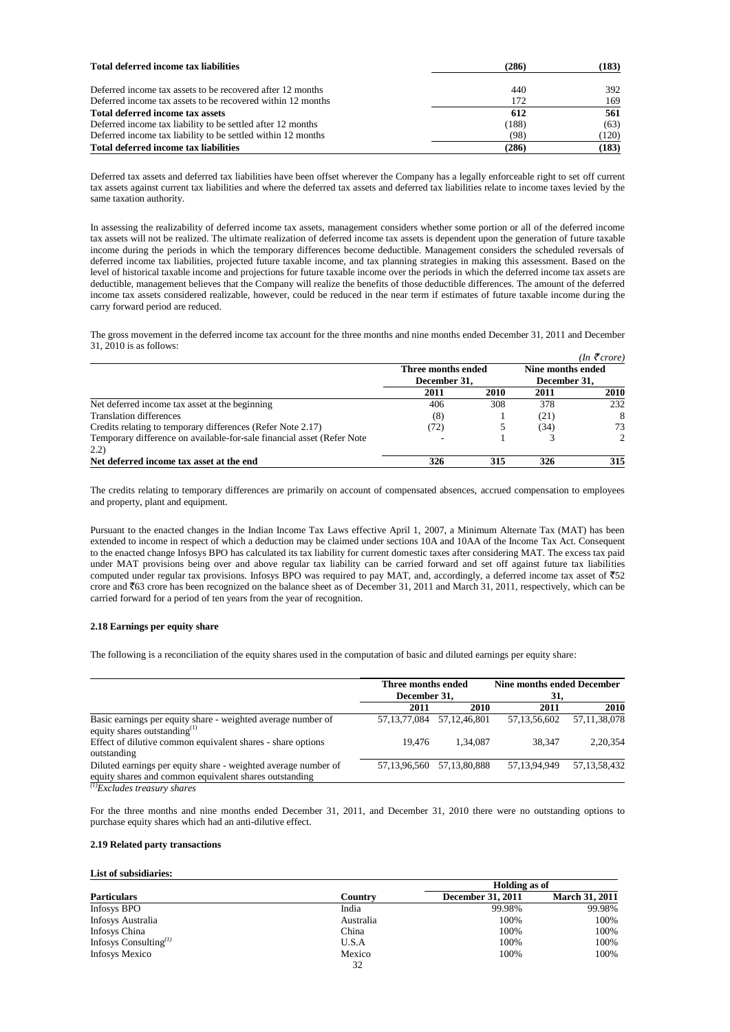| | | |
|---|---|---|
| **Total deferred income tax liabilities** | **(286)** | **(183)** |
| Deferred income tax assets to be recovered after 12 months | 440 | 392 |
| Deferred income tax assets to be recovered within 12 months | 172 | 169 |
| **Total deferred income tax assets** | **612** | **561** |
| Deferred income tax liability to be settled after 12 months | (188) | (63) |
| Deferred income tax liability to be settled within 12 months | (98) | (120) |
| **Total deferred income tax liabilities** | **(286)** | **(183)** |

Deferred tax assets and deferred tax liabilities have been offset wherever the Company has a legally enforceable right to set off current tax assets against current tax liabilities and where the deferred tax assets and deferred tax liabilities relate to income taxes levied by the same taxation authority.

In assessing the realizability of deferred income tax assets, management considers whether some portion or all of the deferred income tax assets will not be realized. The ultimate realization of deferred income tax assets is dependent upon the generation of future taxable income during the periods in which the temporary differences become deductible. Management considers the scheduled reversals of deferred income tax liabilities, projected future taxable income, and tax planning strategies in making this assessment. Based on the level of historical taxable income and projections for future taxable income over the periods in which the deferred income tax assets are deductible, management believes that the Company will realize the benefits of those deductible differences. The amount of the deferred income tax assets considered realizable, however, could be reduced in the near term if estimates of future taxable income during the carry forward period are reduced.

The gross movement in the deferred income tax account for the three months and nine months ended December 31, 2011 and December 31, 2010 is as follows:

*(In ₹ crore)*

| | Three months ended December 31, | | Nine months ended December 31, | |
|---|---|---|---|---|
| | **2011** | **2010** | **2011** | **2010** |
| Net deferred income tax asset at the beginning | 406 | 308 | 378 | 232 |
| Translation differences | (8) | 1 | (21) | 8 |
| Credits relating to temporary differences (Refer Note 2.17) | (72) | 5 | (34) | 73 |
| Temporary difference on available-for-sale financial asset (Refer Note 2.2) | - | 1 | 3 | 2 |
| **Net deferred income tax asset at the end** | **326** | **315** | **326** | **315** |

The credits relating to temporary differences are primarily on account of compensated absences, accrued compensation to employees and property, plant and equipment.

Pursuant to the enacted changes in the Indian Income Tax Laws effective April 1, 2007, a Minimum Alternate Tax (MAT) has been extended to income in respect of which a deduction may be claimed under sections 10A and 10AA of the Income Tax Act. Consequent to the enacted change Infosys BPO has calculated its tax liability for current domestic taxes after considering MAT. The excess tax paid under MAT provisions being over and above regular tax liability can be carried forward and set off against future tax liabilities computed under regular tax provisions. Infosys BPO was required to pay MAT, and, accordingly, a deferred income tax asset of ₹52 crore and ₹63 crore has been recognized on the balance sheet as of December 31, 2011 and March 31, 2011, respectively, which can be carried forward for a period of ten years from the year of recognition.

### 2.18 Earnings per equity share

The following is a reconciliation of the equity shares used in the computation of basic and diluted earnings per equity share:

| | Three months ended December 31, | | Nine months ended December 31, | |
|---|---|---|---|---|
| | **2011** | **2010** | **2011** | **2010** |
| Basic earnings per equity share - weighted average number of equity shares outstanding[(1)] | 57,13,77,084 | 57,12,46,801 | 57,13,56,602 | 57,11,38,078 |
| Effect of dilutive common equivalent shares - share options outstanding | 19,476 | 1,34,087 | 38,347 | 2,20,354 |
| Diluted earnings per equity share - weighted average number of equity shares and common equivalent shares outstanding | 57,13,96,560 | 57,13,80,888 | 57,13,94,949 | 57,13,58,432 |

*[(1)] Excludes treasury shares*

For the three months and nine months ended December 31, 2011, and December 31, 2010 there were no outstanding options to purchase equity shares which had an anti-dilutive effect.

### 2.19 Related party transactions

**List of subsidiaries:**

| | | Holding as of | |
|---|---|---|---|
| **Particulars** | **Country** | **December 31, 2011** | **March 31, 2011** |
| Infosys BPO | India | 99.98% | 99.98% |
| Infosys Australia | Australia | 100% | 100% |
| Infosys China | China | 100% | 100% |
| Infosys Consulting[(1)] | U.S.A | 100% | 100% |
| Infosys Mexico | Mexico | 100% | 100% |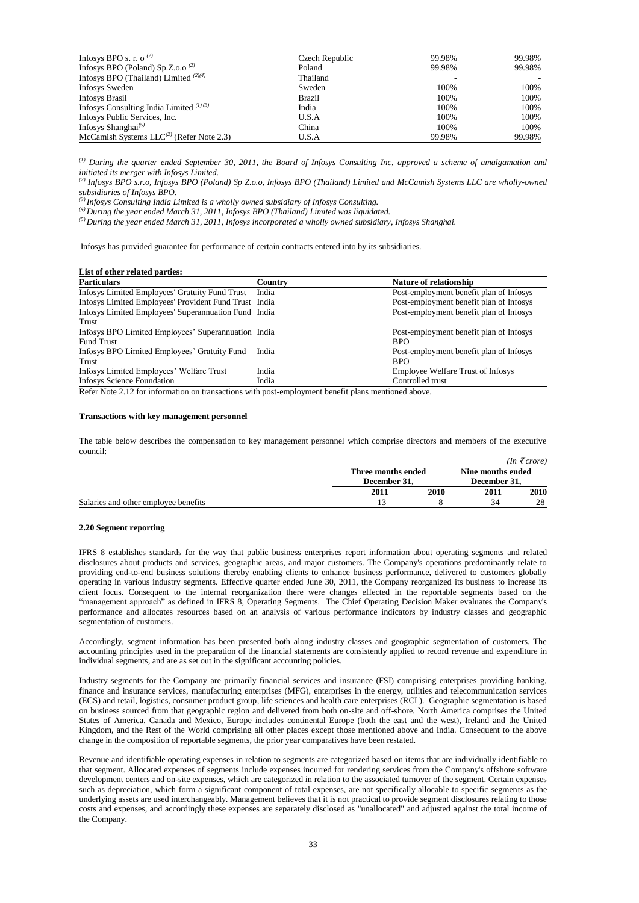| | | | |
|---|---|---|---|
| Infosys BPO s. r. o [(2)] | Czech Republic | 99.98% | 99.98% |
| Infosys BPO (Poland) Sp.Z.o.o [(2)] | Poland | 99.98% | 99.98% |
| Infosys BPO (Thailand) Limited [(2)(4)] | Thailand | - | - |
| Infosys Sweden | Sweden | 100% | 100% |
| Infosys Brasil | Brazil | 100% | 100% |
| Infosys Consulting India Limited [(1)(3)] | India | 100% | 100% |
| Infosys Public Services, Inc. | U.S.A | 100% | 100% |
| Infosys Shanghai[(5)] | China | 100% | 100% |
| McCamish Systems LLC[(2)] (Refer Note 2.3) | U.S.A | 99.98% | 99.98% |

*[(1)] During the quarter ended September 30, 2011, the Board of Infosys Consulting Inc, approved a scheme of amalgamation and initiated its merger with Infosys Limited.*
*[(2)] Infosys BPO s.r.o, Infosys BPO (Poland) Sp Z.o.o, Infosys BPO (Thailand) Limited and McCamish Systems LLC are wholly-owned subsidiaries of Infosys BPO.*
*[(3)] Infosys Consulting India Limited is a wholly owned subsidiary of Infosys Consulting.*
*[(4)] During the year ended March 31, 2011, Infosys BPO (Thailand) Limited was liquidated.*
*[(5)] During the year ended March 31, 2011, Infosys incorporated a wholly owned subsidiary, Infosys Shanghai.*

Infosys has provided guarantee for performance of certain contracts entered into by its subsidiaries.

**List of other related parties:**

| Particulars | Country | Nature of relationship |
|---|---|---|
| Infosys Limited Employees' Gratuity Fund Trust | India | Post-employment benefit plan of Infosys |
| Infosys Limited Employees' Provident Fund Trust | India | Post-employment benefit plan of Infosys |
| Infosys Limited Employees' Superannuation Fund Trust | India | Post-employment benefit plan of Infosys |
| Infosys BPO Limited Employees' Superannuation Fund Trust | India | Post-employment benefit plan of Infosys BPO |
| Infosys BPO Limited Employees' Gratuity Fund Trust | India | Post-employment benefit plan of Infosys BPO |
| Infosys Limited Employees' Welfare Trust | India | Employee Welfare Trust of Infosys |
| Infosys Science Foundation | India | Controlled trust |

Refer Note 2.12 for information on transactions with post-employment benefit plans mentioned above.

**Transactions with key management personnel**

The table below describes the compensation to key management personnel which comprise directors and members of the executive council:

*(In ₹ crore)*

| | Three months ended December 31, | | Nine months ended December 31, | |
|---|---|---|---|---|
| | 2011 | 2010 | 2011 | 2010 |
| Salaries and other employee benefits | 13 | 8 | 34 | 28 |

**2.20 Segment reporting**

IFRS 8 establishes standards for the way that public business enterprises report information about operating segments and related disclosures about products and services, geographic areas, and major customers. The Company's operations predominantly relate to providing end-to-end business solutions thereby enabling clients to enhance business performance, delivered to customers globally operating in various industry segments. Effective quarter ended June 30, 2011, the Company reorganized its business to increase its client focus. Consequent to the internal reorganization there were changes effected in the reportable segments based on the "management approach" as defined in IFRS 8, Operating Segments. The Chief Operating Decision Maker evaluates the Company's performance and allocates resources based on an analysis of various performance indicators by industry classes and geographic segmentation of customers.

Accordingly, segment information has been presented both along industry classes and geographic segmentation of customers. The accounting principles used in the preparation of the financial statements are consistently applied to record revenue and expenditure in individual segments, and are as set out in the significant accounting policies.

Industry segments for the Company are primarily financial services and insurance (FSI) comprising enterprises providing banking, finance and insurance services, manufacturing enterprises (MFG), enterprises in the energy, utilities and telecommunication services (ECS) and retail, logistics, consumer product group, life sciences and health care enterprises (RCL). Geographic segmentation is based on business sourced from that geographic region and delivered from both on-site and off-shore. North America comprises the United States of America, Canada and Mexico, Europe includes continental Europe (both the east and the west), Ireland and the United Kingdom, and the Rest of the World comprising all other places except those mentioned above and India. Consequent to the above change in the composition of reportable segments, the prior year comparatives have been restated.

Revenue and identifiable operating expenses in relation to segments are categorized based on items that are individually identifiable to that segment. Allocated expenses of segments include expenses incurred for rendering services from the Company's offshore software development centers and on-site expenses, which are categorized in relation to the associated turnover of the segment. Certain expenses such as depreciation, which form a significant component of total expenses, are not specifically allocable to specific segments as the underlying assets are used interchangeably. Management believes that it is not practical to provide segment disclosures relating to those costs and expenses, and accordingly these expenses are separately disclosed as "unallocated" and adjusted against the total income of the Company.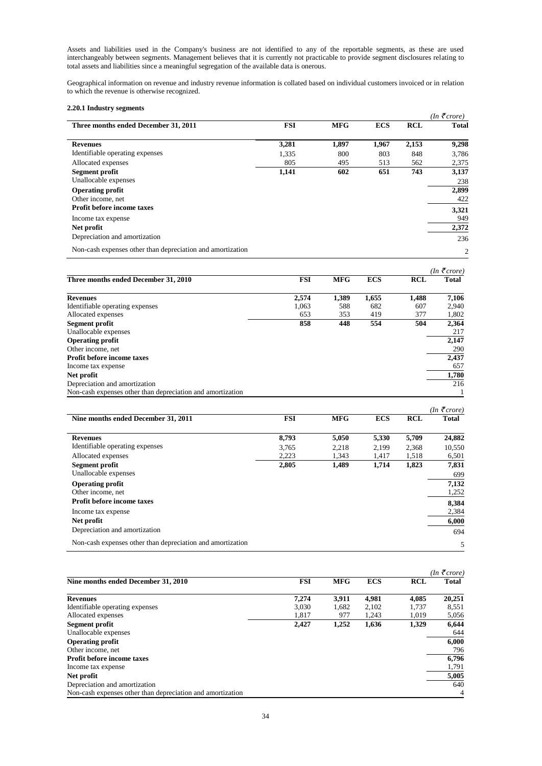Assets and liabilities used in the Company's business are not identified to any of the reportable segments, as these are used interchangeably between segments. Management believes that it is currently not practicable to provide segment disclosures relating to total assets and liabilities since a meaningful segregation of the available data is onerous.

Geographical information on revenue and industry revenue information is collated based on individual customers invoiced or in relation to which the revenue is otherwise recognized.

### 2.20.1 Industry segments

*(In ₹crore)*

| Three months ended December 31, 2011 | FSI | MFG | ECS | RCL | Total |
|---|---|---|---|---|---|
| **Revenues** | **3,281** | **1,897** | **1,967** | **2,153** | **9,298** |
| Identifiable operating expenses | 1,335 | 800 | 803 | 848 | 3,786 |
| Allocated expenses | 805 | 495 | 513 | 562 | 2,375 |
| **Segment profit** | **1,141** | **602** | **651** | **743** | **3,137** |
| Unallocable expenses | | | | | 238 |
| **Operating profit** | | | | | **2,899** |
| Other income, net | | | | | 422 |
| **Profit before income taxes** | | | | | **3,321** |
| Income tax expense | | | | | 949 |
| **Net profit** | | | | | **2,372** |
| Depreciation and amortization | | | | | 236 |
| Non-cash expenses other than depreciation and amortization | | | | | 2 |

*(In ₹crore)*

| Three months ended December 31, 2010 | FSI | MFG | ECS | RCL | Total |
|---|---|---|---|---|---|
| **Revenues** | **2,574** | **1,389** | **1,655** | **1,488** | **7,106** |
| Identifiable operating expenses | 1,063 | 588 | 682 | 607 | 2,940 |
| Allocated expenses | 653 | 353 | 419 | 377 | 1,802 |
| **Segment profit** | **858** | **448** | **554** | **504** | **2,364** |
| Unallocable expenses | | | | | 217 |
| **Operating profit** | | | | | **2,147** |
| Other income, net | | | | | 290 |
| **Profit before income taxes** | | | | | **2,437** |
| Income tax expense | | | | | 657 |
| **Net profit** | | | | | **1,780** |
| Depreciation and amortization | | | | | 216 |
| Non-cash expenses other than depreciation and amortization | | | | | 1 |

*(In ₹crore)*

| Nine months ended December 31, 2011 | FSI | MFG | ECS | RCL | Total |
|---|---|---|---|---|---|
| **Revenues** | **8,793** | **5,050** | **5,330** | **5,709** | **24,882** |
| Identifiable operating expenses | 3,765 | 2,218 | 2,199 | 2,368 | 10,550 |
| Allocated expenses | 2,223 | 1,343 | 1,417 | 1,518 | 6,501 |
| **Segment profit** | **2,805** | **1,489** | **1,714** | **1,823** | **7,831** |
| Unallocable expenses | | | | | 699 |
| **Operating profit** | | | | | **7,132** |
| Other income, net | | | | | 1,252 |
| **Profit before income taxes** | | | | | **8,384** |
| Income tax expense | | | | | 2,384 |
| **Net profit** | | | | | **6,000** |
| Depreciation and amortization | | | | | 694 |
| Non-cash expenses other than depreciation and amortization | | | | | 5 |

*(In ₹crore)*

| Nine months ended December 31, 2010 | FSI | MFG | ECS | RCL | Total |
|---|---|---|---|---|---|
| **Revenues** | **7,274** | **3,911** | **4,981** | **4,085** | **20,251** |
| Identifiable operating expenses | 3,030 | 1,682 | 2,102 | 1,737 | 8,551 |
| Allocated expenses | 1,817 | 977 | 1,243 | 1,019 | 5,056 |
| **Segment profit** | **2,427** | **1,252** | **1,636** | **1,329** | **6,644** |
| Unallocable expenses | | | | | 644 |
| **Operating profit** | | | | | **6,000** |
| Other income, net | | | | | 796 |
| **Profit before income taxes** | | | | | **6,796** |
| Income tax expense | | | | | 1,791 |
| **Net profit** | | | | | **5,005** |
| Depreciation and amortization | | | | | 640 |
| Non-cash expenses other than depreciation and amortization | | | | | 4 |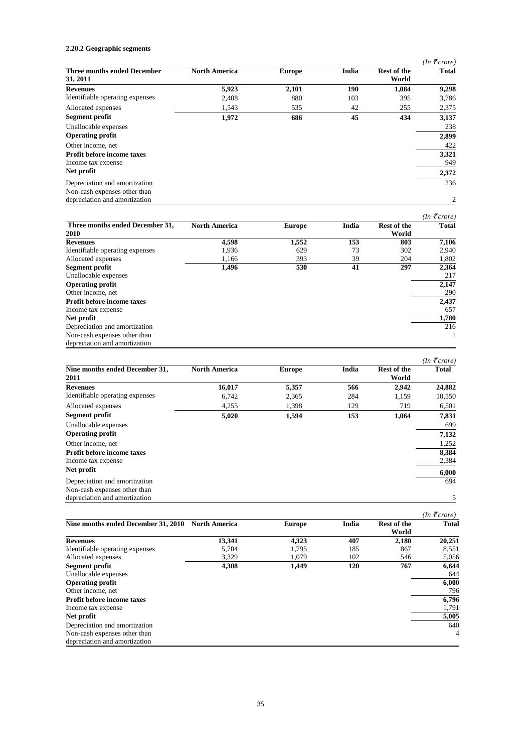### 2.20.2 Geographic segments

*(In ₹ crore)*

| Three months ended December 31, 2011 | North America | Europe | India | Rest of the World | Total |
|---|---|---|---|---|---|
| **Revenues** | **5,923** | **2,101** | **190** | **1,084** | **9,298** |
| Identifiable operating expenses | 2,408 | 880 | 103 | 395 | 3,786 |
| Allocated expenses | 1,543 | 535 | 42 | 255 | 2,375 |
| **Segment profit** | **1,972** | **686** | **45** | **434** | **3,137** |
| Unallocable expenses | | | | | 238 |
| **Operating profit** | | | | | **2,899** |
| Other income, net | | | | | 422 |
| **Profit before income taxes** | | | | | **3,321** |
| Income tax expense | | | | | 949 |
| **Net profit** | | | | | **2,372** |
| Depreciation and amortization | | | | | 236 |
| Non-cash expenses other than depreciation and amortization | | | | | 2 |

*(In ₹ crore)*

| Three months ended December 31, 2010 | North America | Europe | India | Rest of the World | Total |
|---|---|---|---|---|---|
| **Revenues** | **4,598** | **1,552** | **153** | **803** | **7,106** |
| Identifiable operating expenses | 1,936 | 629 | 73 | 302 | 2,940 |
| Allocated expenses | 1,166 | 393 | 39 | 204 | 1,802 |
| **Segment profit** | **1,496** | **530** | **41** | **297** | **2,364** |
| Unallocable expenses | | | | | 217 |
| **Operating profit** | | | | | **2,147** |
| Other income, net | | | | | 290 |
| **Profit before income taxes** | | | | | **2,437** |
| Income tax expense | | | | | 657 |
| **Net profit** | | | | | **1,780** |
| Depreciation and amortization | | | | | 216 |
| Non-cash expenses other than depreciation and amortization | | | | | 1 |

*(In ₹ crore)*

| Nine months ended December 31, 2011 | North America | Europe | India | Rest of the World | Total |
|---|---|---|---|---|---|
| **Revenues** | **16,017** | **5,357** | **566** | **2,942** | **24,882** |
| Identifiable operating expenses | 6,742 | 2,365 | 284 | 1,159 | 10,550 |
| Allocated expenses | 4,255 | 1,398 | 129 | 719 | 6,501 |
| **Segment profit** | **5,020** | **1,594** | **153** | **1,064** | **7,831** |
| Unallocable expenses | | | | | 699 |
| **Operating profit** | | | | | **7,132** |
| Other income, net | | | | | 1,252 |
| **Profit before income taxes** | | | | | **8,384** |
| Income tax expense | | | | | 2,384 |
| **Net profit** | | | | | **6,000** |
| Depreciation and amortization | | | | | 694 |
| Non-cash expenses other than depreciation and amortization | | | | | 5 |

*(In ₹ crore)*

| Nine months ended December 31, 2010 | North America | Europe | India | Rest of the World | Total |
|---|---|---|---|---|---|
| **Revenues** | **13,341** | **4,323** | **407** | **2,180** | **20,251** |
| Identifiable operating expenses | 5,704 | 1,795 | 185 | 867 | 8,551 |
| Allocated expenses | 3,329 | 1,079 | 102 | 546 | 5,056 |
| **Segment profit** | **4,308** | **1,449** | **120** | **767** | **6,644** |
| Unallocable expenses | | | | | 644 |
| **Operating profit** | | | | | **6,000** |
| Other income, net | | | | | 796 |
| **Profit before income taxes** | | | | | **6,796** |
| Income tax expense | | | | | 1,791 |
| **Net profit** | | | | | **5,005** |
| Depreciation and amortization | | | | | 640 |
| Non-cash expenses other than depreciation and amortization | | | | | 4 |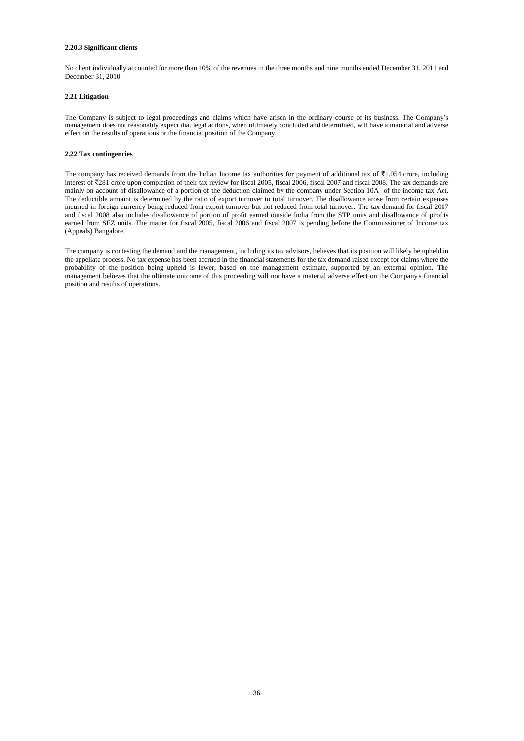### 2.20.3 Significant clients

No client individually accounted for more than 10% of the revenues in the three months and nine months ended December 31, 2011 and December 31, 2010.

### 2.21 Litigation

The Company is subject to legal proceedings and claims which have arisen in the ordinary course of its business. The Company's management does not reasonably expect that legal actions, when ultimately concluded and determined, will have a material and adverse effect on the results of operations or the financial position of the Company.

### 2.22 Tax contingencies

The company has received demands from the Indian Income tax authorities for payment of additional tax of ₹1,054 crore, including interest of ₹281 crore upon completion of their tax review for fiscal 2005, fiscal 2006, fiscal 2007 and fiscal 2008. The tax demands are mainly on account of disallowance of a portion of the deduction claimed by the company under Section 10A of the income tax Act. The deductible amount is determined by the ratio of export turnover to total turnover. The disallowance arose from certain expenses incurred in foreign currency being reduced from export turnover but not reduced from total turnover. The tax demand for fiscal 2007 and fiscal 2008 also includes disallowance of portion of profit earned outside India from the STP units and disallowance of profits earned from SEZ units. The matter for fiscal 2005, fiscal 2006 and fiscal 2007 is pending before the Commissioner of Income tax (Appeals) Bangalore.

The company is contesting the demand and the management, including its tax advisors, believes that its position will likely be upheld in the appellate process. No tax expense has been accrued in the financial statements for the tax demand raised except for claims where the probability of the position being upheld is lower, based on the management estimate, supported by an external opinion. The management believes that the ultimate outcome of this proceeding will not have a material adverse effect on the Company's financial position and results of operations.